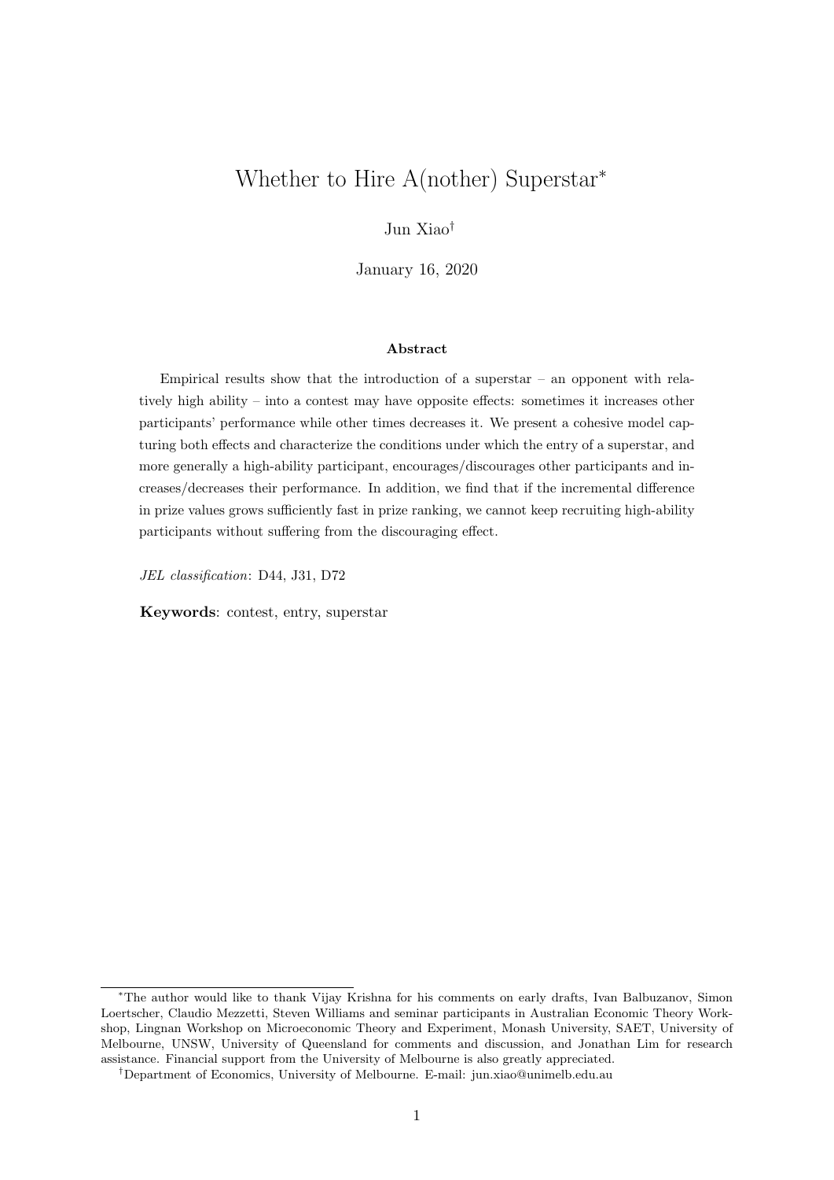# Whether to Hire A(nother) Superstar*

Jun Xiao†

January 16, 2020

### Abstract

Empirical results show that the introduction of a superstar – an opponent with relatively high ability – into a contest may have opposite effects: sometimes it increases other participants' performance while other times decreases it. We present a cohesive model capturing both effects and characterize the conditions under which the entry of a superstar, and more generally a high-ability participant, encourages/discourages other participants and increases/decreases their performance. In addition, we find that if the incremental difference in prize values grows sufficiently fast in prize ranking, we cannot keep recruiting high-ability participants without suffering from the discouraging effect.

*JEL classification*: D44, J31, D72

**Keywords**: contest, entry, superstar

---

*The author would like to thank Vijay Krishna for his comments on early drafts, Ivan Balbuzanov, Simon Loertscher, Claudio Mezzetti, Steven Williams and seminar participants in Australian Economic Theory Workshop, Lingnan Workshop on Microeconomic Theory and Experiment, Monash University, SAET, University of Melbourne, UNSW, University of Queensland for comments and discussion, and Jonathan Lim for research assistance. Financial support from the University of Melbourne is also greatly appreciated.

†Department of Economics, University of Melbourne. E-mail: jun.xiao@unimelb.edu.au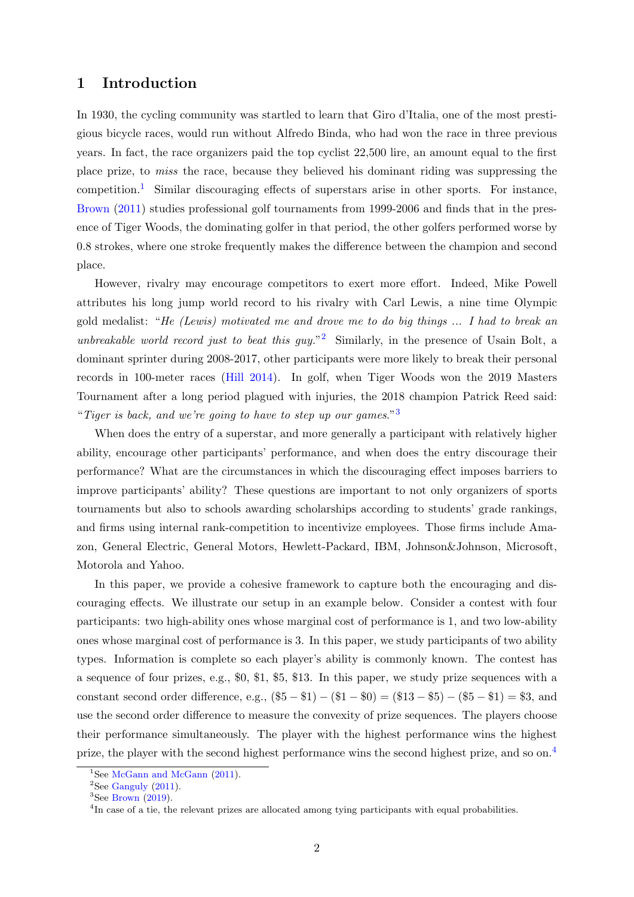## 1 Introduction

In 1930, the cycling community was startled to learn that Giro d'Italia, one of the most prestigious bicycle races, would run without Alfredo Binda, who had won the race in three previous years. In fact, the race organizers paid the top cyclist 22,500 lire, an amount equal to the first place prize, to *miss* the race, because they believed his dominant riding was suppressing the competition.[1] Similar discouraging effects of superstars arise in other sports. For instance, Brown (2011) studies professional golf tournaments from 1999-2006 and finds that in the presence of Tiger Woods, the dominating golfer in that period, the other golfers performed worse by 0.8 strokes, where one stroke frequently makes the difference between the champion and second place.

However, rivalry may encourage competitors to exert more effort. Indeed, Mike Powell attributes his long jump world record to his rivalry with Carl Lewis, a nine time Olympic gold medalist: "*He (Lewis) motivated me and drove me to do big things ... I had to break an unbreakable world record just to beat this guy.*"[2] Similarly, in the presence of Usain Bolt, a dominant sprinter during 2008-2017, other participants were more likely to break their personal records in 100-meter races (Hill 2014). In golf, when Tiger Woods won the 2019 Masters Tournament after a long period plagued with injuries, the 2018 champion Patrick Reed said: "*Tiger is back, and we're going to have to step up our games.*"[3]

When does the entry of a superstar, and more generally a participant with relatively higher ability, encourage other participants' performance, and when does the entry discourage their performance? What are the circumstances in which the discouraging effect imposes barriers to improve participants' ability? These questions are important to not only organizers of sports tournaments but also to schools awarding scholarships according to students' grade rankings, and firms using internal rank-competition to incentivize employees. Those firms include Amazon, General Electric, General Motors, Hewlett-Packard, IBM, Johnson&Johnson, Microsoft, Motorola and Yahoo.

In this paper, we provide a cohesive framework to capture both the encouraging and discouraging effects. We illustrate our setup in an example below. Consider a contest with four participants: two high-ability ones whose marginal cost of performance is 1, and two low-ability ones whose marginal cost of performance is 3. In this paper, we study participants of two ability types. Information is complete so each player's ability is commonly known. The contest has a sequence of four prizes, e.g., \$0, \$1, \$5, \$13. In this paper, we study prize sequences with a constant second order difference, e.g., $(\$5 - \$1) - (\$1 - \$0) = (\$13 - \$5) - (\$5 - \$1) = \$3$, and use the second order difference to measure the convexity of prize sequences. The players choose their performance simultaneously. The player with the highest performance wins the highest prize, the player with the second highest performance wins the second highest prize, and so on.[4]

[1] See McGann and McGann (2011).

[2] See Ganguly (2011).

[3] See Brown (2019).

[4] In case of a tie, the relevant prizes are allocated among tying participants with equal probabilities.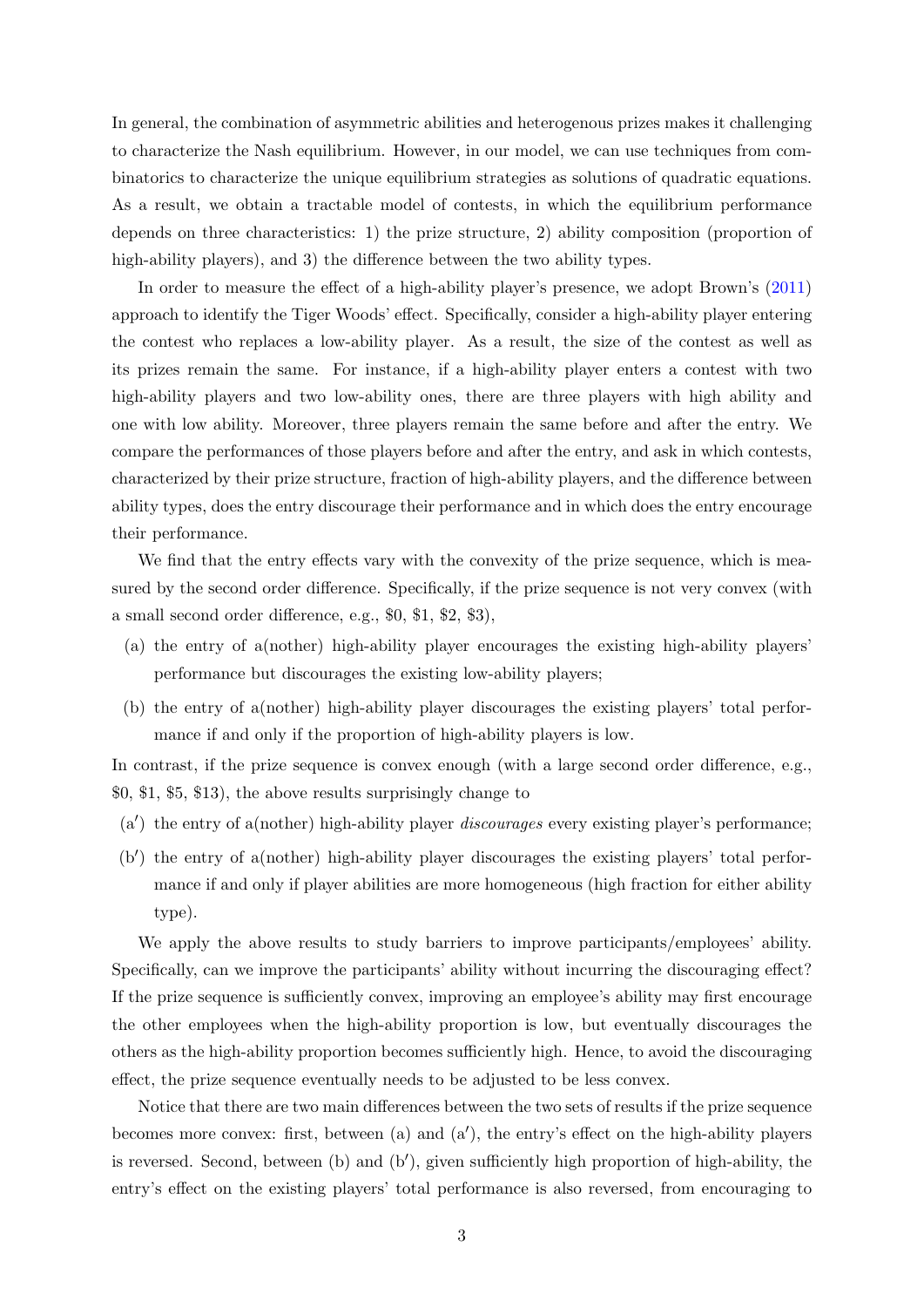In general, the combination of asymmetric abilities and heterogenous prizes makes it challenging to characterize the Nash equilibrium. However, in our model, we can use techniques from combinatorics to characterize the unique equilibrium strategies as solutions of quadratic equations. As a result, we obtain a tractable model of contests, in which the equilibrium performance depends on three characteristics: 1) the prize structure, 2) ability composition (proportion of high-ability players), and 3) the difference between the two ability types.

In order to measure the effect of a high-ability player's presence, we adopt Brown's (2011) approach to identify the Tiger Woods' effect. Specifically, consider a high-ability player entering the contest who replaces a low-ability player. As a result, the size of the contest as well as its prizes remain the same. For instance, if a high-ability player enters a contest with two high-ability players and two low-ability ones, there are three players with high ability and one with low ability. Moreover, three players remain the same before and after the entry. We compare the performances of those players before and after the entry, and ask in which contests, characterized by their prize structure, fraction of high-ability players, and the difference between ability types, does the entry discourage their performance and in which does the entry encourage their performance.

We find that the entry effects vary with the convexity of the prize sequence, which is measured by the second order difference. Specifically, if the prize sequence is not very convex (with a small second order difference, e.g., \$0, \$1, \$2, \$3),

(a) the entry of a(nother) high-ability player encourages the existing high-ability players' performance but discourages the existing low-ability players;

(b) the entry of a(nother) high-ability player discourages the existing players' total performance if and only if the proportion of high-ability players is low.

In contrast, if the prize sequence is convex enough (with a large second order difference, e.g., \$0, \$1, \$5, \$13), the above results surprisingly change to

(a′) the entry of a(nother) high-ability player *discourages* every existing player's performance;

(b′) the entry of a(nother) high-ability player discourages the existing players' total performance if and only if player abilities are more homogeneous (high fraction for either ability type).

We apply the above results to study barriers to improve participants/employees' ability. Specifically, can we improve the participants' ability without incurring the discouraging effect? If the prize sequence is sufficiently convex, improving an employee's ability may first encourage the other employees when the high-ability proportion is low, but eventually discourages the others as the high-ability proportion becomes sufficiently high. Hence, to avoid the discouraging effect, the prize sequence eventually needs to be adjusted to be less convex.

Notice that there are two main differences between the two sets of results if the prize sequence becomes more convex: first, between (a) and (a′), the entry's effect on the high-ability players is reversed. Second, between (b) and (b′), given sufficiently high proportion of high-ability, the entry's effect on the existing players' total performance is also reversed, from encouraging to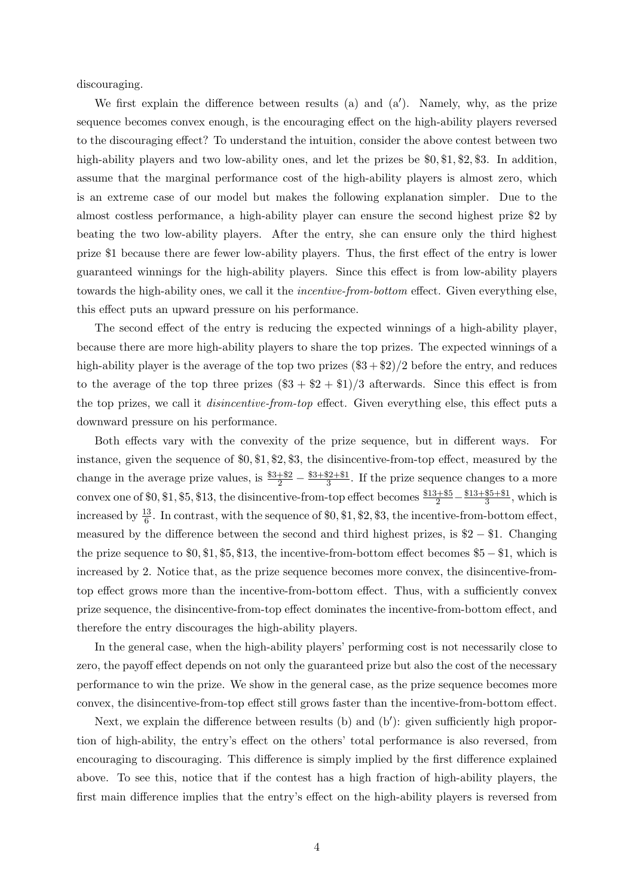discouraging.

We first explain the difference between results (a) and (a′). Namely, why, as the prize sequence becomes convex enough, is the encouraging effect on the high-ability players reversed to the discouraging effect? To understand the intuition, consider the above contest between two high-ability players and two low-ability ones, and let the prizes be \$0, \$1, \$2, \$3. In addition, assume that the marginal performance cost of the high-ability players is almost zero, which is an extreme case of our model but makes the following explanation simpler. Due to the almost costless performance, a high-ability player can ensure the second highest prize \$2 by beating the two low-ability players. After the entry, she can ensure only the third highest prize \$1 because there are fewer low-ability players. Thus, the first effect of the entry is lower guaranteed winnings for the high-ability players. Since this effect is from low-ability players towards the high-ability ones, we call it the *incentive-from-bottom* effect. Given everything else, this effect puts an upward pressure on his performance.

The second effect of the entry is reducing the expected winnings of a high-ability player, because there are more high-ability players to share the top prizes. The expected winnings of a high-ability player is the average of the top two prizes $(\$3+\$2)/2$ before the entry, and reduces to the average of the top three prizes $(\$3 + \$2 + \$1)/3$ afterwards. Since this effect is from the top prizes, we call it *disincentive-from-top* effect. Given everything else, this effect puts a downward pressure on his performance.

Both effects vary with the convexity of the prize sequence, but in different ways. For instance, given the sequence of \$0, \$1, \$2, \$3, the disincentive-from-top effect, measured by the change in the average prize values, is $\frac{\$3+\$2}{2} - \frac{\$3+\$2+\$1}{3}$. If the prize sequence changes to a more convex one of \$0, \$1, \$5, \$13, the disincentive-from-top effect becomes $\frac{\$13+\$5}{2} - \frac{\$13+\$5+\$1}{3}$, which is increased by $\frac{13}{6}$. In contrast, with the sequence of \$0, \$1, \$2, \$3, the incentive-from-bottom effect, measured by the difference between the second and third highest prizes, is $\$2 - \$1$. Changing the prize sequence to \$0, \$1, \$5, \$13, the incentive-from-bottom effect becomes $\$5 - \$1$, which is increased by 2. Notice that, as the prize sequence becomes more convex, the disincentive-from-top effect grows more than the incentive-from-bottom effect. Thus, with a sufficiently convex prize sequence, the disincentive-from-top effect dominates the incentive-from-bottom effect, and therefore the entry discourages the high-ability players.

In the general case, when the high-ability players' performing cost is not necessarily close to zero, the payoff effect depends on not only the guaranteed prize but also the cost of the necessary performance to win the prize. We show in the general case, as the prize sequence becomes more convex, the disincentive-from-top effect still grows faster than the incentive-from-bottom effect.

Next, we explain the difference between results (b) and (b′): given sufficiently high proportion of high-ability, the entry's effect on the others' total performance is also reversed, from encouraging to discouraging. This difference is simply implied by the first difference explained above. To see this, notice that if the contest has a high fraction of high-ability players, the first main difference implies that the entry's effect on the high-ability players is reversed from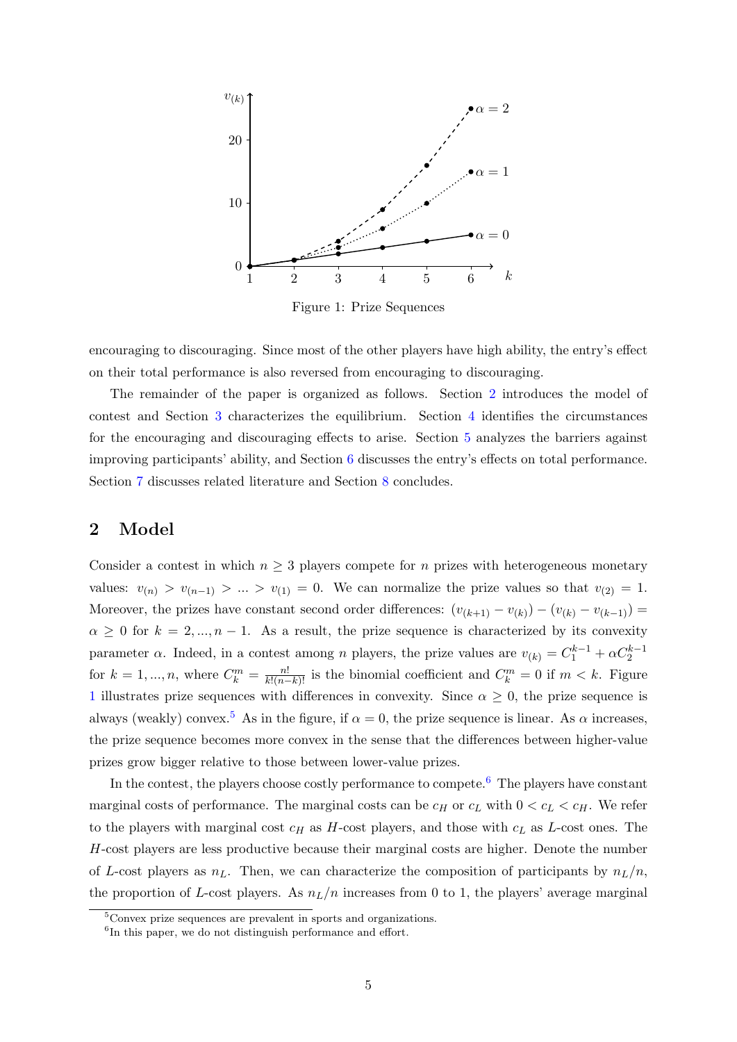Figure 1: Prize Sequences

encouraging to discouraging. Since most of the other players have high ability, the entry's effect on their total performance is also reversed from encouraging to discouraging.

The remainder of the paper is organized as follows. Section 2 introduces the model of contest and Section 3 characterizes the equilibrium. Section 4 identifies the circumstances for the encouraging and discouraging effects to arise. Section 5 analyzes the barriers against improving participants' ability, and Section 6 discusses the entry's effects on total performance. Section 7 discusses related literature and Section 8 concludes.

## 2 Model

Consider a contest in which $n \geq 3$ players compete for $n$ prizes with heterogeneous monetary values: $v_{(n)} > v_{(n-1)} > ... > v_{(1)} = 0$. We can normalize the prize values so that $v_{(2)} = 1$. Moreover, the prizes have constant second order differences: $(v_{(k+1)} - v_{(k)}) - (v_{(k)} - v_{(k-1)}) = \alpha \geq 0$ for $k = 2, ..., n-1$. As a result, the prize sequence is characterized by its convexity parameter $\alpha$. Indeed, in a contest among $n$ players, the prize values are $v_{(k)} = C_1^{k-1} + \alpha C_2^{k-1}$ for $k = 1, ..., n$, where $C_k^m = \frac{n!}{k!(n-k)!}$ is the binomial coefficient and $C_k^m = 0$ if $m < k$. Figure 1 illustrates prize sequences with differences in convexity. Since $\alpha \geq 0$, the prize sequence is always (weakly) convex.[5] As in the figure, if $\alpha = 0$, the prize sequence is linear. As $\alpha$ increases, the prize sequence becomes more convex in the sense that the differences between higher-value prizes grow bigger relative to those between lower-value prizes.

In the contest, the players choose costly performance to compete.[6] The players have constant marginal costs of performance. The marginal costs can be $c_H$ or $c_L$ with $0 < c_L < c_H$. We refer to the players with marginal cost $c_H$ as $H$-cost players, and those with $c_L$ as $L$-cost ones. The $H$-cost players are less productive because their marginal costs are higher. Denote the number of $L$-cost players as $n_L$. Then, we can characterize the composition of participants by $n_L/n$, the proportion of $L$-cost players. As $n_L/n$ increases from 0 to 1, the players' average marginal

[5] Convex prize sequences are prevalent in sports and organizations.

[6] In this paper, we do not distinguish performance and effort.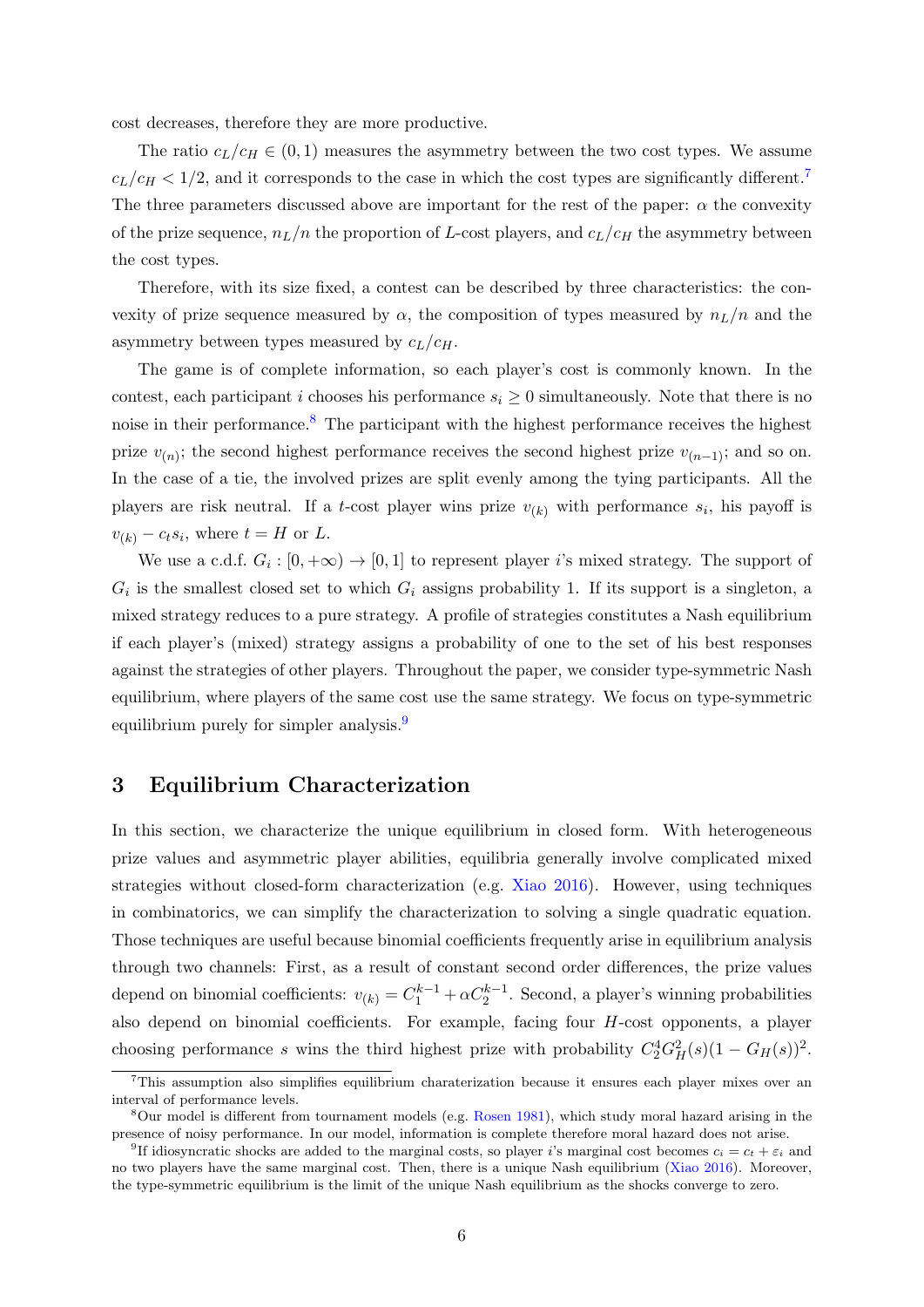cost decreases, therefore they are more productive.

The ratio $c_L/c_H \in (0,1)$ measures the asymmetry between the two cost types. We assume $c_L/c_H < 1/2$, and it corresponds to the case in which the cost types are significantly different.[7] The three parameters discussed above are important for the rest of the paper: $\alpha$ the convexity of the prize sequence, $n_L/n$ the proportion of $L$-cost players, and $c_L/c_H$ the asymmetry between the cost types.

Therefore, with its size fixed, a contest can be described by three characteristics: the convexity of prize sequence measured by $\alpha$, the composition of types measured by $n_L/n$ and the asymmetry between types measured by $c_L/c_H$.

The game is of complete information, so each player's cost is commonly known. In the contest, each participant $i$ chooses his performance $s_i \geq 0$ simultaneously. Note that there is no noise in their performance.[8] The participant with the highest performance receives the highest prize $v_{(n)}$; the second highest performance receives the second highest prize $v_{(n-1)}$; and so on. In the case of a tie, the involved prizes are split evenly among the tying participants. All the players are risk neutral. If a $t$-cost player wins prize $v_{(k)}$ with performance $s_i$, his payoff is $v_{(k)} - c_t s_i$, where $t = H$ or $L$.

We use a c.d.f. $G_i : [0, +\infty) \to [0,1]$ to represent player $i$'s mixed strategy. The support of $G_i$ is the smallest closed set to which $G_i$ assigns probability 1. If its support is a singleton, a mixed strategy reduces to a pure strategy. A profile of strategies constitutes a Nash equilibrium if each player's (mixed) strategy assigns a probability of one to the set of his best responses against the strategies of other players. Throughout the paper, we consider type-symmetric Nash equilibrium, where players of the same cost use the same strategy. We focus on type-symmetric equilibrium purely for simpler analysis.[9]

## 3 Equilibrium Characterization

In this section, we characterize the unique equilibrium in closed form. With heterogeneous prize values and asymmetric player abilities, equilibria generally involve complicated mixed strategies without closed-form characterization (e.g. Xiao 2016). However, using techniques in combinatorics, we can simplify the characterization to solving a single quadratic equation. Those techniques are useful because binomial coefficients frequently arise in equilibrium analysis through two channels: First, as a result of constant second order differences, the prize values depend on binomial coefficients: $v_{(k)} = C_1^{k-1} + \alpha C_2^{k-1}$. Second, a player's winning probabilities also depend on binomial coefficients. For example, facing four $H$-cost opponents, a player choosing performance $s$ wins the third highest prize with probability $C_2^4 G_H^2(s)(1 - G_H(s))^2$.

---

[7] This assumption also simplifies equilibrium charaterization because it ensures each player mixes over an interval of performance levels.

[8] Our model is different from tournament models (e.g. Rosen 1981), which study moral hazard arising in the presence of noisy performance. In our model, information is complete therefore moral hazard does not arise.

[9] If idiosyncratic shocks are added to the marginal costs, so player $i$'s marginal cost becomes $c_i = c_t + \varepsilon_i$ and no two players have the same marginal cost. Then, there is a unique Nash equilibrium (Xiao 2016). Moreover, the type-symmetric equilibrium is the limit of the unique Nash equilibrium as the shocks converge to zero.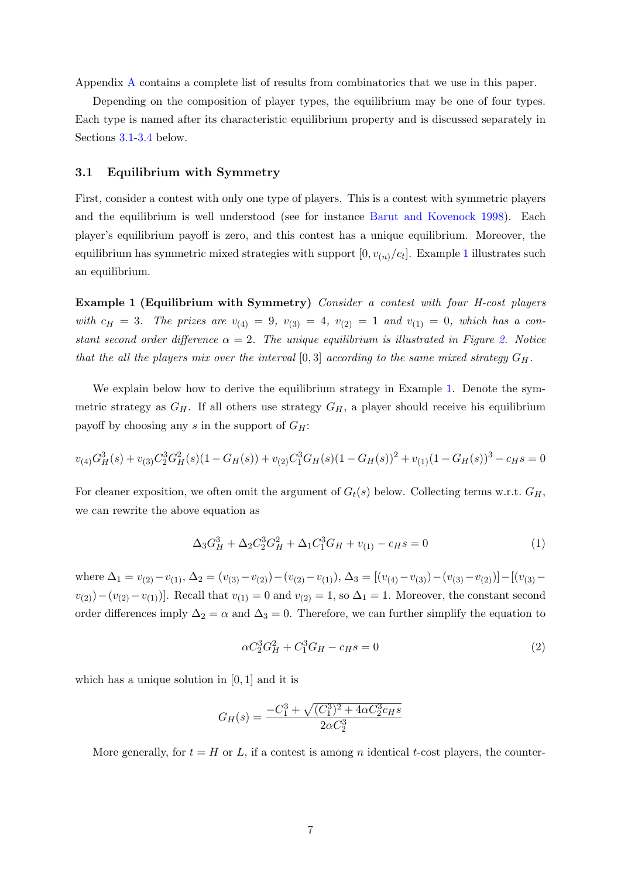Appendix A contains a complete list of results from combinatorics that we use in this paper.

Depending on the composition of player types, the equilibrium may be one of four types. Each type is named after its characteristic equilibrium property and is discussed separately in Sections 3.1-3.4 below.

### 3.1 Equilibrium with Symmetry

First, consider a contest with only one type of players. This is a contest with symmetric players and the equilibrium is well understood (see for instance Barut and Kovenock 1998). Each player's equilibrium payoff is zero, and this contest has a unique equilibrium. Moreover, the equilibrium has symmetric mixed strategies with support $[0, v_{(n)}/c_t]$. Example 1 illustrates such an equilibrium.

**Example 1 (Equilibrium with Symmetry)** *Consider a contest with four H-cost players with $c_H = 3$. The prizes are $v_{(4)} = 9$, $v_{(3)} = 4$, $v_{(2)} = 1$ and $v_{(1)} = 0$, which has a constant second order difference $\alpha = 2$. The unique equilibrium is illustrated in Figure 2. Notice that the all the players mix over the interval $[0, 3]$ according to the same mixed strategy $G_H$.*

We explain below how to derive the equilibrium strategy in Example 1. Denote the symmetric strategy as $G_H$. If all others use strategy $G_H$, a player should receive his equilibrium payoff by choosing any $s$ in the support of $G_H$:

$$v_{(4)}G_H^3(s) + v_{(3)}C_2^3G_H^2(s)(1 - G_H(s)) + v_{(2)}C_1^3G_H(s)(1 - G_H(s))^2 + v_{(1)}(1 - G_H(s))^3 - c_Hs = 0$$

For cleaner exposition, we often omit the argument of $G_t(s)$ below. Collecting terms w.r.t. $G_H$, we can rewrite the above equation as

$$\Delta_3G_H^3 + \Delta_2C_2^3G_H^2 + \Delta_1C_1^3G_H + v_{(1)} - c_Hs = 0 \tag{1}$$

where $\Delta_1 = v_{(2)} - v_{(1)}$, $\Delta_2 = (v_{(3)} - v_{(2)}) - (v_{(2)} - v_{(1)})$, $\Delta_3 = [(v_{(4)} - v_{(3)}) - (v_{(3)} - v_{(2)})] - [(v_{(3)} - v_{(2)}) - (v_{(2)} - v_{(1)})]$. Recall that $v_{(1)} = 0$ and $v_{(2)} = 1$, so $\Delta_1 = 1$. Moreover, the constant second order differences imply $\Delta_2 = \alpha$ and $\Delta_3 = 0$. Therefore, we can further simplify the equation to

$$\alpha C_2^3G_H^2 + C_1^3G_H - c_Hs = 0 \tag{2}$$

which has a unique solution in $[0, 1]$ and it is

$$G_H(s) = \frac{-C_1^3 + \sqrt{(C_1^3)^2 + 4\alpha C_2^3c_Hs}}{2\alpha C_2^3}$$

More generally, for $t = H$ or $L$, if a contest is among $n$ identical $t$-cost players, the counter-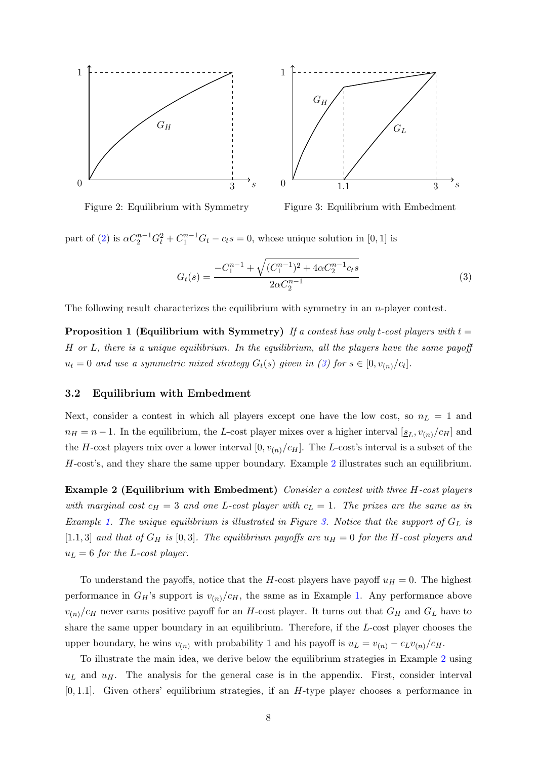Figure 2: Equilibrium with Symmetry

Figure 3: Equilibrium with Embedment

part of (2) is $\alpha C_2^{n-1} G_t^2 + C_1^{n-1} G_t - c_t s = 0$, whose unique solution in $[0,1]$ is

$$G_t(s) = \frac{-C_1^{n-1} + \sqrt{(C_1^{n-1})^2 + 4\alpha C_2^{n-1} c_t s}}{2\alpha C_2^{n-1}} \tag{3}$$

The following result characterizes the equilibrium with symmetry in an $n$-player contest.

**Proposition 1 (Equilibrium with Symmetry)** *If a contest has only $t$-cost players with $t = H$ or $L$, there is a unique equilibrium. In the equilibrium, all the players have the same payoff $u_t = 0$ and use a symmetric mixed strategy $G_t(s)$ given in (3) for $s \in [0, v_{(n)}/c_t]$.*

### 3.2 Equilibrium with Embedment

Next, consider a contest in which all players except one have the low cost, so $n_L = 1$ and $n_H = n-1$. In the equilibrium, the $L$-cost player mixes over a higher interval $[\underline{s}_L, v_{(n)}/c_H]$ and the $H$-cost players mix over a lower interval $[0, v_{(n)}/c_H]$. The $L$-cost's interval is a subset of the $H$-cost's, and they share the same upper boundary. Example 2 illustrates such an equilibrium.

**Example 2 (Equilibrium with Embedment)** *Consider a contest with three $H$-cost players with marginal cost $c_H = 3$ and one $L$-cost player with $c_L = 1$. The prizes are the same as in Example 1. The unique equilibrium is illustrated in Figure 3. Notice that the support of $G_L$ is $[1.1, 3]$ and that of $G_H$ is $[0, 3]$. The equilibrium payoffs are $u_H = 0$ for the $H$-cost players and $u_L = 6$ for the $L$-cost player.*

To understand the payoffs, notice that the $H$-cost players have payoff $u_H = 0$. The highest performance in $G_H$'s support is $v_{(n)}/c_H$, the same as in Example 1. Any performance above $v_{(n)}/c_H$ never earns positive payoff for an $H$-cost player. It turns out that $G_H$ and $G_L$ have to share the same upper boundary in an equilibrium. Therefore, if the $L$-cost player chooses the upper boundary, he wins $v_{(n)}$ with probability 1 and his payoff is $u_L = v_{(n)} - c_L v_{(n)}/c_H$.

To illustrate the main idea, we derive below the equilibrium strategies in Example 2 using $u_L$ and $u_H$. The analysis for the general case is in the appendix. First, consider interval $[0, 1.1]$. Given others' equilibrium strategies, if an $H$-type player chooses a performance in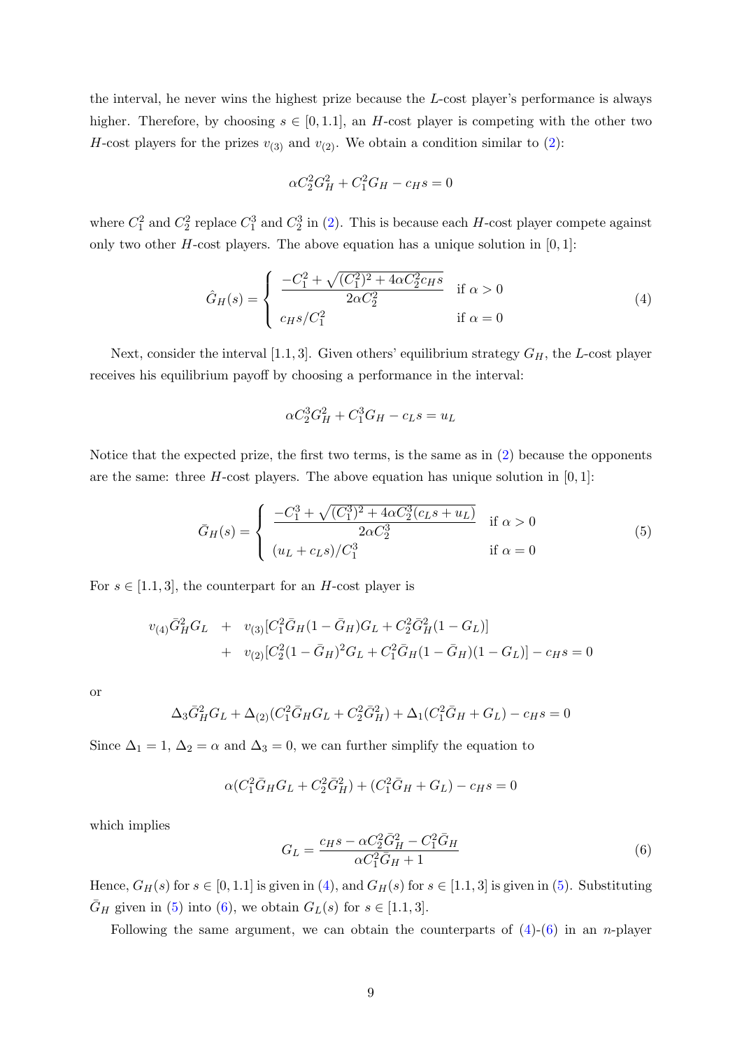the interval, he never wins the highest prize because the $L$-cost player's performance is always higher. Therefore, by choosing $s \in [0, 1.1]$, an $H$-cost player is competing with the other two $H$-cost players for the prizes $v_{(3)}$ and $v_{(2)}$. We obtain a condition similar to (2):

$$\alpha C_2^2 G_H^2 + C_1^2 G_H - c_H s = 0$$

where $C_1^2$ and $C_2^2$ replace $C_1^3$ and $C_2^3$ in (2). This is because each $H$-cost player compete against only two other $H$-cost players. The above equation has a unique solution in $[0, 1]$:

$$\hat{G}_H(s) = \begin{cases} \dfrac{-C_1^2 + \sqrt{(C_1^2)^2 + 4\alpha C_2^2 c_H s}}{2\alpha C_2^2} & \text{if } \alpha > 0 \\ c_H s / C_1^2 & \text{if } \alpha = 0 \end{cases} \tag{4}$$

Next, consider the interval $[1.1, 3]$. Given others' equilibrium strategy $G_H$, the $L$-cost player receives his equilibrium payoff by choosing a performance in the interval:

$$\alpha C_2^3 G_H^2 + C_1^3 G_H - c_L s = u_L$$

Notice that the expected prize, the first two terms, is the same as in (2) because the opponents are the same: three $H$-cost players. The above equation has unique solution in $[0, 1]$:

$$\bar{G}_H(s) = \begin{cases} \dfrac{-C_1^3 + \sqrt{(C_1^3)^2 + 4\alpha C_2^3 (c_L s + u_L)}}{2\alpha C_2^3} & \text{if } \alpha > 0 \\ (u_L + c_L s)/C_1^3 & \text{if } \alpha = 0 \end{cases} \tag{5}$$

For $s \in [1.1, 3]$, the counterpart for an $H$-cost player is

$$\begin{aligned} v_{(4)} \bar{G}_H^2 G_L \quad &+ \quad v_{(3)} [C_1^2 \bar{G}_H (1 - \bar{G}_H) G_L + C_2^2 \bar{G}_H^2 (1 - G_L)] \\ &+ \quad v_{(2)} [C_2^2 (1 - \bar{G}_H)^2 G_L + C_1^2 \bar{G}_H (1 - \bar{G}_H)(1 - G_L)] - c_H s = 0 \end{aligned}$$

or

$$\Delta_3 \bar{G}_H^2 G_L + \Delta_{(2)} (C_1^2 \bar{G}_H G_L + C_2^2 \bar{G}_H^2) + \Delta_1 (C_1^2 \bar{G}_H + G_L) - c_H s = 0$$

Since $\Delta_1 = 1$, $\Delta_2 = \alpha$ and $\Delta_3 = 0$, we can further simplify the equation to

$$\alpha (C_1^2 \bar{G}_H G_L + C_2^2 \bar{G}_H^2) + (C_1^2 \bar{G}_H + G_L) - c_H s = 0$$

which implies

$$G_L = \frac{c_H s - \alpha C_2^2 \bar{G}_H^2 - C_1^2 \bar{G}_H}{\alpha C_1^2 \bar{G}_H + 1} \tag{6}$$

Hence, $G_H(s)$ for $s \in [0, 1.1]$ is given in (4), and $G_H(s)$ for $s \in [1.1, 3]$ is given in (5). Substituting $\bar{G}_H$ given in (5) into (6), we obtain $G_L(s)$ for $s \in [1.1, 3]$.

Following the same argument, we can obtain the counterparts of (4)-(6) in an $n$-player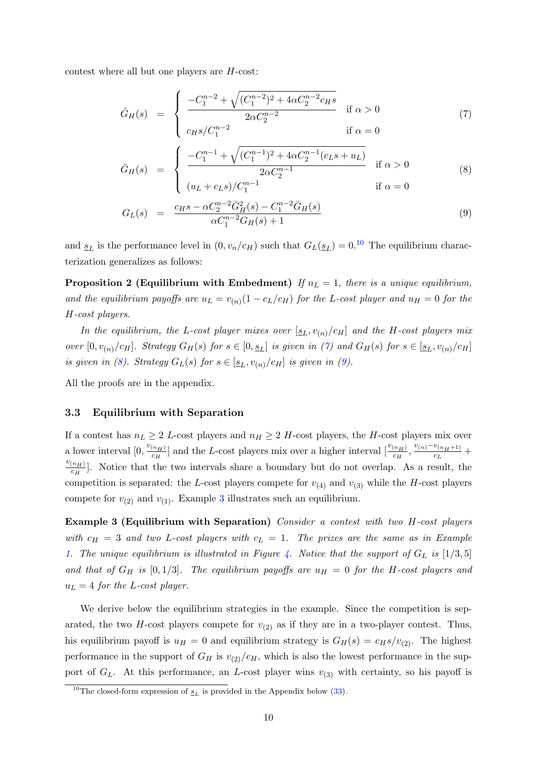contest where all but one players are $H$-cost:

$$\hat{G}_H(s) = \begin{cases} \dfrac{-C_1^{n-2} + \sqrt{(C_1^{n-2})^2 + 4\alpha C_2^{n-2} c_H s}}{2\alpha C_2^{n-2}} & \text{if } \alpha > 0 \\ c_H s / C_1^{n-2} & \text{if } \alpha = 0 \end{cases} \tag{7}$$

$$\bar{G}_H(s) = \begin{cases} \dfrac{-C_1^{n-1} + \sqrt{(C_1^{n-1})^2 + 4\alpha C_2^{n-1} (c_L s + u_L)}}{2\alpha C_2^{n-1}} & \text{if } \alpha > 0 \\ (u_L + c_L s) / C_1^{n-1} & \text{if } \alpha = 0 \end{cases} \tag{8}$$

$$G_L(s) = \frac{c_H s - \alpha C_2^{n-2} \bar{G}_H^2(s) - C_1^{n-2} \bar{G}_H(s)}{\alpha C_1^{n-2} G_H(s) + 1} \tag{9}$$

and $\underline{s}_L$ is the performance level in $(0, v_n/c_H)$ such that $G_L(\underline{s}_L) = 0$.[10] The equilibrium characterization generalizes as follows:

**Proposition 2 (Equilibrium with Embedment)** *If $n_L = 1$, there is a unique equilibrium, and the equilibrium payoffs are $u_L = v_{(n)}(1 - c_L/c_H)$ for the $L$-cost player and $u_H = 0$ for the $H$-cost players.*

*In the equilibrium, the $L$-cost player mixes over $[\underline{s}_L, v_{(n)}/c_H]$ and the $H$-cost players mix over $[0, v_{(n)}/c_H]$. Strategy $G_H(s)$ for $s \in [0, \underline{s}_L]$ is given in (7) and $G_H(s)$ for $s \in [\underline{s}_L, v_{(n)}/c_H]$ is given in (8). Strategy $G_L(s)$ for $s \in [\underline{s}_L, v_{(n)}/c_H]$ is given in (9).*

All the proofs are in the appendix.

### 3.3 Equilibrium with Separation

If a contest has $n_L \geq 2$ $L$-cost players and $n_H \geq 2$ $H$-cost players, the $H$-cost players mix over a lower interval $[0, \frac{v_{(n_H)}}{c_H}]$ and the $L$-cost players mix over a higher interval $[\frac{v_{(n_H)}}{c_H}, \frac{v_{(n)} - v_{(n_H+1)}}{c_L} + \frac{v_{(n_H)}}{c_H}]$. Notice that the two intervals share a boundary but do not overlap. As a result, the competition is separated: the $L$-cost players compete for $v_{(4)}$ and $v_{(3)}$ while the $H$-cost players compete for $v_{(2)}$ and $v_{(1)}$. Example 3 illustrates such an equilibrium.

**Example 3 (Equilibrium with Separation)** *Consider a contest with two $H$-cost players with $c_H = 3$ and two $L$-cost players with $c_L = 1$. The prizes are the same as in Example 1. The unique equilibrium is illustrated in Figure 4. Notice that the support of $G_L$ is $[1/3, 5]$ and that of $G_H$ is $[0, 1/3]$. The equilibrium payoffs are $u_H = 0$ for the $H$-cost players and $u_L = 4$ for the $L$-cost player.*

We derive below the equilibrium strategies in the example. Since the competition is separated, the two $H$-cost players compete for $v_{(2)}$ as if they are in a two-player contest. Thus, his equilibrium payoff is $u_H = 0$ and equilibrium strategy is $G_H(s) = c_H s / v_{(2)}$. The highest performance in the support of $G_H$ is $v_{(2)}/c_H$, which is also the lowest performance in the support of $G_L$. At this performance, an $L$-cost player wins $v_{(3)}$ with certainty, so his payoff is

[10] The closed-form expression of $\underline{s}_L$ is provided in the Appendix below (33).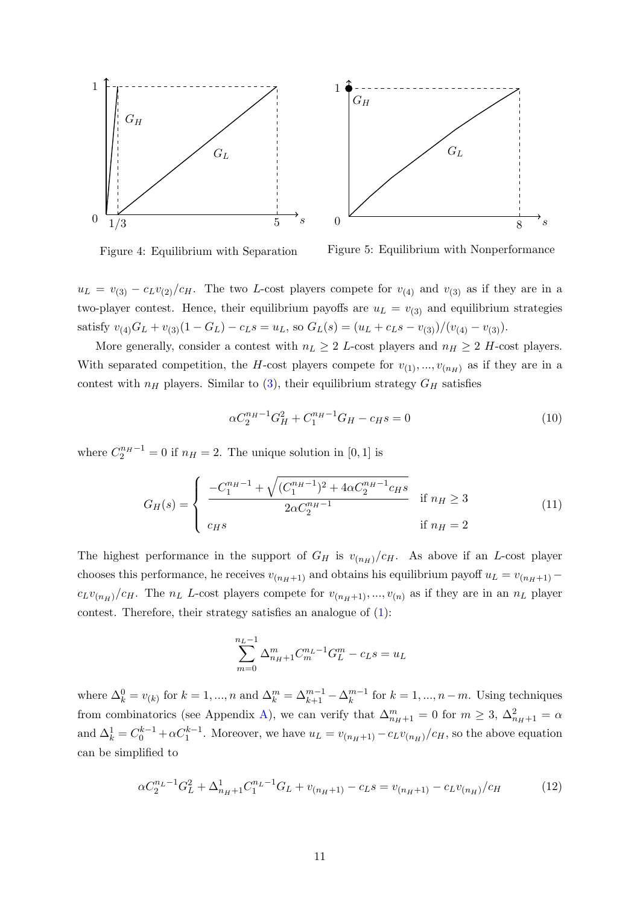Figure 4: Equilibrium with Separation

Figure 5: Equilibrium with Nonperformance

$u_L = v_{(3)} - c_L v_{(2)}/c_H$. The two $L$-cost players compete for $v_{(4)}$ and $v_{(3)}$ as if they are in a two-player contest. Hence, their equilibrium payoffs are $u_L = v_{(3)}$ and equilibrium strategies satisfy $v_{(4)}G_L + v_{(3)}(1 - G_L) - c_L s = u_L$, so $G_L(s) = (u_L + c_L s - v_{(3)})/(v_{(4)} - v_{(3)})$.

More generally, consider a contest with $n_L \geq 2$ $L$-cost players and $n_H \geq 2$ $H$-cost players. With separated competition, the $H$-cost players compete for $v_{(1)}, ..., v_{(n_H)}$ as if they are in a contest with $n_H$ players. Similar to (3), their equilibrium strategy $G_H$ satisfies

$$\alpha C_2^{n_H-1} G_H^2 + C_1^{n_H-1} G_H - c_H s = 0 \tag{10}$$

where $C_2^{n_H-1} = 0$ if $n_H = 2$. The unique solution in $[0, 1]$ is

$$G_H(s) = \begin{cases} \dfrac{-C_1^{n_H-1} + \sqrt{(C_1^{n_H-1})^2 + 4\alpha C_2^{n_H-1} c_H s}}{2\alpha C_2^{n_H-1}} & \text{if } n_H \geq 3 \\ c_H s & \text{if } n_H = 2 \end{cases} \tag{11}$$

The highest performance in the support of $G_H$ is $v_{(n_H)}/c_H$. As above if an $L$-cost player chooses this performance, he receives $v_{(n_H+1)}$ and obtains his equilibrium payoff $u_L = v_{(n_H+1)} - c_L v_{(n_H)}/c_H$. The $n_L$ $L$-cost players compete for $v_{(n_H+1)}, ..., v_{(n)}$ as if they are in an $n_L$ player contest. Therefore, their strategy satisfies an analogue of (1):

$$\sum_{m=0}^{n_L-1} \Delta_{n_H+1}^m C_m^{n_L-1} G_L^m - c_L s = u_L$$

where $\Delta_k^0 = v_{(k)}$ for $k = 1, ..., n$ and $\Delta_k^m = \Delta_{k+1}^{m-1} - \Delta_k^{m-1}$ for $k = 1, ..., n - m$. Using techniques from combinatorics (see Appendix A), we can verify that $\Delta_{n_H+1}^m = 0$ for $m \geq 3$, $\Delta_{n_H+1}^2 = \alpha$ and $\Delta_k^1 = C_0^{k-1} + \alpha C_1^{k-1}$. Moreover, we have $u_L = v_{(n_H+1)} - c_L v_{(n_H)}/c_H$, so the above equation can be simplified to

$$\alpha C_2^{n_L-1} G_L^2 + \Delta_{n_H+1}^1 C_1^{n_L-1} G_L + v_{(n_H+1)} - c_L s = v_{(n_H+1)} - c_L v_{(n_H)}/c_H \tag{12}$$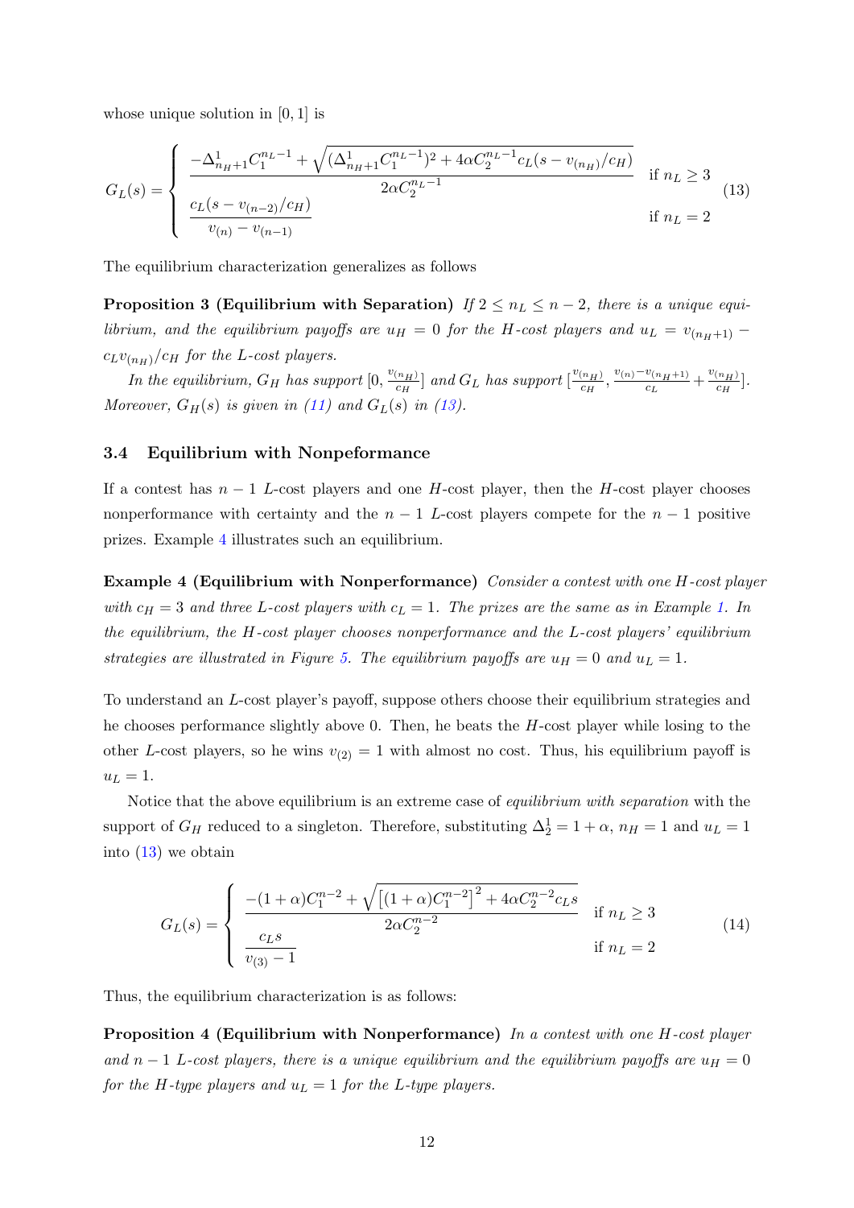whose unique solution in $[0, 1]$ is

$$
G_L(s) = \begin{cases} \dfrac{-\Delta^1_{n_H+1} C_1^{n_L-1} + \sqrt{(\Delta^1_{n_H+1} C_1^{n_L-1})^2 + 4\alpha C_2^{n_L-1} c_L (s - v_{(n_H)}/c_H)}}{2\alpha C_2^{n_L-1}} & \text{if } n_L \geq 3 \\ \dfrac{c_L (s - v_{(n-2)}/c_H)}{v_{(n)} - v_{(n-1)}} & \text{if } n_L = 2 \end{cases} \tag{13}
$$

The equilibrium characterization generalizes as follows

**Proposition 3 (Equilibrium with Separation)** *If $2 \leq n_L \leq n-2$, there is a unique equilibrium, and the equilibrium payoffs are $u_H = 0$ for the H-cost players and $u_L = v_{(n_H+1)} - c_L v_{(n_H)}/c_H$ for the L-cost players.*

*In the equilibrium, $G_H$ has support $[0, \frac{v_{(n_H)}}{c_H}]$ and $G_L$ has support $[\frac{v_{(n_H)}}{c_H}, \frac{v_{(n)} - v_{(n_H+1)}}{c_L} + \frac{v_{(n_H)}}{c_H}]$. Moreover, $G_H(s)$ is given in (11) and $G_L(s)$ in (13).*

### 3.4 Equilibrium with Nonpeformance

If a contest has $n-1$ L-cost players and one H-cost player, then the H-cost player chooses nonperformance with certainty and the $n-1$ L-cost players compete for the $n-1$ positive prizes. Example 4 illustrates such an equilibrium.

**Example 4 (Equilibrium with Nonperformance)** *Consider a contest with one H-cost player with $c_H = 3$ and three L-cost players with $c_L = 1$. The prizes are the same as in Example 1. In the equilibrium, the H-cost player chooses nonperformance and the L-cost players' equilibrium strategies are illustrated in Figure 5. The equilibrium payoffs are $u_H = 0$ and $u_L = 1$.*

To understand an L-cost player's payoff, suppose others choose their equilibrium strategies and he chooses performance slightly above 0. Then, he beats the H-cost player while losing to the other L-cost players, so he wins $v_{(2)} = 1$ with almost no cost. Thus, his equilibrium payoff is $u_L = 1$.

Notice that the above equilibrium is an extreme case of *equilibrium with separation* with the support of $G_H$ reduced to a singleton. Therefore, substituting $\Delta^1_2 = 1 + \alpha$, $n_H = 1$ and $u_L = 1$ into (13) we obtain

$$
G_L(s) = \begin{cases} \dfrac{-(1+\alpha) C_1^{n-2} + \sqrt{\left[(1+\alpha) C_1^{n-2}\right]^2 + 4\alpha C_2^{n-2} c_L s}}{2\alpha C_2^{n-2}} & \text{if } n_L \geq 3 \\ \dfrac{c_L s}{v_{(3)} - 1} & \text{if } n_L = 2 \end{cases} \tag{14}
$$

Thus, the equilibrium characterization is as follows:

**Proposition 4 (Equilibrium with Nonperformance)** *In a contest with one H-cost player and $n-1$ L-cost players, there is a unique equilibrium and the equilibrium payoffs are $u_H = 0$ for the H-type players and $u_L = 1$ for the L-type players.*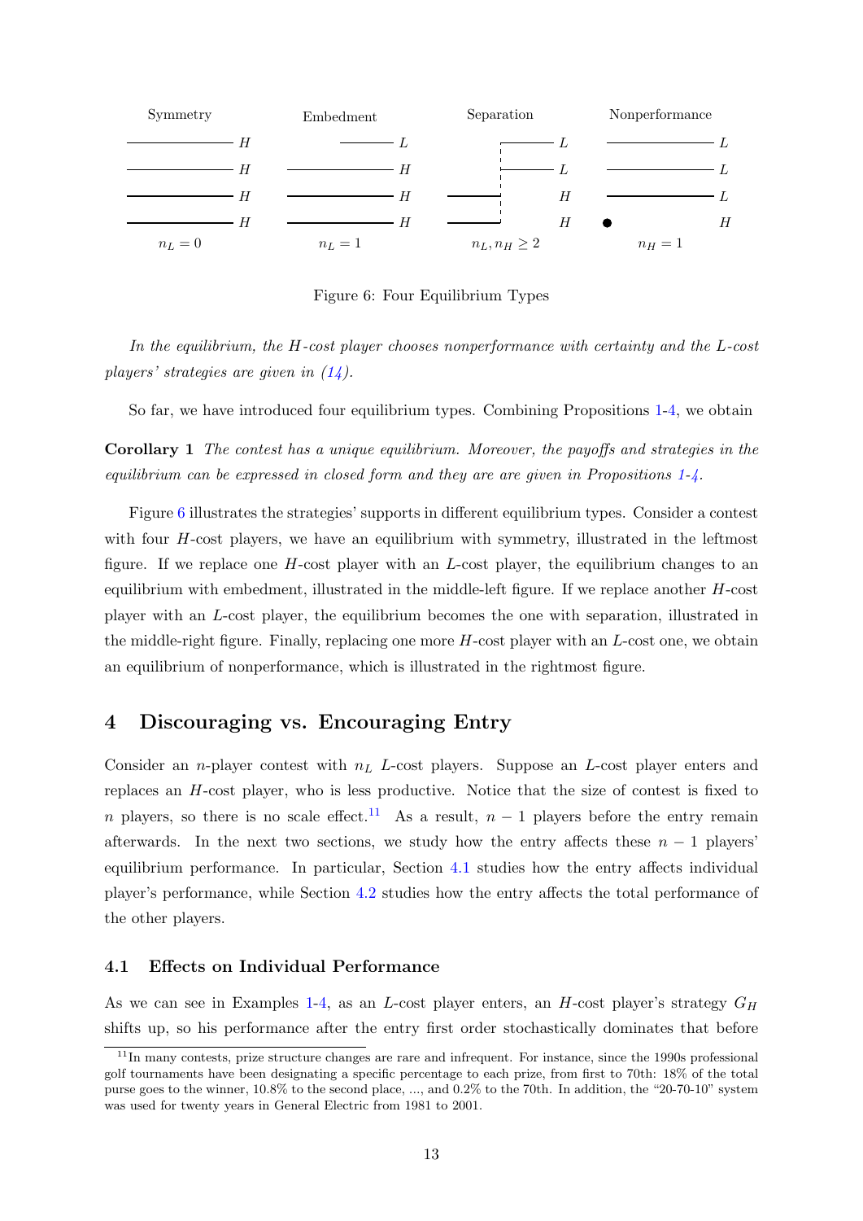Symmetry Embedment Separation Nonperformance

$n_L = 0$ $n_L = 1$ $n_L, n_H \geq 2$ $n_H = 1$

Figure 6: Four Equilibrium Types

*In the equilibrium, the $H$-cost player chooses nonperformance with certainty and the $L$-cost players' strategies are given in (14).*

So far, we have introduced four equilibrium types. Combining Propositions 1-4, we obtain

**Corollary 1** *The contest has a unique equilibrium. Moreover, the payoffs and strategies in the equilibrium can be expressed in closed form and they are are given in Propositions 1-4.*

Figure 6 illustrates the strategies' supports in different equilibrium types. Consider a contest with four $H$-cost players, we have an equilibrium with symmetry, illustrated in the leftmost figure. If we replace one $H$-cost player with an $L$-cost player, the equilibrium changes to an equilibrium with embedment, illustrated in the middle-left figure. If we replace another $H$-cost player with an $L$-cost player, the equilibrium becomes the one with separation, illustrated in the middle-right figure. Finally, replacing one more $H$-cost player with an $L$-cost one, we obtain an equilibrium of nonperformance, which is illustrated in the rightmost figure.

## 4 Discouraging vs. Encouraging Entry

Consider an $n$-player contest with $n_L$ $L$-cost players. Suppose an $L$-cost player enters and replaces an $H$-cost player, who is less productive. Notice that the size of contest is fixed to $n$ players, so there is no scale effect.[11] As a result, $n-1$ players before the entry remain afterwards. In the next two sections, we study how the entry affects these $n-1$ players' equilibrium performance. In particular, Section 4.1 studies how the entry affects individual player's performance, while Section 4.2 studies how the entry affects the total performance of the other players.

### 4.1 Effects on Individual Performance

As we can see in Examples 1-4, as an $L$-cost player enters, an $H$-cost player's strategy $G_H$ shifts up, so his performance after the entry first order stochastically dominates that before

[11] In many contests, prize structure changes are rare and infrequent. For instance, since the 1990s professional golf tournaments have been designating a specific percentage to each prize, from first to 70th: 18% of the total purse goes to the winner, 10.8% to the second place, ..., and 0.2% to the 70th. In addition, the "20-70-10" system was used for twenty years in General Electric from 1981 to 2001.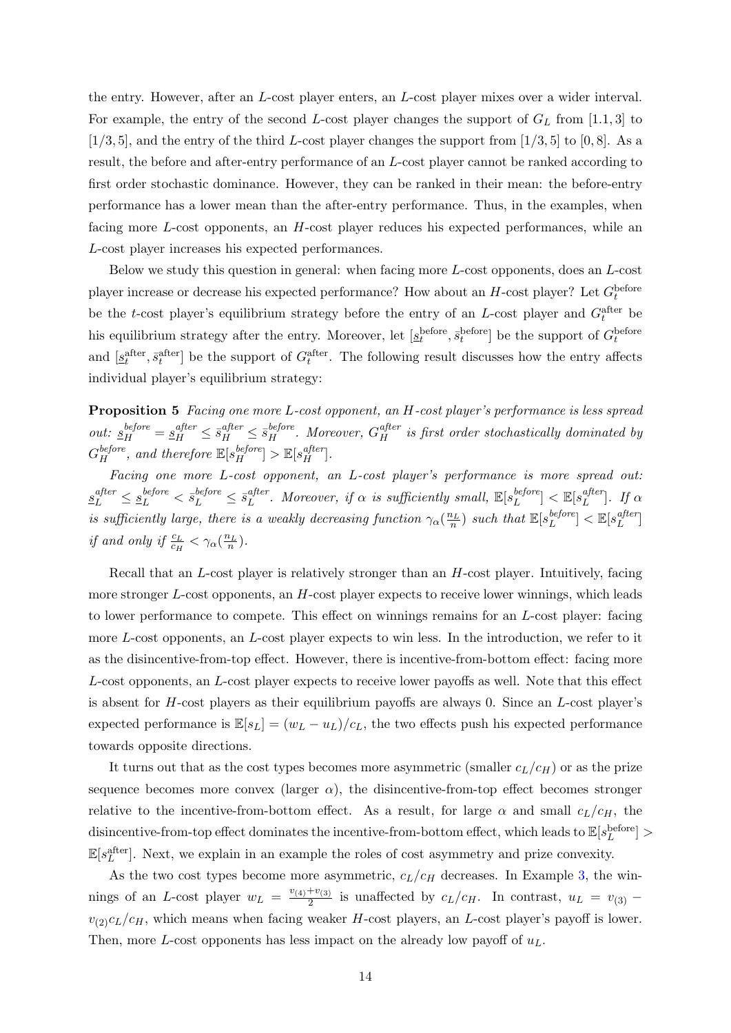the entry. However, after an $L$-cost player enters, an $L$-cost player mixes over a wider interval. For example, the entry of the second $L$-cost player changes the support of $G_L$ from $[1.1, 3]$ to $[1/3, 5]$, and the entry of the third $L$-cost player changes the support from $[1/3, 5]$ to $[0, 8]$. As a result, the before and after-entry performance of an $L$-cost player cannot be ranked according to first order stochastic dominance. However, they can be ranked in their mean: the before-entry performance has a lower mean than the after-entry performance. Thus, in the examples, when facing more $L$-cost opponents, an $H$-cost player reduces his expected performances, while an $L$-cost player increases his expected performances.

Below we study this question in general: when facing more $L$-cost opponents, does an $L$-cost player increase or decrease his expected performance? How about an $H$-cost player? Let $G_t^{\text{before}}$ be the $t$-cost player's equilibrium strategy before the entry of an $L$-cost player and $G_t^{\text{after}}$ be his equilibrium strategy after the entry. Moreover, let $[\underline{s}_t^{\text{before}}, \bar{s}_t^{\text{before}}]$ be the support of $G_t^{\text{before}}$ and $[\underline{s}_t^{\text{after}}, \bar{s}_t^{\text{after}}]$ be the support of $G_t^{\text{after}}$. The following result discusses how the entry affects individual player's equilibrium strategy:

**Proposition 5** *Facing one more $L$-cost opponent, an $H$-cost player's performance is less spread out: $\underline{s}_H^{before} = \underline{s}_H^{after} \leq \bar{s}_H^{after} \leq \bar{s}_H^{before}$. Moreover, $G_H^{after}$ is first order stochastically dominated by $G_H^{before}$, and therefore $\mathbb{E}[s_H^{before}] > \mathbb{E}[s_H^{after}]$.*

*Facing one more $L$-cost opponent, an $L$-cost player's performance is more spread out: $\underline{s}_L^{after} \leq \underline{s}_L^{before} < \bar{s}_L^{before} \leq \bar{s}_L^{after}$. Moreover, if $\alpha$ is sufficiently small, $\mathbb{E}[s_L^{before}] < \mathbb{E}[s_L^{after}]$. If $\alpha$ is sufficiently large, there is a weakly decreasing function $\gamma_\alpha(\frac{n_L}{n})$ such that $\mathbb{E}[s_L^{before}] < \mathbb{E}[s_L^{after}]$ if and only if $\frac{c_L}{c_H} < \gamma_\alpha(\frac{n_L}{n})$.*

Recall that an $L$-cost player is relatively stronger than an $H$-cost player. Intuitively, facing more stronger $L$-cost opponents, an $H$-cost player expects to receive lower winnings, which leads to lower performance to compete. This effect on winnings remains for an $L$-cost player: facing more $L$-cost opponents, an $L$-cost player expects to win less. In the introduction, we refer to it as the disincentive-from-top effect. However, there is incentive-from-bottom effect: facing more $L$-cost opponents, an $L$-cost player expects to receive lower payoffs as well. Note that this effect is absent for $H$-cost players as their equilibrium payoffs are always 0. Since an $L$-cost player's expected performance is $\mathbb{E}[s_L] = (w_L - u_L)/c_L$, the two effects push his expected performance towards opposite directions.

It turns out that as the cost types becomes more asymmetric (smaller $c_L/c_H$) or as the prize sequence becomes more convex (larger $\alpha$), the disincentive-from-top effect becomes stronger relative to the incentive-from-bottom effect. As a result, for large $\alpha$ and small $c_L/c_H$, the disincentive-from-top effect dominates the incentive-from-bottom effect, which leads to $\mathbb{E}[s_L^{\text{before}}] > \mathbb{E}[s_L^{\text{after}}]$. Next, we explain in an example the roles of cost asymmetry and prize convexity.

As the two cost types become more asymmetric, $c_L/c_H$ decreases. In Example 3, the winnings of an $L$-cost player $w_L = \frac{v_{(4)}+v_{(3)}}{2}$ is unaffected by $c_L/c_H$. In contrast, $u_L = v_{(3)} - v_{(2)}c_L/c_H$, which means when facing weaker $H$-cost players, an $L$-cost player's payoff is lower. Then, more $L$-cost opponents has less impact on the already low payoff of $u_L$.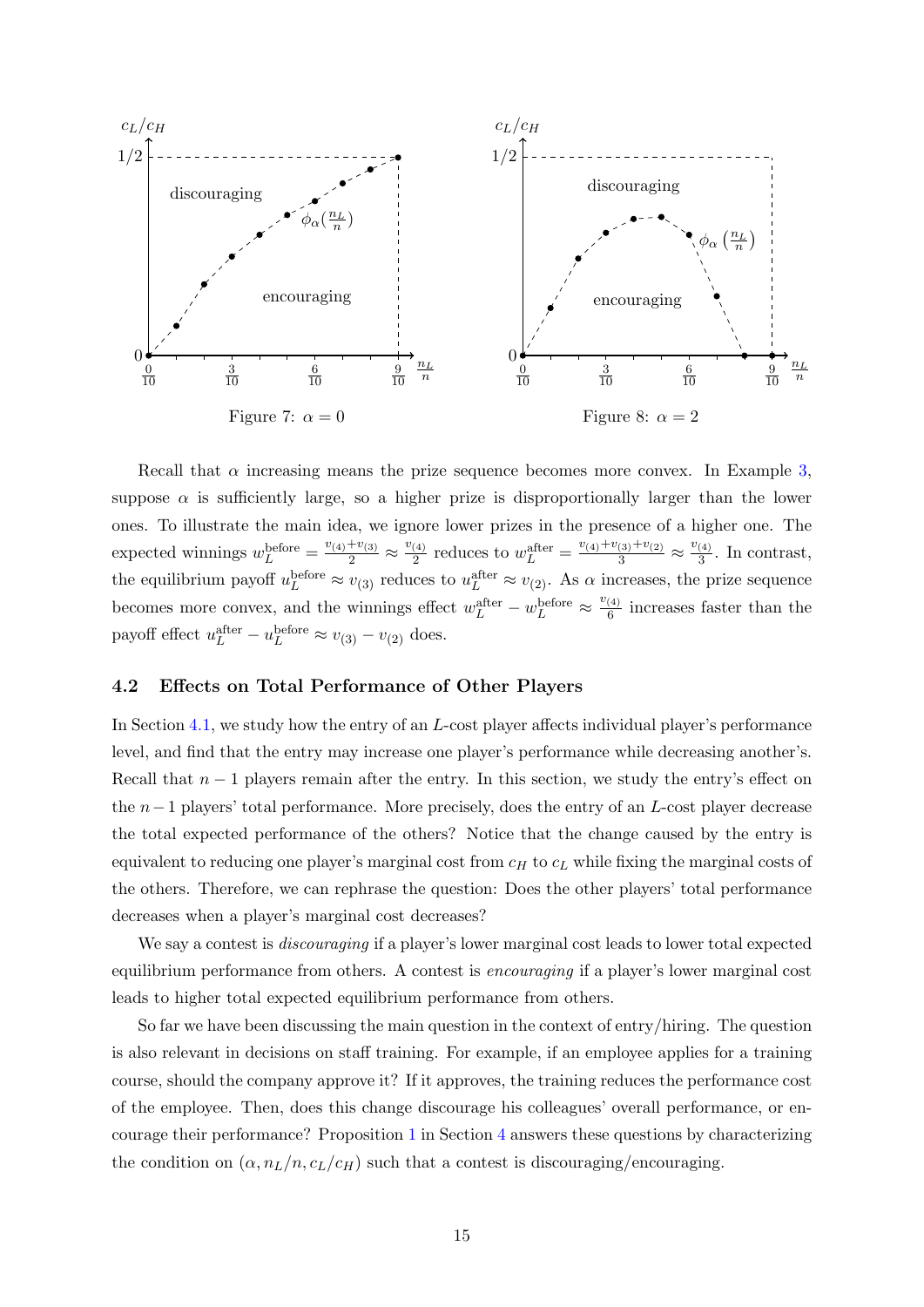Figure 7: $\alpha = 0$

Figure 8: $\alpha = 2$

Recall that $\alpha$ increasing means the prize sequence becomes more convex. In Example 3, suppose $\alpha$ is sufficiently large, so a higher prize is disproportionally larger than the lower ones. To illustrate the main idea, we ignore lower prizes in the presence of a higher one. The expected winnings $w_L^{\text{before}} = \frac{v_{(4)}+v_{(3)}}{2} \approx \frac{v_{(4)}}{2}$ reduces to $w_L^{\text{after}} = \frac{v_{(4)}+v_{(3)}+v_{(2)}}{3} \approx \frac{v_{(4)}}{3}$. In contrast, the equilibrium payoff $u_L^{\text{before}} \approx v_{(3)}$ reduces to $u_L^{\text{after}} \approx v_{(2)}$. As $\alpha$ increases, the prize sequence becomes more convex, and the winnings effect $w_L^{\text{after}} - w_L^{\text{before}} \approx \frac{v_{(4)}}{6}$ increases faster than the payoff effect $u_L^{\text{after}} - u_L^{\text{before}} \approx v_{(3)} - v_{(2)}$ does.

### 4.2 Effects on Total Performance of Other Players

In Section 4.1, we study how the entry of an $L$-cost player affects individual player's performance level, and find that the entry may increase one player's performance while decreasing another's. Recall that $n-1$ players remain after the entry. In this section, we study the entry's effect on the $n-1$ players' total performance. More precisely, does the entry of an $L$-cost player decrease the total expected performance of the others? Notice that the change caused by the entry is equivalent to reducing one player's marginal cost from $c_H$ to $c_L$ while fixing the marginal costs of the others. Therefore, we can rephrase the question: Does the other players' total performance decreases when a player's marginal cost decreases?

We say a contest is *discouraging* if a player's lower marginal cost leads to lower total expected equilibrium performance from others. A contest is *encouraging* if a player's lower marginal cost leads to higher total expected equilibrium performance from others.

So far we have been discussing the main question in the context of entry/hiring. The question is also relevant in decisions on staff training. For example, if an employee applies for a training course, should the company approve it? If it approves, the training reduces the performance cost of the employee. Then, does this change discourage his colleagues' overall performance, or encourage their performance? Proposition 1 in Section 4 answers these questions by characterizing the condition on $(\alpha, n_L/n, c_L/c_H)$ such that a contest is discouraging/encouraging.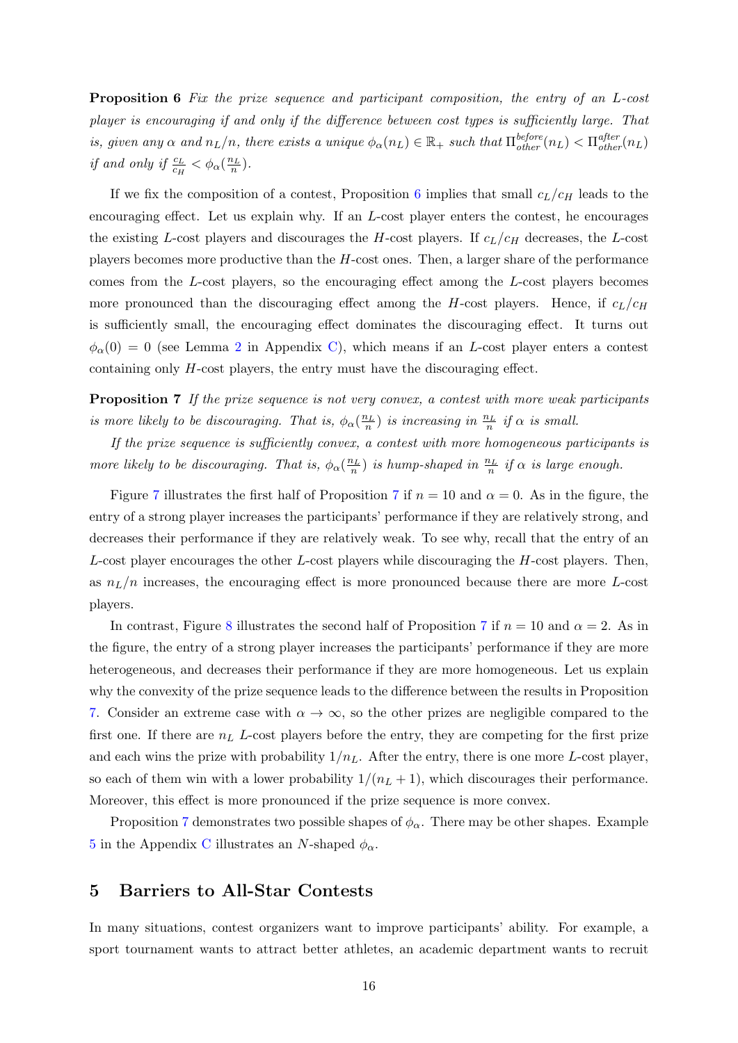**Proposition 6** *Fix the prize sequence and participant composition, the entry of an L-cost player is encouraging if and only if the difference between cost types is sufficiently large. That is, given any $\alpha$ and $n_L/n$, there exists a unique $\phi_\alpha(n_L) \in \mathbb{R}_+$ such that $\Pi^{before}_{other}(n_L) < \Pi^{after}_{other}(n_L)$ if and only if $\frac{c_L}{c_H} < \phi_\alpha(\frac{n_L}{n})$.*

If we fix the composition of a contest, Proposition 6 implies that small $c_L/c_H$ leads to the encouraging effect. Let us explain why. If an $L$-cost player enters the contest, he encourages the existing $L$-cost players and discourages the $H$-cost players. If $c_L/c_H$ decreases, the $L$-cost players becomes more productive than the $H$-cost ones. Then, a larger share of the performance comes from the $L$-cost players, so the encouraging effect among the $L$-cost players becomes more pronounced than the discouraging effect among the $H$-cost players. Hence, if $c_L/c_H$ is sufficiently small, the encouraging effect dominates the discouraging effect. It turns out $\phi_\alpha(0) = 0$ (see Lemma 2 in Appendix C), which means if an $L$-cost player enters a contest containing only $H$-cost players, the entry must have the discouraging effect.

**Proposition 7** *If the prize sequence is not very convex, a contest with more weak participants is more likely to be discouraging. That is, $\phi_\alpha(\frac{n_L}{n})$ is increasing in $\frac{n_L}{n}$ if $\alpha$ is small.*

*If the prize sequence is sufficiently convex, a contest with more homogeneous participants is more likely to be discouraging. That is, $\phi_\alpha(\frac{n_L}{n})$ is hump-shaped in $\frac{n_L}{n}$ if $\alpha$ is large enough.*

Figure 7 illustrates the first half of Proposition 7 if $n = 10$ and $\alpha = 0$. As in the figure, the entry of a strong player increases the participants' performance if they are relatively strong, and decreases their performance if they are relatively weak. To see why, recall that the entry of an $L$-cost player encourages the other $L$-cost players while discouraging the $H$-cost players. Then, as $n_L/n$ increases, the encouraging effect is more pronounced because there are more $L$-cost players.

In contrast, Figure 8 illustrates the second half of Proposition 7 if $n = 10$ and $\alpha = 2$. As in the figure, the entry of a strong player increases the participants' performance if they are more heterogeneous, and decreases their performance if they are more homogeneous. Let us explain why the convexity of the prize sequence leads to the difference between the results in Proposition 7. Consider an extreme case with $\alpha \to \infty$, so the other prizes are negligible compared to the first one. If there are $n_L$ $L$-cost players before the entry, they are competing for the first prize and each wins the prize with probability $1/n_L$. After the entry, there is one more $L$-cost player, so each of them win with a lower probability $1/(n_L + 1)$, which discourages their performance. Moreover, this effect is more pronounced if the prize sequence is more convex.

Proposition 7 demonstrates two possible shapes of $\phi_\alpha$. There may be other shapes. Example 5 in the Appendix C illustrates an $N$-shaped $\phi_\alpha$.

## 5 Barriers to All-Star Contests

In many situations, contest organizers want to improve participants' ability. For example, a sport tournament wants to attract better athletes, an academic department wants to recruit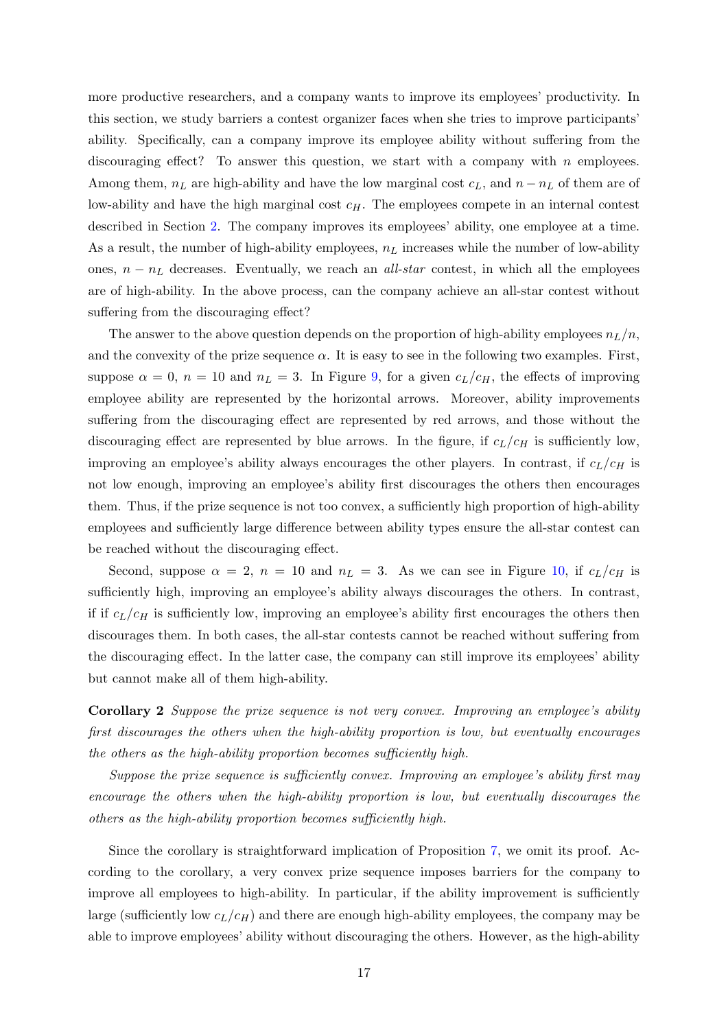more productive researchers, and a company wants to improve its employees' productivity. In this section, we study barriers a contest organizer faces when she tries to improve participants' ability. Specifically, can a company improve its employee ability without suffering from the discouraging effect? To answer this question, we start with a company with $n$ employees. Among them, $n_L$ are high-ability and have the low marginal cost $c_L$, and $n - n_L$ of them are of low-ability and have the high marginal cost $c_H$. The employees compete in an internal contest described in Section 2. The company improves its employees' ability, one employee at a time. As a result, the number of high-ability employees, $n_L$ increases while the number of low-ability ones, $n - n_L$ decreases. Eventually, we reach an *all-star* contest, in which all the employees are of high-ability. In the above process, can the company achieve an all-star contest without suffering from the discouraging effect?

The answer to the above question depends on the proportion of high-ability employees $n_L/n$, and the convexity of the prize sequence $\alpha$. It is easy to see in the following two examples. First, suppose $\alpha = 0$, $n = 10$ and $n_L = 3$. In Figure 9, for a given $c_L/c_H$, the effects of improving employee ability are represented by the horizontal arrows. Moreover, ability improvements suffering from the discouraging effect are represented by red arrows, and those without the discouraging effect are represented by blue arrows. In the figure, if $c_L/c_H$ is sufficiently low, improving an employee's ability always encourages the other players. In contrast, if $c_L/c_H$ is not low enough, improving an employee's ability first discourages the others then encourages them. Thus, if the prize sequence is not too convex, a sufficiently high proportion of high-ability employees and sufficiently large difference between ability types ensure the all-star contest can be reached without the discouraging effect.

Second, suppose $\alpha = 2$, $n = 10$ and $n_L = 3$. As we can see in Figure 10, if $c_L/c_H$ is sufficiently high, improving an employee's ability always discourages the others. In contrast, if if $c_L/c_H$ is sufficiently low, improving an employee's ability first encourages the others then discourages them. In both cases, the all-star contests cannot be reached without suffering from the discouraging effect. In the latter case, the company can still improve its employees' ability but cannot make all of them high-ability.

**Corollary 2** *Suppose the prize sequence is not very convex. Improving an employee's ability first discourages the others when the high-ability proportion is low, but eventually encourages the others as the high-ability proportion becomes sufficiently high.*

*Suppose the prize sequence is sufficiently convex. Improving an employee's ability first may encourage the others when the high-ability proportion is low, but eventually discourages the others as the high-ability proportion becomes sufficiently high.*

Since the corollary is straightforward implication of Proposition 7, we omit its proof. According to the corollary, a very convex prize sequence imposes barriers for the company to improve all employees to high-ability. In particular, if the ability improvement is sufficiently large (sufficiently low $c_L/c_H$) and there are enough high-ability employees, the company may be able to improve employees' ability without discouraging the others. However, as the high-ability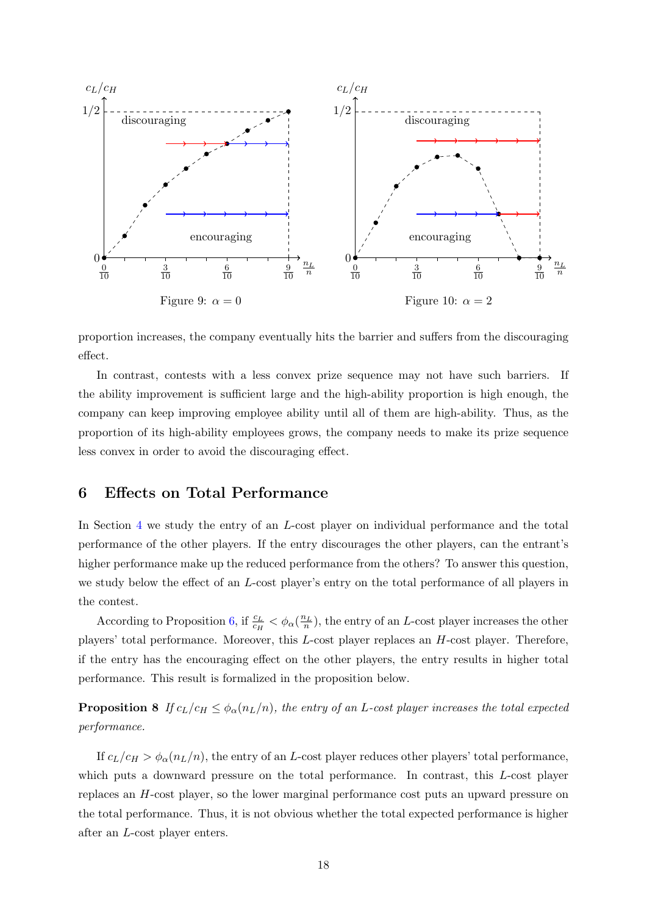Figure 9: $\alpha = 0$

Figure 10: $\alpha = 2$

proportion increases, the company eventually hits the barrier and suffers from the discouraging effect.

In contrast, contests with a less convex prize sequence may not have such barriers. If the ability improvement is sufficient large and the high-ability proportion is high enough, the company can keep improving employee ability until all of them are high-ability. Thus, as the proportion of its high-ability employees grows, the company needs to make its prize sequence less convex in order to avoid the discouraging effect.

## 6 Effects on Total Performance

In Section 4 we study the entry of an $L$-cost player on individual performance and the total performance of the other players. If the entry discourages the other players, can the entrant's higher performance make up the reduced performance from the others? To answer this question, we study below the effect of an $L$-cost player's entry on the total performance of all players in the contest.

According to Proposition 6, if $\frac{c_L}{c_H} < \phi_\alpha(\frac{n_L}{n})$, the entry of an $L$-cost player increases the other players' total performance. Moreover, this $L$-cost player replaces an $H$-cost player. Therefore, if the entry has the encouraging effect on the other players, the entry results in higher total performance. This result is formalized in the proposition below.

**Proposition 8** *If $c_L/c_H \leq \phi_\alpha(n_L/n)$, the entry of an $L$-cost player increases the total expected performance.*

If $c_L/c_H > \phi_\alpha(n_L/n)$, the entry of an $L$-cost player reduces other players' total performance, which puts a downward pressure on the total performance. In contrast, this $L$-cost player replaces an $H$-cost player, so the lower marginal performance cost puts an upward pressure on the total performance. Thus, it is not obvious whether the total expected performance is higher after an $L$-cost player enters.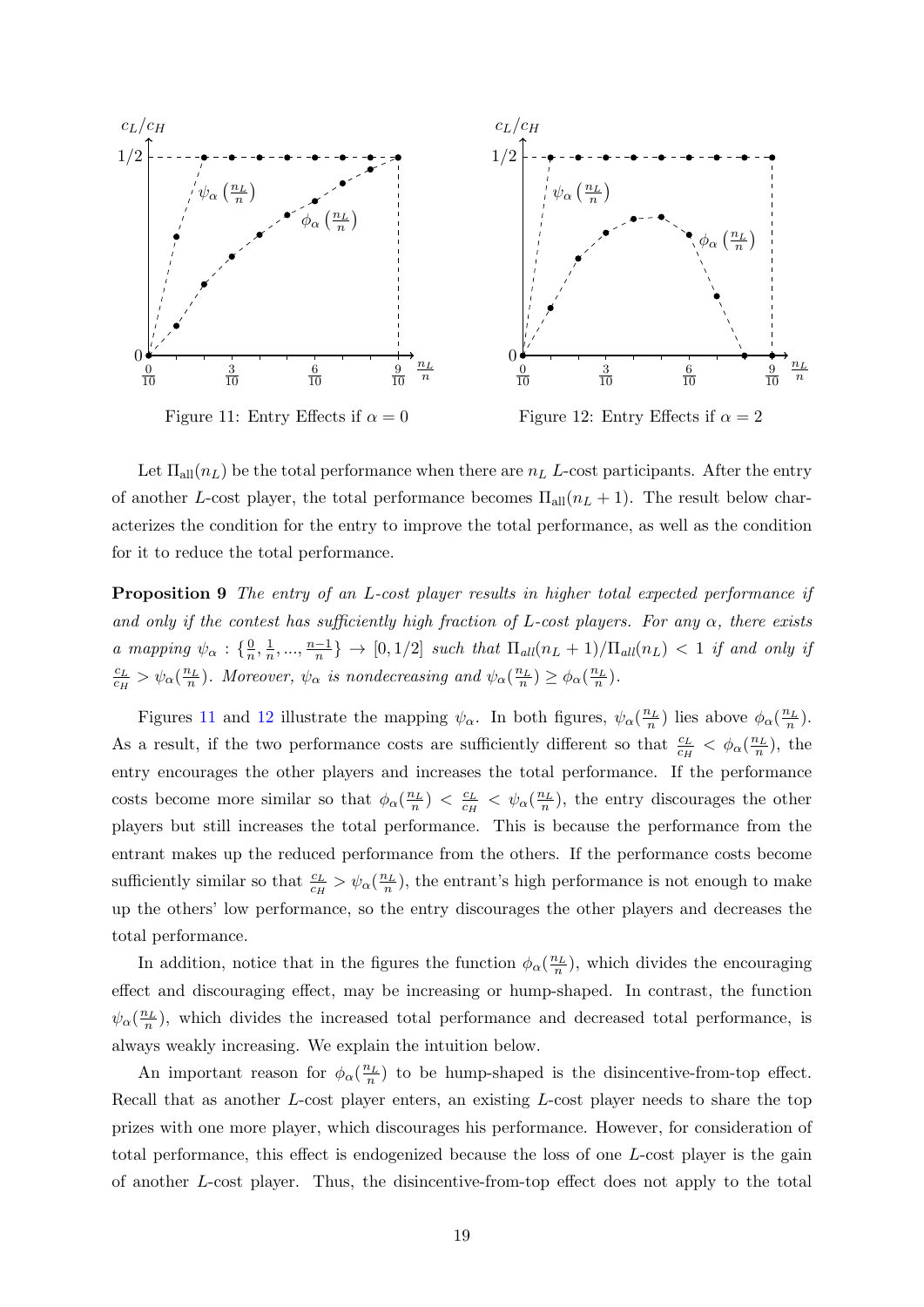Figure 11: Entry Effects if $\alpha = 0$

Figure 12: Entry Effects if $\alpha = 2$

Let $\Pi_{\text{all}}(n_L)$ be the total performance when there are $n_L$ $L$-cost participants. After the entry of another $L$-cost player, the total performance becomes $\Pi_{\text{all}}(n_L + 1)$. The result below characterizes the condition for the entry to improve the total performance, as well as the condition for it to reduce the total performance.

**Proposition 9** *The entry of an L-cost player results in higher total expected performance if and only if the contest has sufficiently high fraction of L-cost players. For any $\alpha$, there exists a mapping $\psi_\alpha : \{\frac{0}{n}, \frac{1}{n}, ..., \frac{n-1}{n}\} \to [0, 1/2]$ such that $\Pi_{all}(n_L + 1)/\Pi_{all}(n_L) < 1$ if and only if $\frac{c_L}{c_H} > \psi_\alpha(\frac{n_L}{n})$. Moreover, $\psi_\alpha$ is nondecreasing and $\psi_\alpha(\frac{n_L}{n}) \geq \phi_\alpha(\frac{n_L}{n})$.*

Figures 11 and 12 illustrate the mapping $\psi_\alpha$. In both figures, $\psi_\alpha(\frac{n_L}{n})$ lies above $\phi_\alpha(\frac{n_L}{n})$. As a result, if the two performance costs are sufficiently different so that $\frac{c_L}{c_H} < \phi_\alpha(\frac{n_L}{n})$, the entry encourages the other players and increases the total performance. If the performance costs become more similar so that $\phi_\alpha(\frac{n_L}{n}) < \frac{c_L}{c_H} < \psi_\alpha(\frac{n_L}{n})$, the entry discourages the other players but still increases the total performance. This is because the performance from the entrant makes up the reduced performance from the others. If the performance costs become sufficiently similar so that $\frac{c_L}{c_H} > \psi_\alpha(\frac{n_L}{n})$, the entrant's high performance is not enough to make up the others' low performance, so the entry discourages the other players and decreases the total performance.

In addition, notice that in the figures the function $\phi_\alpha(\frac{n_L}{n})$, which divides the encouraging effect and discouraging effect, may be increasing or hump-shaped. In contrast, the function $\psi_\alpha(\frac{n_L}{n})$, which divides the increased total performance and decreased total performance, is always weakly increasing. We explain the intuition below.

An important reason for $\phi_\alpha(\frac{n_L}{n})$ to be hump-shaped is the disincentive-from-top effect. Recall that as another $L$-cost player enters, an existing $L$-cost player needs to share the top prizes with one more player, which discourages his performance. However, for consideration of total performance, this effect is endogenized because the loss of one $L$-cost player is the gain of another $L$-cost player. Thus, the disincentive-from-top effect does not apply to the total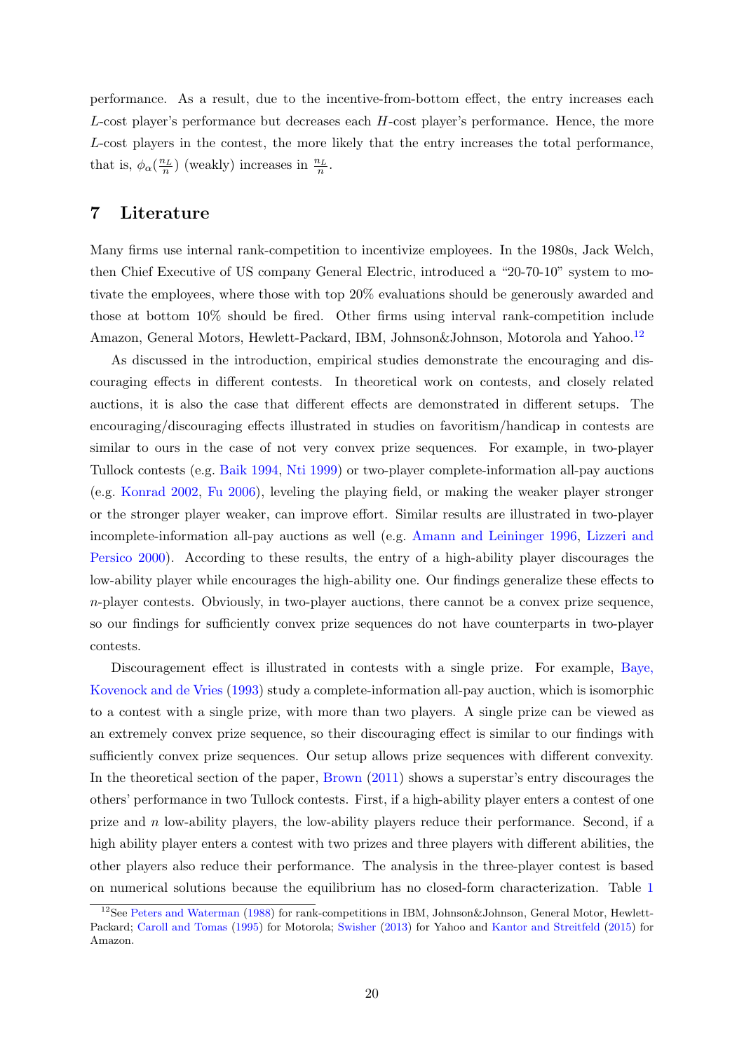performance. As a result, due to the incentive-from-bottom effect, the entry increases each $L$-cost player's performance but decreases each $H$-cost player's performance. Hence, the more $L$-cost players in the contest, the more likely that the entry increases the total performance, that is, $\phi_\alpha(\frac{n_L}{n})$ (weakly) increases in $\frac{n_L}{n}$.

## 7 Literature

Many firms use internal rank-competition to incentivize employees. In the 1980s, Jack Welch, then Chief Executive of US company General Electric, introduced a "20-70-10" system to motivate the employees, where those with top 20% evaluations should be generously awarded and those at bottom 10% should be fired. Other firms using interval rank-competition include Amazon, General Motors, Hewlett-Packard, IBM, Johnson&Johnson, Motorola and Yahoo.[12]

As discussed in the introduction, empirical studies demonstrate the encouraging and discouraging effects in different contests. In theoretical work on contests, and closely related auctions, it is also the case that different effects are demonstrated in different setups. The encouraging/discouraging effects illustrated in studies on favoritism/handicap in contests are similar to ours in the case of not very convex prize sequences. For example, in two-player Tullock contests (e.g. Baik 1994, Nti 1999) or two-player complete-information all-pay auctions (e.g. Konrad 2002, Fu 2006), leveling the playing field, or making the weaker player stronger or the stronger player weaker, can improve effort. Similar results are illustrated in two-player incomplete-information all-pay auctions as well (e.g. Amann and Leininger 1996, Lizzeri and Persico 2000). According to these results, the entry of a high-ability player discourages the low-ability player while encourages the high-ability one. Our findings generalize these effects to $n$-player contests. Obviously, in two-player auctions, there cannot be a convex prize sequence, so our findings for sufficiently convex prize sequences do not have counterparts in two-player contests.

Discouragement effect is illustrated in contests with a single prize. For example, Baye, Kovenock and de Vries (1993) study a complete-information all-pay auction, which is isomorphic to a contest with a single prize, with more than two players. A single prize can be viewed as an extremely convex prize sequence, so their discouraging effect is similar to our findings with sufficiently convex prize sequences. Our setup allows prize sequences with different convexity. In the theoretical section of the paper, Brown (2011) shows a superstar's entry discourages the others' performance in two Tullock contests. First, if a high-ability player enters a contest of one prize and $n$ low-ability players, the low-ability players reduce their performance. Second, if a high ability player enters a contest with two prizes and three players with different abilities, the other players also reduce their performance. The analysis in the three-player contest is based on numerical solutions because the equilibrium has no closed-form characterization. Table 1

[12] See Peters and Waterman (1988) for rank-competitions in IBM, Johnson&Johnson, General Motor, Hewlett-Packard; Caroll and Tomas (1995) for Motorola; Swisher (2013) for Yahoo and Kantor and Streitfeld (2015) for Amazon.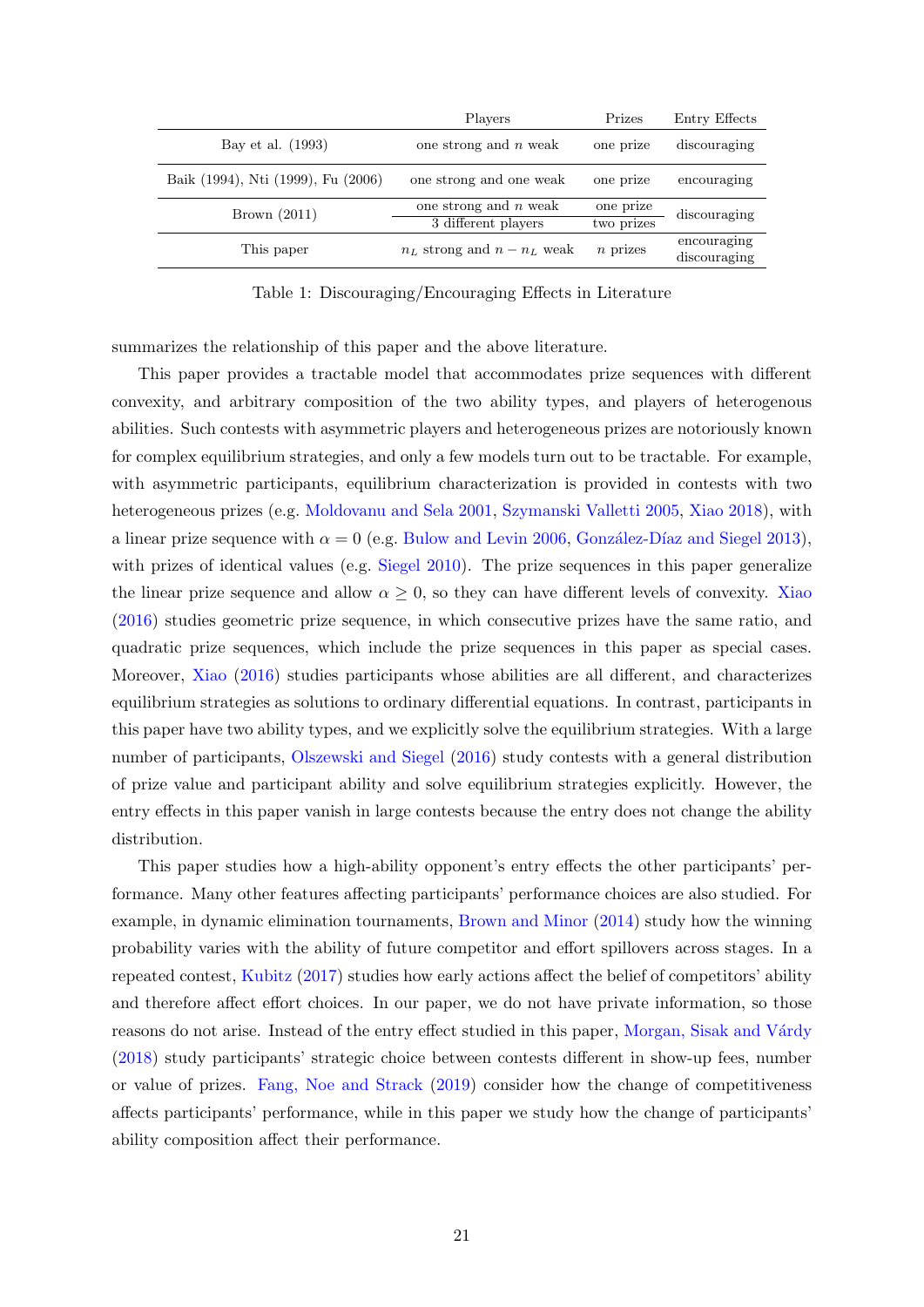| | Players | Prizes | Entry Effects |
|---|---|---|---|
| Bay et al. (1993) | one strong and $n$ weak | one prize | discouraging |
| Baik (1994), Nti (1999), Fu (2006) | one strong and one weak | one prize | encouraging |
| Brown (2011) | one strong and $n$ weak | one prize | discouraging |
| | 3 different players | two prizes | |
| This paper | $n_L$ strong and $n - n_L$ weak | $n$ prizes | encouraging discouraging |

Table 1: Discouraging/Encouraging Effects in Literature

summarizes the relationship of this paper and the above literature.

This paper provides a tractable model that accommodates prize sequences with different convexity, and arbitrary composition of the two ability types, and players of heterogenous abilities. Such contests with asymmetric players and heterogeneous prizes are notoriously known for complex equilibrium strategies, and only a few models turn out to be tractable. For example, with asymmetric participants, equilibrium characterization is provided in contests with two heterogeneous prizes (e.g. Moldovanu and Sela 2001, Szymanski Valletti 2005, Xiao 2018), with a linear prize sequence with $\alpha = 0$ (e.g. Bulow and Levin 2006, González-Díaz and Siegel 2013), with prizes of identical values (e.g. Siegel 2010). The prize sequences in this paper generalize the linear prize sequence and allow $\alpha \geq 0$, so they can have different levels of convexity. Xiao (2016) studies geometric prize sequence, in which consecutive prizes have the same ratio, and quadratic prize sequences, which include the prize sequences in this paper as special cases. Moreover, Xiao (2016) studies participants whose abilities are all different, and characterizes equilibrium strategies as solutions to ordinary differential equations. In contrast, participants in this paper have two ability types, and we explicitly solve the equilibrium strategies. With a large number of participants, Olszewski and Siegel (2016) study contests with a general distribution of prize value and participant ability and solve equilibrium strategies explicitly. However, the entry effects in this paper vanish in large contests because the entry does not change the ability distribution.

This paper studies how a high-ability opponent's entry effects the other participants' performance. Many other features affecting participants' performance choices are also studied. For example, in dynamic elimination tournaments, Brown and Minor (2014) study how the winning probability varies with the ability of future competitor and effort spillovers across stages. In a repeated contest, Kubitz (2017) studies how early actions affect the belief of competitors' ability and therefore affect effort choices. In our paper, we do not have private information, so those reasons do not arise. Instead of the entry effect studied in this paper, Morgan, Sisak and Várdy (2018) study participants' strategic choice between contests different in show-up fees, number or value of prizes. Fang, Noe and Strack (2019) consider how the change of competitiveness affects participants' performance, while in this paper we study how the change of participants' ability composition affect their performance.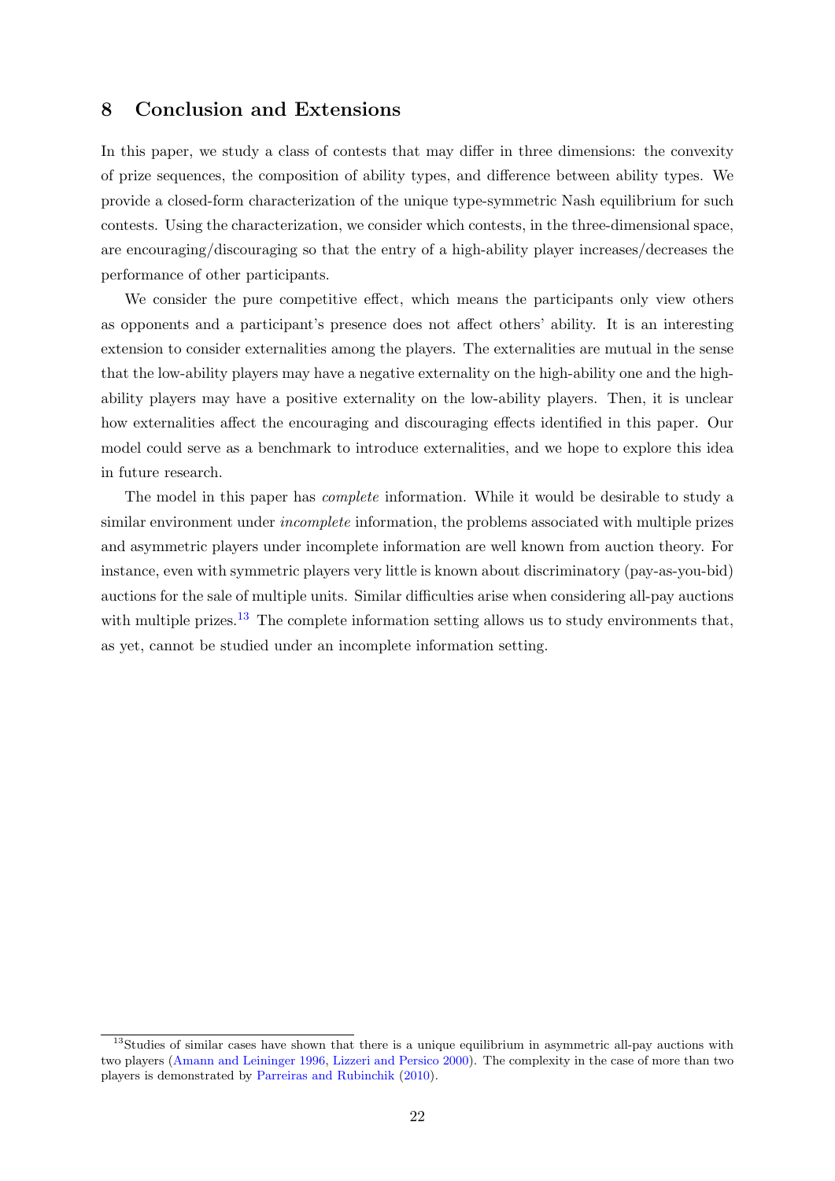## 8 Conclusion and Extensions

In this paper, we study a class of contests that may differ in three dimensions: the convexity of prize sequences, the composition of ability types, and difference between ability types. We provide a closed-form characterization of the unique type-symmetric Nash equilibrium for such contests. Using the characterization, we consider which contests, in the three-dimensional space, are encouraging/discouraging so that the entry of a high-ability player increases/decreases the performance of other participants.

We consider the pure competitive effect, which means the participants only view others as opponents and a participant's presence does not affect others' ability. It is an interesting extension to consider externalities among the players. The externalities are mutual in the sense that the low-ability players may have a negative externality on the high-ability one and the high-ability players may have a positive externality on the low-ability players. Then, it is unclear how externalities affect the encouraging and discouraging effects identified in this paper. Our model could serve as a benchmark to introduce externalities, and we hope to explore this idea in future research.

The model in this paper has *complete* information. While it would be desirable to study a similar environment under *incomplete* information, the problems associated with multiple prizes and asymmetric players under incomplete information are well known from auction theory. For instance, even with symmetric players very little is known about discriminatory (pay-as-you-bid) auctions for the sale of multiple units. Similar difficulties arise when considering all-pay auctions with multiple prizes.[13] The complete information setting allows us to study environments that, as yet, cannot be studied under an incomplete information setting.

[13] Studies of similar cases have shown that there is a unique equilibrium in asymmetric all-pay auctions with two players (Amann and Leininger 1996, Lizzeri and Persico 2000). The complexity in the case of more than two players is demonstrated by Parreiras and Rubinchik (2010).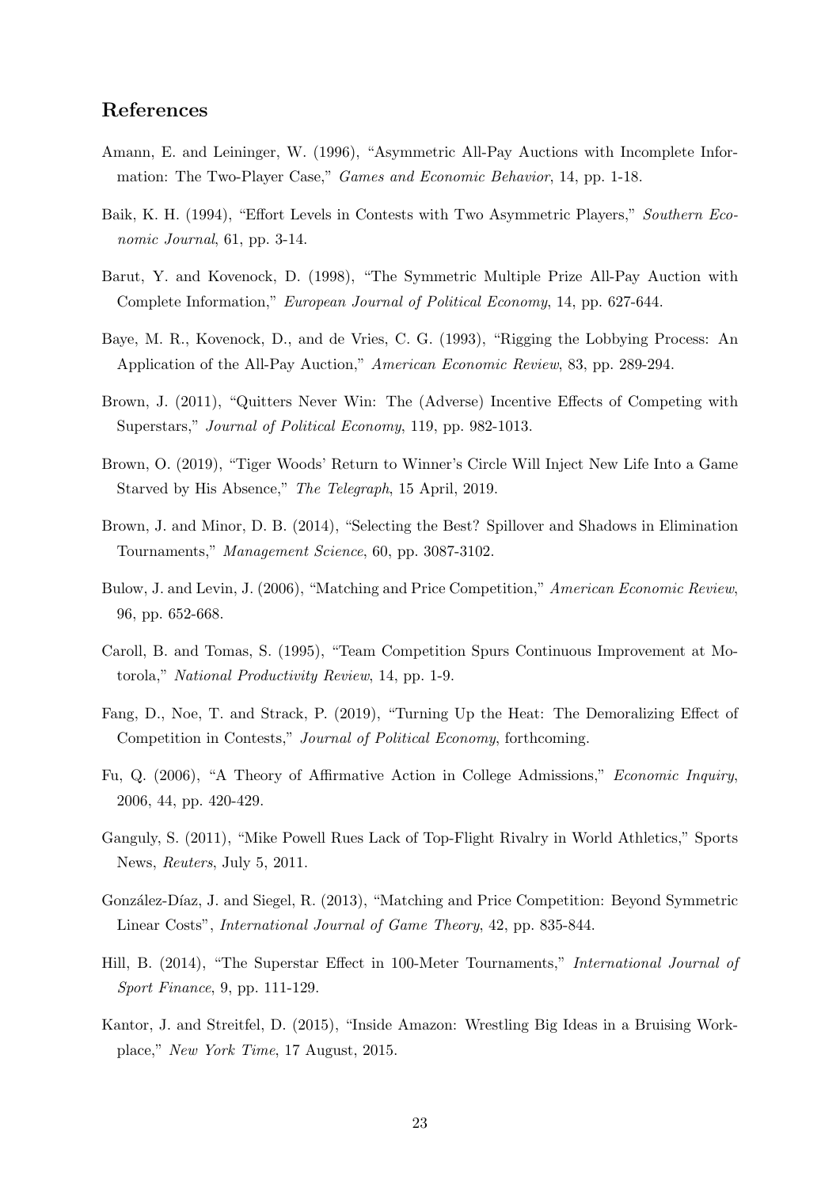## References

Amann, E. and Leininger, W. (1996), "Asymmetric All-Pay Auctions with Incomplete Information: The Two-Player Case," *Games and Economic Behavior*, 14, pp. 1-18.

Baik, K. H. (1994), "Effort Levels in Contests with Two Asymmetric Players," *Southern Economic Journal*, 61, pp. 3-14.

Barut, Y. and Kovenock, D. (1998), "The Symmetric Multiple Prize All-Pay Auction with Complete Information," *European Journal of Political Economy*, 14, pp. 627-644.

Baye, M. R., Kovenock, D., and de Vries, C. G. (1993), "Rigging the Lobbying Process: An Application of the All-Pay Auction," *American Economic Review*, 83, pp. 289-294.

Brown, J. (2011), "Quitters Never Win: The (Adverse) Incentive Effects of Competing with Superstars," *Journal of Political Economy*, 119, pp. 982-1013.

Brown, O. (2019), "Tiger Woods' Return to Winner's Circle Will Inject New Life Into a Game Starved by His Absence," *The Telegraph*, 15 April, 2019.

Brown, J. and Minor, D. B. (2014), "Selecting the Best? Spillover and Shadows in Elimination Tournaments," *Management Science*, 60, pp. 3087-3102.

Bulow, J. and Levin, J. (2006), "Matching and Price Competition," *American Economic Review*, 96, pp. 652-668.

Caroll, B. and Tomas, S. (1995), "Team Competition Spurs Continuous Improvement at Motorola," *National Productivity Review*, 14, pp. 1-9.

Fang, D., Noe, T. and Strack, P. (2019), "Turning Up the Heat: The Demoralizing Effect of Competition in Contests," *Journal of Political Economy*, forthcoming.

Fu, Q. (2006), "A Theory of Affirmative Action in College Admissions," *Economic Inquiry*, 2006, 44, pp. 420-429.

Ganguly, S. (2011), "Mike Powell Rues Lack of Top-Flight Rivalry in World Athletics," Sports News, *Reuters*, July 5, 2011.

González-Díaz, J. and Siegel, R. (2013), "Matching and Price Competition: Beyond Symmetric Linear Costs", *International Journal of Game Theory*, 42, pp. 835-844.

Hill, B. (2014), "The Superstar Effect in 100-Meter Tournaments," *International Journal of Sport Finance*, 9, pp. 111-129.

Kantor, J. and Streitfel, D. (2015), "Inside Amazon: Wrestling Big Ideas in a Bruising Workplace," *New York Time*, 17 August, 2015.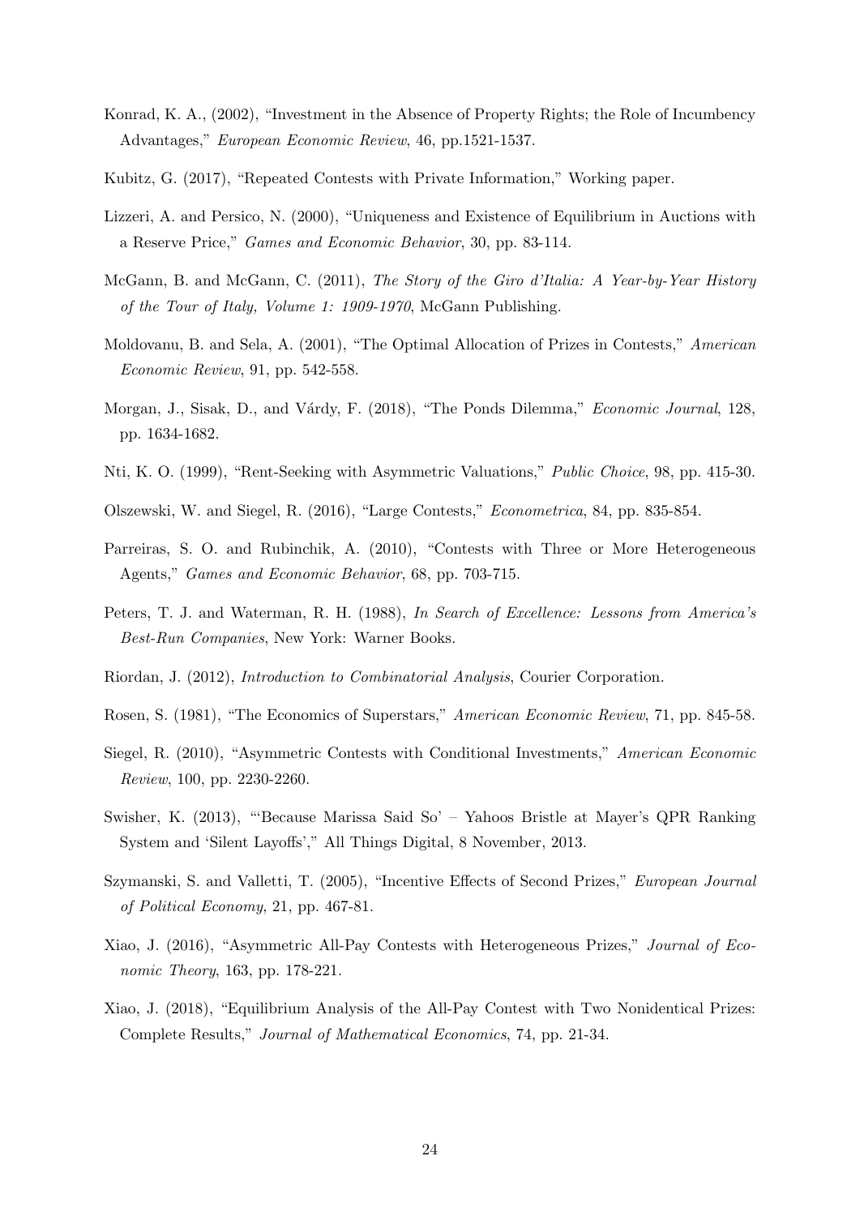Konrad, K. A., (2002), "Investment in the Absence of Property Rights; the Role of Incumbency Advantages," *European Economic Review*, 46, pp.1521-1537.

Kubitz, G. (2017), "Repeated Contests with Private Information," Working paper.

Lizzeri, A. and Persico, N. (2000), "Uniqueness and Existence of Equilibrium in Auctions with a Reserve Price," *Games and Economic Behavior*, 30, pp. 83-114.

McGann, B. and McGann, C. (2011), *The Story of the Giro d'Italia: A Year-by-Year History of the Tour of Italy, Volume 1: 1909-1970*, McGann Publishing.

Moldovanu, B. and Sela, A. (2001), "The Optimal Allocation of Prizes in Contests," *American Economic Review*, 91, pp. 542-558.

Morgan, J., Sisak, D., and Várdy, F. (2018), "The Ponds Dilemma," *Economic Journal*, 128, pp. 1634-1682.

Nti, K. O. (1999), "Rent-Seeking with Asymmetric Valuations," *Public Choice*, 98, pp. 415-30.

Olszewski, W. and Siegel, R. (2016), "Large Contests," *Econometrica*, 84, pp. 835-854.

Parreiras, S. O. and Rubinchik, A. (2010), "Contests with Three or More Heterogeneous Agents," *Games and Economic Behavior*, 68, pp. 703-715.

Peters, T. J. and Waterman, R. H. (1988), *In Search of Excellence: Lessons from America's Best-Run Companies*, New York: Warner Books.

Riordan, J. (2012), *Introduction to Combinatorial Analysis*, Courier Corporation.

Rosen, S. (1981), "The Economics of Superstars," *American Economic Review*, 71, pp. 845-58.

Siegel, R. (2010), "Asymmetric Contests with Conditional Investments," *American Economic Review*, 100, pp. 2230-2260.

Swisher, K. (2013), "'Because Marissa Said So' – Yahoos Bristle at Mayer's QPR Ranking System and 'Silent Layoffs'," All Things Digital, 8 November, 2013.

Szymanski, S. and Valletti, T. (2005), "Incentive Effects of Second Prizes," *European Journal of Political Economy*, 21, pp. 467-81.

Xiao, J. (2016), "Asymmetric All-Pay Contests with Heterogeneous Prizes," *Journal of Economic Theory*, 163, pp. 178-221.

Xiao, J. (2018), "Equilibrium Analysis of the All-Pay Contest with Two Nonidentical Prizes: Complete Results," *Journal of Mathematical Economics*, 74, pp. 21-34.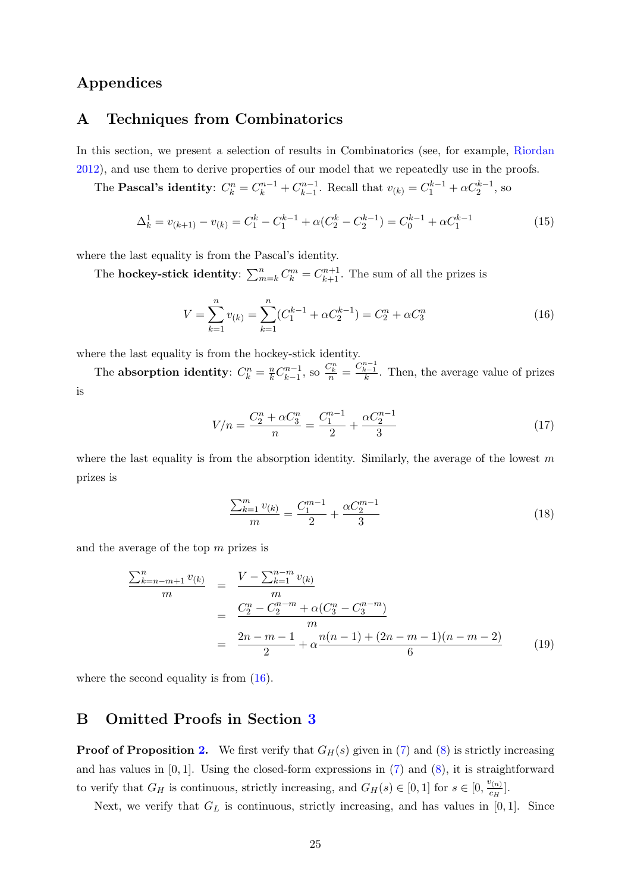# Appendices

## A Techniques from Combinatorics

In this section, we present a selection of results in Combinatorics (see, for example, Riordan 2012), and use them to derive properties of our model that we repeatedly use in the proofs.

The **Pascal's identity**: $C_k^n = C_k^{n-1} + C_{k-1}^{n-1}$. Recall that $v_{(k)} = C_1^{k-1} + \alpha C_2^{k-1}$, so

$$\Delta_k^1 = v_{(k+1)} - v_{(k)} = C_1^k - C_1^{k-1} + \alpha(C_2^k - C_2^{k-1}) = C_0^{k-1} + \alpha C_1^{k-1} \tag{15}$$

where the last equality is from the Pascal's identity.

The **hockey-stick identity**: $\sum_{m=k}^n C_k^m = C_{k+1}^{n+1}$. The sum of all the prizes is

$$V = \sum_{k=1}^n v_{(k)} = \sum_{k=1}^n (C_1^{k-1} + \alpha C_2^{k-1}) = C_2^n + \alpha C_3^n \tag{16}$$

where the last equality is from the hockey-stick identity.

The **absorption identity**: $C_k^n = \frac{n}{k} C_{k-1}^{n-1}$, so $\frac{C_k^n}{n} = \frac{C_{k-1}^{n-1}}{k}$. Then, the average value of prizes is

$$V/n = \frac{C_2^n + \alpha C_3^n}{n} = \frac{C_1^{n-1}}{2} + \frac{\alpha C_2^{n-1}}{3} \tag{17}$$

where the last equality is from the absorption identity. Similarly, the average of the lowest $m$ prizes is

$$\frac{\sum_{k=1}^m v_{(k)}}{m} = \frac{C_1^{m-1}}{2} + \frac{\alpha C_2^{m-1}}{3} \tag{18}$$

and the average of the top $m$ prizes is

$$\begin{aligned}
\frac{\sum_{k=n-m+1}^n v_{(k)}}{m} &= \frac{V - \sum_{k=1}^{n-m} v_{(k)}}{m} \\
&= \frac{C_2^n - C_2^{n-m} + \alpha(C_3^n - C_3^{n-m})}{m} \\
&= \frac{2n-m-1}{2} + \alpha\frac{n(n-1) + (2n-m-1)(n-m-2)}{6}
\end{aligned} \tag{19}$$

where the second equality is from (16).

## B Omitted Proofs in Section 3

**Proof of Proposition 2.** We first verify that $G_H(s)$ given in (7) and (8) is strictly increasing and has values in $[0, 1]$. Using the closed-form expressions in (7) and (8), it is straightforward to verify that $G_H$ is continuous, strictly increasing, and $G_H(s) \in [0, 1]$ for $s \in [0, \frac{v_{(n)}}{c_H}]$.

Next, we verify that $G_L$ is continuous, strictly increasing, and has values in $[0, 1]$. Since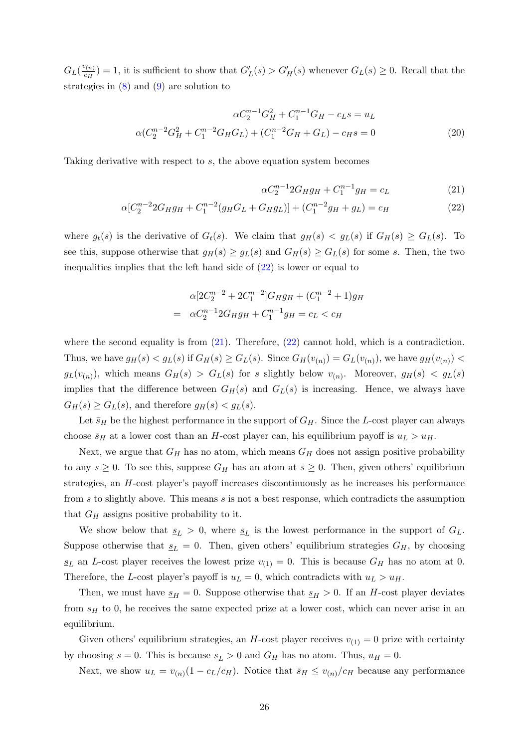$G_L(\frac{v_{(n)}}{c_H}) = 1$, it is sufficient to show that $G'_L(s) > G'_H(s)$ whenever $G_L(s) \geq 0$. Recall that the strategies in (8) and (9) are solution to

$$
\begin{aligned}
\alpha C_2^{n-1} G_H^2 + C_1^{n-1} G_H - c_L s &= u_L \\
\alpha (C_2^{n-2} G_H^2 + C_1^{n-2} G_H G_L) + (C_1^{n-2} G_H + G_L) - c_H s &= 0
\end{aligned}
\tag{20}
$$

Taking derivative with respect to $s$, the above equation system becomes

$$
\alpha C_2^{n-1} 2 G_H g_H + C_1^{n-1} g_H = c_L \tag{21}
$$

$$
\alpha [C_2^{n-2} 2 G_H g_H + C_1^{n-2} (g_H G_L + G_H g_L)] + (C_1^{n-2} g_H + g_L) = c_H \tag{22}
$$

where $g_t(s)$ is the derivative of $G_t(s)$. We claim that $g_H(s) < g_L(s)$ if $G_H(s) \geq G_L(s)$. To see this, suppose otherwise that $g_H(s) \geq g_L(s)$ and $G_H(s) \geq G_L(s)$ for some $s$. Then, the two inequalities implies that the left hand side of (22) is lower or equal to

$$
\begin{aligned}
& \alpha [2 C_2^{n-2} + 2 C_1^{n-2}] G_H g_H + (C_1^{n-2} + 1) g_H \\
= \; & \alpha C_2^{n-1} 2 G_H g_H + C_1^{n-1} g_H = c_L < c_H
\end{aligned}
$$

where the second equality is from (21). Therefore, (22) cannot hold, which is a contradiction. Thus, we have $g_H(s) < g_L(s)$ if $G_H(s) \geq G_L(s)$. Since $G_H(v_{(n)}) = G_L(v_{(n)})$, we have $g_H(v_{(n)}) < g_L(v_{(n)})$, which means $G_H(s) > G_L(s)$ for $s$ slightly below $v_{(n)}$. Moreover, $g_H(s) < g_L(s)$ implies that the difference between $G_H(s)$ and $G_L(s)$ is increasing. Hence, we always have $G_H(s) \geq G_L(s)$, and therefore $g_H(s) < g_L(s)$.

Let $\bar{s}_H$ be the highest performance in the support of $G_H$. Since the $L$-cost player can always choose $\bar{s}_H$ at a lower cost than an $H$-cost player can, his equilibrium payoff is $u_L > u_H$.

Next, we argue that $G_H$ has no atom, which means $G_H$ does not assign positive probability to any $s \geq 0$. To see this, suppose $G_H$ has an atom at $s \geq 0$. Then, given others' equilibrium strategies, an $H$-cost player's payoff increases discontinuously as he increases his performance from $s$ to slightly above. This means $s$ is not a best response, which contradicts the assumption that $G_H$ assigns positive probability to it.

We show below that $\underline{s}_L > 0$, where $\underline{s}_L$ is the lowest performance in the support of $G_L$. Suppose otherwise that $\underline{s}_L = 0$. Then, given others' equilibrium strategies $G_H$, by choosing $\underline{s}_L$ an $L$-cost player receives the lowest prize $v_{(1)} = 0$. This is because $G_H$ has no atom at 0. Therefore, the $L$-cost player's payoff is $u_L = 0$, which contradicts with $u_L > u_H$.

Then, we must have $\underline{s}_H = 0$. Suppose otherwise that $\underline{s}_H > 0$. If an $H$-cost player deviates from $s_H$ to 0, he receives the same expected prize at a lower cost, which can never arise in an equilibrium.

Given others' equilibrium strategies, an $H$-cost player receives $v_{(1)} = 0$ prize with certainty by choosing $s = 0$. This is because $\underline{s}_L > 0$ and $G_H$ has no atom. Thus, $u_H = 0$.

Next, we show $u_L = v_{(n)}(1 - c_L/c_H)$. Notice that $\bar{s}_H \leq v_{(n)}/c_H$ because any performance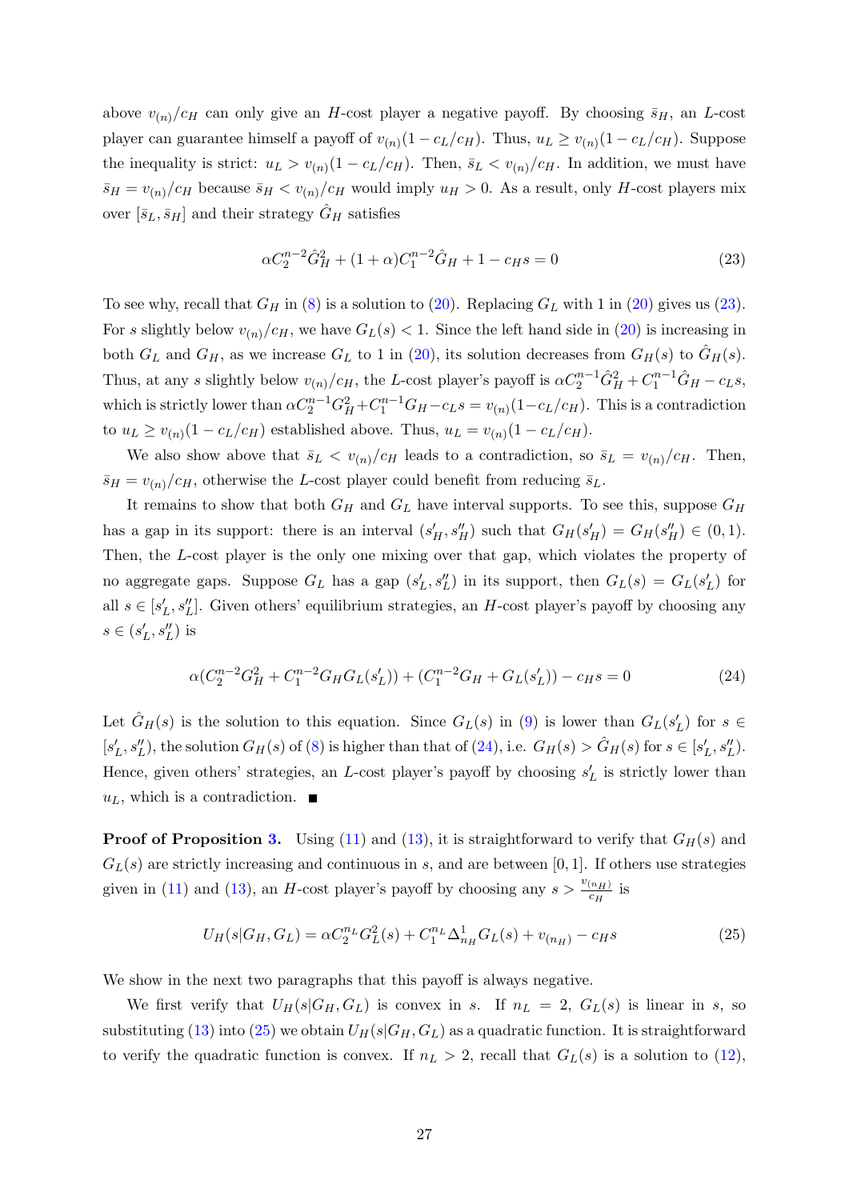above $v_{(n)}/c_H$ can only give an $H$-cost player a negative payoff. By choosing $\bar{s}_H$, an $L$-cost player can guarantee himself a payoff of $v_{(n)}(1 - c_L/c_H)$. Thus, $u_L \geq v_{(n)}(1 - c_L/c_H)$. Suppose the inequality is strict: $u_L > v_{(n)}(1 - c_L/c_H)$. Then, $\bar{s}_L < v_{(n)}/c_H$. In addition, we must have $\bar{s}_H = v_{(n)}/c_H$ because $\bar{s}_H < v_{(n)}/c_H$ would imply $u_H > 0$. As a result, only $H$-cost players mix over $[\bar{s}_L, \bar{s}_H]$ and their strategy $\hat{G}_H$ satisfies

$$\alpha C_2^{n-2}\hat{G}_H^2 + (1+\alpha)C_1^{n-2}\hat{G}_H + 1 - c_H s = 0 \tag{23}$$

To see why, recall that $G_H$ in (8) is a solution to (20). Replacing $G_L$ with 1 in (20) gives us (23). For $s$ slightly below $v_{(n)}/c_H$, we have $G_L(s) < 1$. Since the left hand side in (20) is increasing in both $G_L$ and $G_H$, as we increase $G_L$ to 1 in (20), its solution decreases from $G_H(s)$ to $\hat{G}_H(s)$. Thus, at any $s$ slightly below $v_{(n)}/c_H$, the $L$-cost player's payoff is $\alpha C_2^{n-1}\hat{G}_H^2 + C_1^{n-1}\hat{G}_H - c_L s$, which is strictly lower than $\alpha C_2^{n-1}G_H^2 + C_1^{n-1}G_H - c_L s = v_{(n)}(1 - c_L/c_H)$. This is a contradiction to $u_L \geq v_{(n)}(1 - c_L/c_H)$ established above. Thus, $u_L = v_{(n)}(1 - c_L/c_H)$.

We also show above that $\bar{s}_L < v_{(n)}/c_H$ leads to a contradiction, so $\bar{s}_L = v_{(n)}/c_H$. Then, $\bar{s}_H = v_{(n)}/c_H$, otherwise the $L$-cost player could benefit from reducing $\bar{s}_L$.

It remains to show that both $G_H$ and $G_L$ have interval supports. To see this, suppose $G_H$ has a gap in its support: there is an interval $(s'_H, s''_H)$ such that $G_H(s'_H) = G_H(s''_H) \in (0, 1)$. Then, the $L$-cost player is the only one mixing over that gap, which violates the property of no aggregate gaps. Suppose $G_L$ has a gap $(s'_L, s''_L)$ in its support, then $G_L(s) = G_L(s'_L)$ for all $s \in [s'_L, s''_L]$. Given others' equilibrium strategies, an $H$-cost player's payoff by choosing any $s \in (s'_L, s''_L)$ is

$$\alpha(C_2^{n-2}G_H^2 + C_1^{n-2}G_H G_L(s'_L)) + (C_1^{n-2}G_H + G_L(s'_L)) - c_H s = 0 \tag{24}$$

Let $\hat{G}_H(s)$ is the solution to this equation. Since $G_L(s)$ in (9) is lower than $G_L(s'_L)$ for $s \in [s'_L, s''_L]$, the solution $G_H(s)$ of (8) is higher than that of (24), i.e. $G_H(s) > \hat{G}_H(s)$ for $s \in [s'_L, s''_L)$. Hence, given others' strategies, an $L$-cost player's payoff by choosing $s'_L$ is strictly lower than $u_L$, which is a contradiction. ■

**Proof of Proposition 3.** Using (11) and (13), it is straightforward to verify that $G_H(s)$ and $G_L(s)$ are strictly increasing and continuous in $s$, and are between $[0, 1]$. If others use strategies given in (11) and (13), an $H$-cost player's payoff by choosing any $s > \frac{v_{(n_H)}}{c_H}$ is

$$U_H(s|G_H, G_L) = \alpha C_2^{n_L}G_L^2(s) + C_1^{n_L}\Delta_{n_H}^1 G_L(s) + v_{(n_H)} - c_H s \tag{25}$$

We show in the next two paragraphs that this payoff is always negative.

We first verify that $U_H(s|G_H, G_L)$ is convex in $s$. If $n_L = 2$, $G_L(s)$ is linear in $s$, so substituting (13) into (25) we obtain $U_H(s|G_H, G_L)$ as a quadratic function. It is straightforward to verify the quadratic function is convex. If $n_L > 2$, recall that $G_L(s)$ is a solution to (12),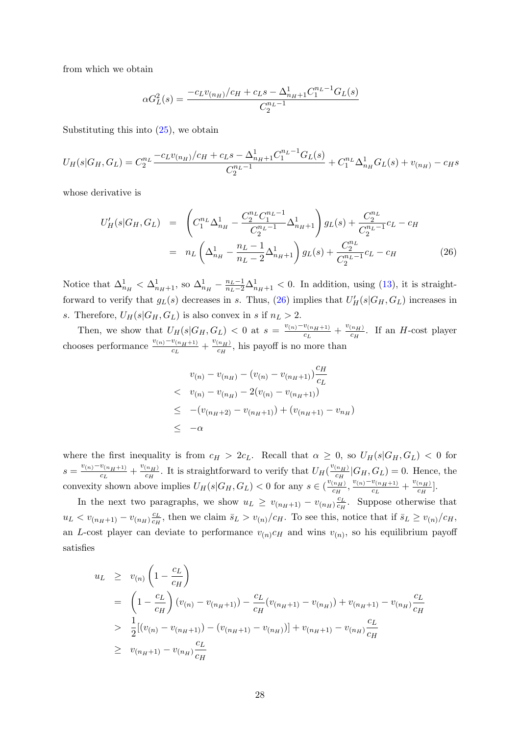from which we obtain

$$\alpha G_L^2(s) = \frac{-c_L v_{(n_H)}/c_H + c_L s - \Delta^1_{n_H+1} C_1^{n_L-1} G_L(s)}{C_2^{n_L-1}}$$

Substituting this into (25), we obtain

$$U_H(s|G_H, G_L) = C_2^{n_L} \frac{-c_L v_{(n_H)}/c_H + c_L s - \Delta^1_{n_H+1} C_1^{n_L-1} G_L(s)}{C_2^{n_L-1}} + C_1^{n_L} \Delta^1_{n_H} G_L(s) + v_{(n_H)} - c_H s$$

whose derivative is

$$\begin{aligned}
U'_H(s|G_H, G_L) &= \left( C_1^{n_L} \Delta^1_{n_H} - \frac{C_2^{n_L} C_1^{n_L-1}}{C_2^{n_L-1}} \Delta^1_{n_H+1} \right) g_L(s) + \frac{C_2^{n_L}}{C_2^{n_L-1}} c_L - c_H \\
&= n_L \left( \Delta^1_{n_H} - \frac{n_L - 1}{n_L - 2} \Delta^1_{n_H+1} \right) g_L(s) + \frac{C_2^{n_L}}{C_2^{n_L-1}} c_L - c_H \qquad (26)
\end{aligned}$$

Notice that $\Delta^1_{n_H} < \Delta^1_{n_H+1}$, so $\Delta^1_{n_H} - \frac{n_L-1}{n_L-2} \Delta^1_{n_H+1} < 0$. In addition, using (13), it is straightforward to verify that $g_L(s)$ decreases in $s$. Thus, (26) implies that $U'_H(s|G_H, G_L)$ increases in $s$. Therefore, $U_H(s|G_H, G_L)$ is also convex in $s$ if $n_L > 2$.

Then, we show that $U_H(s|G_H, G_L) < 0$ at $s = \frac{v_{(n)} - v_{(n_H+1)}}{c_L} + \frac{v_{(n_H)}}{c_H}$. If an $H$-cost player chooses performance $\frac{v_{(n)} - v_{(n_H+1)}}{c_L} + \frac{v_{(n_H)}}{c_H}$, his payoff is no more than

$$\begin{aligned}
& v_{(n)} - v_{(n_H)} - (v_{(n)} - v_{(n_H+1)}) \frac{c_H}{c_L} \\
< \;& v_{(n)} - v_{(n_H)} - 2(v_{(n)} - v_{(n_H+1)}) \\
\leq \;& -(v_{(n_H+2)} - v_{(n_H+1)}) + (v_{(n_H+1)} - v_{n_H}) \\
\leq \;& -\alpha
\end{aligned}$$

where the first inequality is from $c_H > 2c_L$. Recall that $\alpha \geq 0$, so $U_H(s|G_H, G_L) < 0$ for $s = \frac{v_{(n)} - v_{(n_H+1)}}{c_L} + \frac{v_{(n_H)}}{c_H}$. It is straightforward to verify that $U_H(\frac{v_{(n_H)}}{c_H}|G_H, G_L) = 0$. Hence, the convexity shown above implies $U_H(s|G_H, G_L) < 0$ for any $s \in (\frac{v_{(n_H)}}{c_H}, \frac{v_{(n)} - v_{(n_H+1)}}{c_L} + \frac{v_{(n_H)}}{c_H}]$.

In the next two paragraphs, we show $u_L \geq v_{(n_H+1)} - v_{(n_H)} \frac{c_L}{c_H}$. Suppose otherwise that $u_L < v_{(n_H+1)} - v_{(n_H)} \frac{c_L}{c_H}$, then we claim $\bar{s}_L > v_{(n)}/c_H$. To see this, notice that if $\bar{s}_L \geq v_{(n)}/c_H$, an $L$-cost player can deviate to performance $v_{(n)} c_H$ and wins $v_{(n)}$, so his equilibrium payoff satisfies

$$\begin{aligned}
u_L &\geq v_{(n)} \left( 1 - \frac{c_L}{c_H} \right) \\
&= \left( 1 - \frac{c_L}{c_H} \right) (v_{(n)} - v_{(n_H+1)}) - \frac{c_L}{c_H} (v_{(n_H+1)} - v_{(n_H)}) + v_{(n_H+1)} - v_{(n_H)} \frac{c_L}{c_H} \\
&> \frac{1}{2} [(v_{(n)} - v_{(n_H+1)}) - (v_{(n_H+1)} - v_{(n_H)})] + v_{(n_H+1)} - v_{(n_H)} \frac{c_L}{c_H} \\
&\geq v_{(n_H+1)} - v_{(n_H)} \frac{c_L}{c_H}
\end{aligned}$$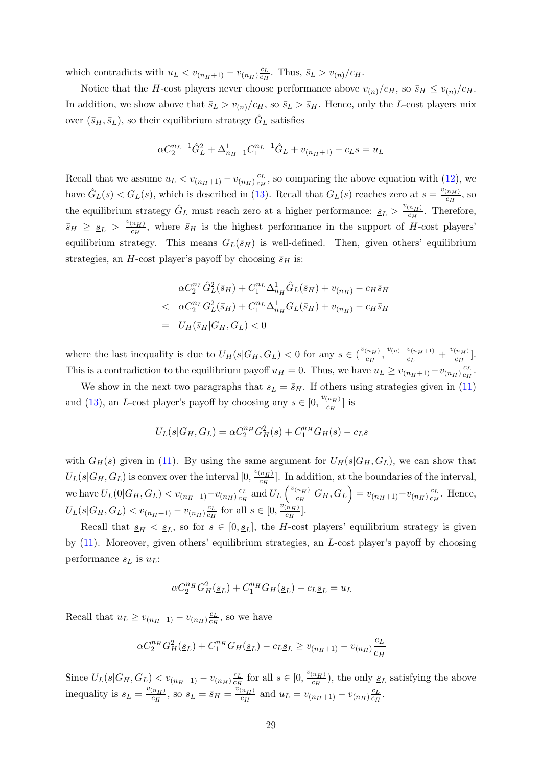which contradicts with $u_L < v_{(n_H+1)} - v_{(n_H)}\frac{c_L}{c_H}$. Thus, $\bar{s}_L > v_{(n)}/c_H$.

Notice that the $H$-cost players never choose performance above $v_{(n)}/c_H$, so $\bar{s}_H \leq v_{(n)}/c_H$. In addition, we show above that $\bar{s}_L > v_{(n)}/c_H$, so $\bar{s}_L > \bar{s}_H$. Hence, only the $L$-cost players mix over $(\bar{s}_H, \bar{s}_L)$, so their equilibrium strategy $\hat{G}_L$ satisfies

$$\alpha C_2^{n_L-1}\hat{G}_L^2 + \Delta^1_{n_H+1}C_1^{n_L-1}\hat{G}_L + v_{(n_H+1)} - c_L s = u_L$$

Recall that we assume $u_L < v_{(n_H+1)} - v_{(n_H)}\frac{c_L}{c_H}$, so comparing the above equation with (12), we have $\hat{G}_L(s) < G_L(s)$, which is described in (13). Recall that $G_L(s)$ reaches zero at $s = \frac{v_{(n_H)}}{c_H}$, so the equilibrium strategy $\hat{G}_L$ must reach zero at a higher performance: $\underline{s}_L > \frac{v_{(n_H)}}{c_H}$. Therefore, $\bar{s}_H \geq \underline{s}_L > \frac{v_{(n_H)}}{c_H}$, where $\bar{s}_H$ is the highest performance in the support of $H$-cost players' equilibrium strategy. This means $G_L(\bar{s}_H)$ is well-defined. Then, given others' equilibrium strategies, an $H$-cost player's payoff by choosing $\bar{s}_H$ is:

$$\begin{aligned}
&\alpha C_2^{n_L}\hat{G}_L^2(\bar{s}_H) + C_1^{n_L}\Delta^1_{n_H}\hat{G}_L(\bar{s}_H) + v_{(n_H)} - c_H\bar{s}_H \\
< \;& \alpha C_2^{n_L}G_L^2(\bar{s}_H) + C_1^{n_L}\Delta^1_{n_H}G_L(\bar{s}_H) + v_{(n_H)} - c_H\bar{s}_H \\
= \;& U_H(\bar{s}_H|G_H, G_L) < 0
\end{aligned}$$

where the last inequality is due to $U_H(s|G_H, G_L) < 0$ for any $s \in (\frac{v_{(n_H)}}{c_H}, \frac{v_{(n)} - v_{(n_H+1)}}{c_L} + \frac{v_{(n_H)}}{c_H}]$. This is a contradiction to the equilibrium payoff $u_H = 0$. Thus, we have $u_L \geq v_{(n_H+1)} - v_{(n_H)}\frac{c_L}{c_H}$.

We show in the next two paragraphs that $\underline{s}_L = \bar{s}_H$. If others using strategies given in (11) and (13), an $L$-cost player's payoff by choosing any $s \in [0, \frac{v_{(n_H)}}{c_H}]$ is

$$U_L(s|G_H, G_L) = \alpha C_2^{n_H}G_H^2(s) + C_1^{n_H}G_H(s) - c_L s$$

with $G_H(s)$ given in (11). By using the same argument for $U_H(s|G_H, G_L)$, we can show that $U_L(s|G_H, G_L)$ is convex over the interval $[0, \frac{v_{(n_H)}}{c_H}]$. In addition, at the boundaries of the interval, we have $U_L(0|G_H, G_L) < v_{(n_H+1)} - v_{(n_H)}\frac{c_L}{c_H}$ and $U_L\left(\frac{v_{(n_H)}}{c_H}|G_H, G_L\right) = v_{(n_H+1)} - v_{(n_H)}\frac{c_L}{c_H}$. Hence, $U_L(s|G_H, G_L) < v_{(n_H+1)} - v_{(n_H)}\frac{c_L}{c_H}$ for all $s \in [0, \frac{v_{(n_H)}}{c_H}]$.

Recall that $\underline{s}_H < \underline{s}_L$, so for $s \in [0, \underline{s}_L]$, the $H$-cost players' equilibrium strategy is given by (11). Moreover, given others' equilibrium strategies, an $L$-cost player's payoff by choosing performance $\underline{s}_L$ is $u_L$:

$$\alpha C_2^{n_H}G_H^2(\underline{s}_L) + C_1^{n_H}G_H(\underline{s}_L) - c_L\underline{s}_L = u_L$$

Recall that $u_L \geq v_{(n_H+1)} - v_{(n_H)}\frac{c_L}{c_H}$, so we have

$$\alpha C_2^{n_H}G_H^2(\underline{s}_L) + C_1^{n_H}G_H(\underline{s}_L) - c_L\underline{s}_L \geq v_{(n_H+1)} - v_{(n_H)}\frac{c_L}{c_H}$$

Since $U_L(s|G_H, G_L) < v_{(n_H+1)} - v_{(n_H)}\frac{c_L}{c_H}$ for all $s \in [0, \frac{v_{(n_H)}}{c_H})$, the only $\underline{s}_L$ satisfying the above inequality is $\underline{s}_L = \frac{v_{(n_H)}}{c_H}$, so $\underline{s}_L = \bar{s}_H = \frac{v_{(n_H)}}{c_H}$ and $u_L = v_{(n_H+1)} - v_{(n_H)}\frac{c_L}{c_H}$.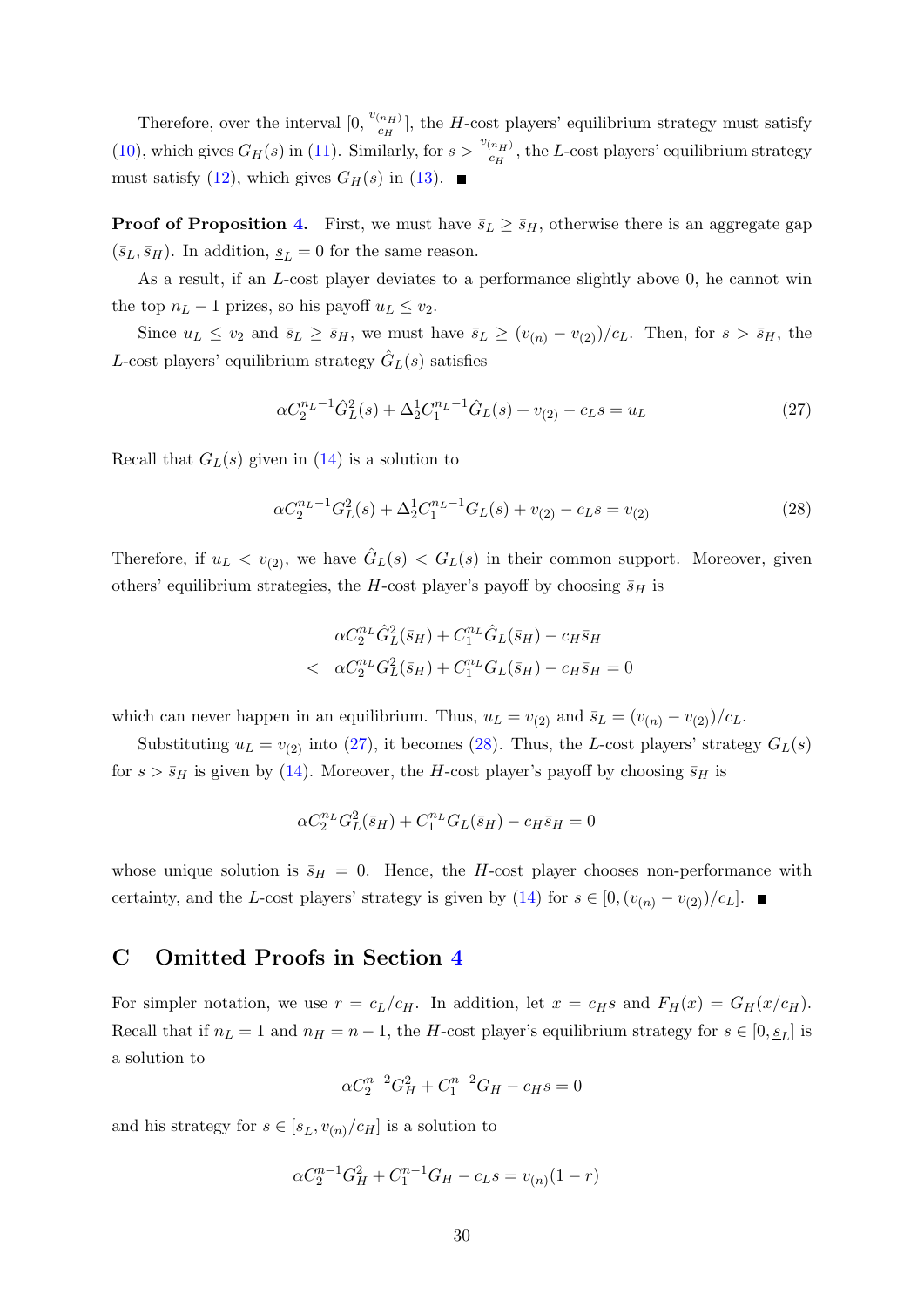Therefore, over the interval $[0, \frac{v_{(n_H)}}{c_H}]$, the $H$-cost players' equilibrium strategy must satisfy (10), which gives $G_H(s)$ in (11). Similarly, for $s > \frac{v_{(n_H)}}{c_H}$, the $L$-cost players' equilibrium strategy must satisfy (12), which gives $G_H(s)$ in (13). ■

**Proof of Proposition 4.** First, we must have $\bar{s}_L \geq \bar{s}_H$, otherwise there is an aggregate gap $(\bar{s}_L, \bar{s}_H)$. In addition, $\underline{s}_L = 0$ for the same reason.

As a result, if an $L$-cost player deviates to a performance slightly above 0, he cannot win the top $n_L - 1$ prizes, so his payoff $u_L \leq v_2$.

Since $u_L \leq v_2$ and $\bar{s}_L \geq \bar{s}_H$, we must have $\bar{s}_L \geq (v_{(n)} - v_{(2)})/c_L$. Then, for $s > \bar{s}_H$, the $L$-cost players' equilibrium strategy $\hat{G}_L(s)$ satisfies

$$\alpha C_2^{n_L-1}\hat{G}_L^2(s) + \Delta_2^1 C_1^{n_L-1}\hat{G}_L(s) + v_{(2)} - c_L s = u_L \tag{27}$$

Recall that $G_L(s)$ given in (14) is a solution to

$$\alpha C_2^{n_L-1}G_L^2(s) + \Delta_2^1 C_1^{n_L-1}G_L(s) + v_{(2)} - c_L s = v_{(2)} \tag{28}$$

Therefore, if $u_L < v_{(2)}$, we have $\hat{G}_L(s) < G_L(s)$ in their common support. Moreover, given others' equilibrium strategies, the $H$-cost player's payoff by choosing $\bar{s}_H$ is

$$\begin{aligned} & \alpha C_2^{n_L}\hat{G}_L^2(\bar{s}_H) + C_1^{n_L}\hat{G}_L(\bar{s}_H) - c_H\bar{s}_H \\ < \;\; & \alpha C_2^{n_L}G_L^2(\bar{s}_H) + C_1^{n_L}G_L(\bar{s}_H) - c_H\bar{s}_H = 0 \end{aligned}$$

which can never happen in an equilibrium. Thus, $u_L = v_{(2)}$ and $\bar{s}_L = (v_{(n)} - v_{(2)})/c_L$.

Substituting $u_L = v_{(2)}$ into (27), it becomes (28). Thus, the $L$-cost players' strategy $G_L(s)$ for $s > \bar{s}_H$ is given by (14). Moreover, the $H$-cost player's payoff by choosing $\bar{s}_H$ is

$$\alpha C_2^{n_L}G_L^2(\bar{s}_H) + C_1^{n_L}G_L(\bar{s}_H) - c_H\bar{s}_H = 0$$

whose unique solution is $\bar{s}_H = 0$. Hence, the $H$-cost player chooses non-performance with certainty, and the $L$-cost players' strategy is given by (14) for $s \in [0, (v_{(n)} - v_{(2)})/c_L]$. ■

## C Omitted Proofs in Section 4

For simpler notation, we use $r = c_L/c_H$. In addition, let $x = c_H s$ and $F_H(x) = G_H(x/c_H)$. Recall that if $n_L = 1$ and $n_H = n - 1$, the $H$-cost player's equilibrium strategy for $s \in [0, \underline{s}_L]$ is a solution to

$$\alpha C_2^{n-2}G_H^2 + C_1^{n-2}G_H - c_H s = 0$$

and his strategy for $s \in [\underline{s}_L, v_{(n)}/c_H]$ is a solution to

$$\alpha C_2^{n-1}G_H^2 + C_1^{n-1}G_H - c_L s = v_{(n)}(1 - r)$$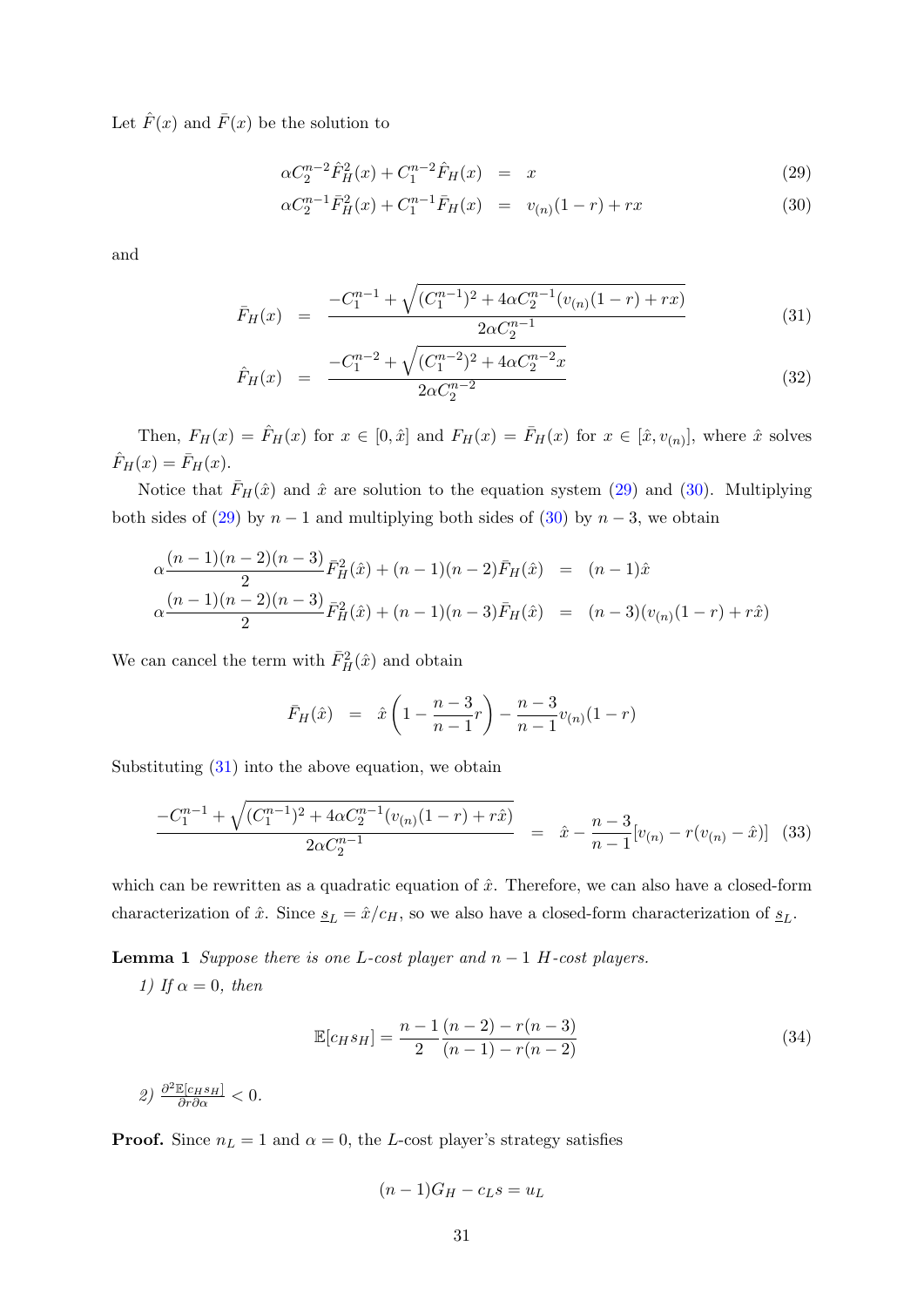Let $\hat{F}(x)$ and $\bar{F}(x)$ be the solution to

$$
\begin{aligned}
\alpha C_2^{n-2}\hat{F}_H^2(x) + C_1^{n-2}\hat{F}_H(x) &= x && (29)\\
\alpha C_2^{n-1}\bar{F}_H^2(x) + C_1^{n-1}\bar{F}_H(x) &= v_{(n)}(1-r) + rx && (30)
\end{aligned}
$$

and

$$
\begin{aligned}
\bar{F}_H(x) &= \frac{-C_1^{n-1} + \sqrt{(C_1^{n-1})^2 + 4\alpha C_2^{n-1}(v_{(n)}(1-r)+rx)}}{2\alpha C_2^{n-1}} && (31)\\
\hat{F}_H(x) &= \frac{-C_1^{n-2} + \sqrt{(C_1^{n-2})^2 + 4\alpha C_2^{n-2}x}}{2\alpha C_2^{n-2}} && (32)
\end{aligned}
$$

Then, $F_H(x) = \hat{F}_H(x)$ for $x \in [0, \hat{x}]$ and $F_H(x) = \bar{F}_H(x)$ for $x \in [\hat{x}, v_{(n)}]$, where $\hat{x}$ solves $\hat{F}_H(x) = \bar{F}_H(x)$.

Notice that $\bar{F}_H(\hat{x})$ and $\hat{x}$ are solution to the equation system (29) and (30). Multiplying both sides of (29) by $n-1$ and multiplying both sides of (30) by $n-3$, we obtain

$$
\begin{aligned}
\alpha\frac{(n-1)(n-2)(n-3)}{2}\bar{F}_H^2(\hat{x}) + (n-1)(n-2)\bar{F}_H(\hat{x}) &= (n-1)\hat{x}\\
\alpha\frac{(n-1)(n-2)(n-3)}{2}\bar{F}_H^2(\hat{x}) + (n-1)(n-3)\bar{F}_H(\hat{x}) &= (n-3)(v_{(n)}(1-r) + r\hat{x})
\end{aligned}
$$

We can cancel the term with $\bar{F}_H^2(\hat{x})$ and obtain

$$
\bar{F}_H(\hat{x}) = \hat{x}\left(1 - \frac{n-3}{n-1}r\right) - \frac{n-3}{n-1}v_{(n)}(1-r)
$$

Substituting (31) into the above equation, we obtain

$$
\frac{-C_1^{n-1} + \sqrt{(C_1^{n-1})^2 + 4\alpha C_2^{n-1}(v_{(n)}(1-r)+r\hat{x})}}{2\alpha C_2^{n-1}} = \hat{x} - \frac{n-3}{n-1}[v_{(n)} - r(v_{(n)} - \hat{x})] \quad (33)
$$

which can be rewritten as a quadratic equation of $\hat{x}$. Therefore, we can also have a closed-form characterization of $\hat{x}$. Since $\underline{s}_L = \hat{x}/c_H$, so we also have a closed-form characterization of $\underline{s}_L$.

**Lemma 1** *Suppose there is one L-cost player and $n-1$ H-cost players.*

*1) If $\alpha = 0$, then*

$$
\mathbb{E}[c_H s_H] = \frac{n-1}{2}\frac{(n-2) - r(n-3)}{(n-1) - r(n-2)} \quad (34)
$$

*2)* $\frac{\partial^2 \mathbb{E}[c_H s_H]}{\partial r \partial \alpha} < 0$.

**Proof.** Since $n_L = 1$ and $\alpha = 0$, the $L$-cost player's strategy satisfies

$$
(n-1)G_H - c_L s = u_L
$$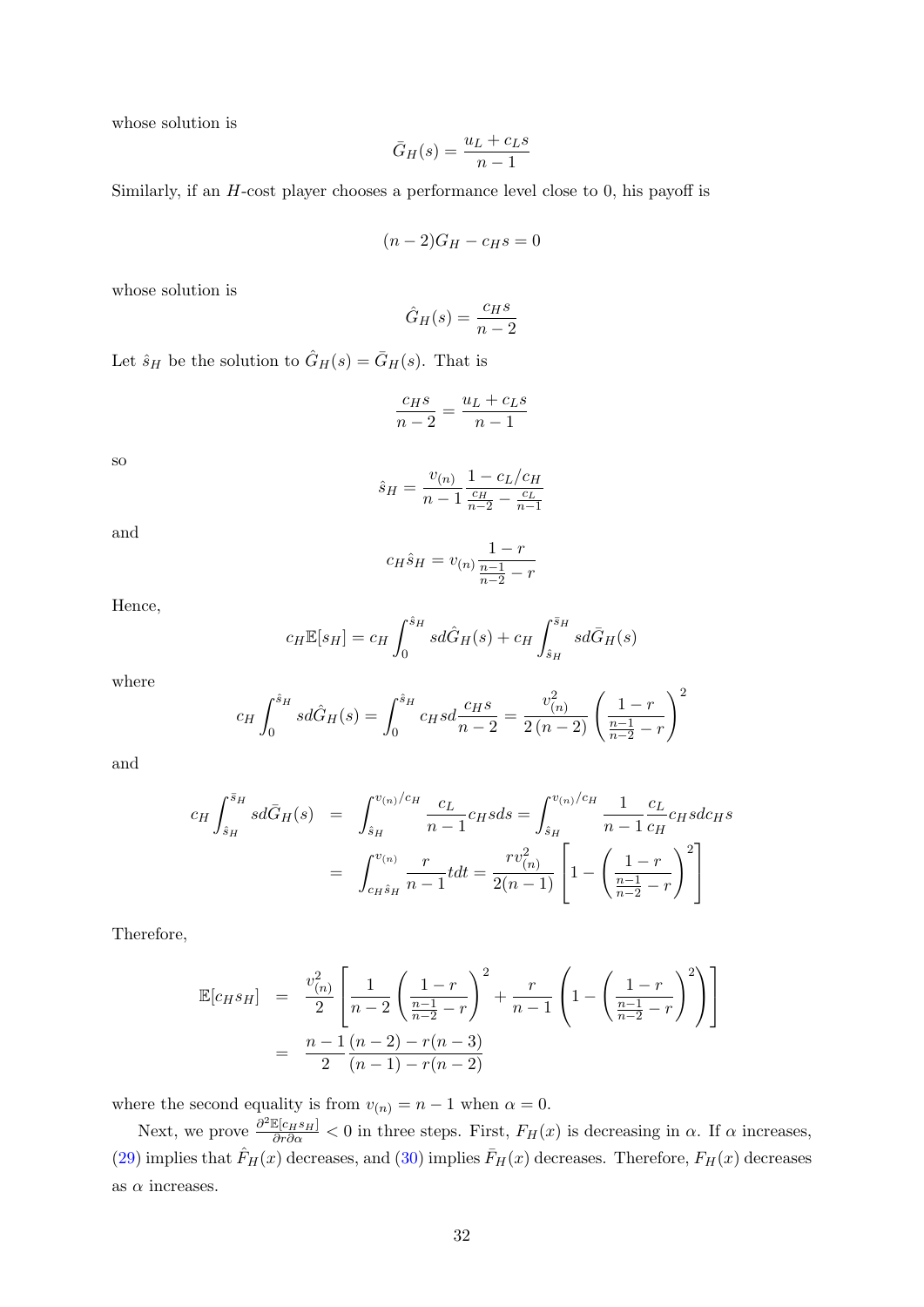whose solution is

$$\bar{G}_H(s) = \frac{u_L + c_L s}{n-1}$$

Similarly, if an $H$-cost player chooses a performance level close to 0, his payoff is

$$(n-2)G_H - c_H s = 0$$

whose solution is

$$\hat{G}_H(s) = \frac{c_H s}{n-2}$$

Let $\hat{s}_H$ be the solution to $\hat{G}_H(s) = \bar{G}_H(s)$. That is

$$\frac{c_H s}{n-2} = \frac{u_L + c_L s}{n-1}$$

so

$$\hat{s}_H = \frac{v_{(n)}}{n-1} \frac{1 - c_L/c_H}{\frac{c_H}{n-2} - \frac{c_L}{n-1}}$$

and

$$c_H \hat{s}_H = v_{(n)} \frac{1-r}{\frac{n-1}{n-2} - r}$$

Hence,

$$c_H \mathbb{E}[s_H] = c_H \int_0^{\hat{s}_H} s d\hat{G}_H(s) + c_H \int_{\hat{s}_H}^{\bar{s}_H} s d\bar{G}_H(s)$$

where

$$c_H \int_0^{\hat{s}_H} s d\hat{G}_H(s) = \int_0^{\hat{s}_H} c_H s d\frac{c_H s}{n-2} = \frac{v_{(n)}^2}{2(n-2)} \left( \frac{1-r}{\frac{n-1}{n-2} - r} \right)^2$$

and

$$\begin{aligned}
c_H \int_{\hat{s}_H}^{\bar{s}_H} s d\bar{G}_H(s) &= \int_{\hat{s}_H}^{v_{(n)}/c_H} \frac{c_L}{n-1} c_H s ds = \int_{\hat{s}_H}^{v_{(n)}/c_H} \frac{1}{n-1} \frac{c_L}{c_H} c_H s d c_H s \\
&= \int_{c_H \hat{s}_H}^{v_{(n)}} \frac{r}{n-1} t dt = \frac{r v_{(n)}^2}{2(n-1)} \left[ 1 - \left( \frac{1-r}{\frac{n-1}{n-2} - r} \right)^2 \right]
\end{aligned}$$

Therefore,

$$\begin{aligned}
\mathbb{E}[c_H s_H] &= \frac{v_{(n)}^2}{2} \left[ \frac{1}{n-2} \left( \frac{1-r}{\frac{n-1}{n-2} - r} \right)^2 + \frac{r}{n-1} \left( 1 - \left( \frac{1-r}{\frac{n-1}{n-2} - r} \right)^2 \right) \right] \\
&= \frac{n-1}{2} \frac{(n-2) - r(n-3)}{(n-1) - r(n-2)}
\end{aligned}$$

where the second equality is from $v_{(n)} = n-1$ when $\alpha = 0$.

Next, we prove $\frac{\partial^2 \mathbb{E}[c_H s_H]}{\partial r \partial \alpha} < 0$ in three steps. First, $F_H(x)$ is decreasing in $\alpha$. If $\alpha$ increases, (29) implies that $\hat{F}_H(x)$ decreases, and (30) implies $\bar{F}_H(x)$ decreases. Therefore, $F_H(x)$ decreases as $\alpha$ increases.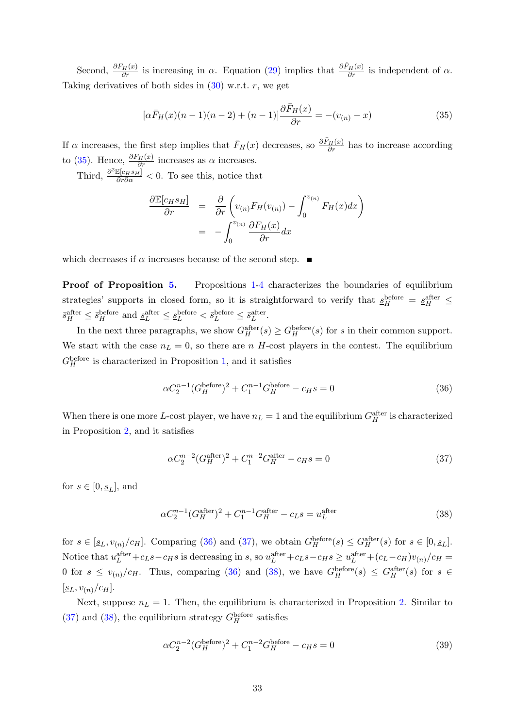Second, $\frac{\partial F_H(x)}{\partial r}$ is increasing in $\alpha$. Equation (29) implies that $\frac{\partial \hat{F}_H(x)}{\partial r}$ is independent of $\alpha$. Taking derivatives of both sides in (30) w.r.t. $r$, we get

$$[\alpha \bar{F}_H(x)(n-1)(n-2) + (n-1)]\frac{\partial \bar{F}_H(x)}{\partial r} = -(v_{(n)} - x) \tag{35}$$

If $\alpha$ increases, the first step implies that $\bar{F}_H(x)$ decreases, so $\frac{\partial \bar{F}_H(x)}{\partial r}$ has to increase according to (35). Hence, $\frac{\partial F_H(x)}{\partial r}$ increases as $\alpha$ increases.

Third, $\frac{\partial^2 \mathbb{E}[c_H s_H]}{\partial r \partial \alpha} < 0$. To see this, notice that

$$\begin{aligned}
\frac{\partial \mathbb{E}[c_H s_H]}{\partial r} &= \frac{\partial}{\partial r}\left(v_{(n)} F_H(v_{(n)}) - \int_0^{v_{(n)}} F_H(x)dx\right) \\
&= -\int_0^{v_{(n)}} \frac{\partial F_H(x)}{\partial r}dx
\end{aligned}$$

which decreases if $\alpha$ increases because of the second step. ∎

**Proof of Proposition 5.** Propositions 1-4 characterizes the boundaries of equilibrium strategies' supports in closed form, so it is straightforward to verify that $\underline{s}_H^{\text{before}} = \underline{s}_H^{\text{after}} \leq \bar{s}_H^{\text{after}} \leq \bar{s}_H^{\text{before}}$ and $\underline{s}_L^{\text{after}} \leq \underline{s}_L^{\text{before}} < \bar{s}_L^{\text{before}} \leq \bar{s}_L^{\text{after}}$.

In the next three paragraphs, we show $G_H^{\text{after}}(s) \geq G_H^{\text{before}}(s)$ for $s$ in their common support. We start with the case $n_L = 0$, so there are $n$ $H$-cost players in the contest. The equilibrium $G_H^{\text{before}}$ is characterized in Proposition 1, and it satisfies

$$\alpha C_2^{n-1}(G_H^{\text{before}})^2 + C_1^{n-1} G_H^{\text{before}} - c_H s = 0 \tag{36}$$

When there is one more $L$-cost player, we have $n_L = 1$ and the equilibrium $G_H^{\text{after}}$ is characterized in Proposition 2, and it satisfies

$$\alpha C_2^{n-2}(G_H^{\text{after}})^2 + C_1^{n-2} G_H^{\text{after}} - c_H s = 0 \tag{37}$$

for $s \in [0, \underline{s}_L]$, and

$$\alpha C_2^{n-1}(G_H^{\text{after}})^2 + C_1^{n-1} G_H^{\text{after}} - c_L s = u_L^{\text{after}} \tag{38}$$

for $s \in [\underline{s}_L, v_{(n)}/c_H]$. Comparing (36) and (37), we obtain $G_H^{\text{before}}(s) \leq G_H^{\text{after}}(s)$ for $s \in [0, \underline{s}_L]$. Notice that $u_L^{\text{after}} + c_L s - c_H s$ is decreasing in $s$, so $u_L^{\text{after}} + c_L s - c_H s \geq u_L^{\text{after}} + (c_L - c_H)v_{(n)}/c_H = 0$ for $s \leq v_{(n)}/c_H$. Thus, comparing (36) and (38), we have $G_H^{\text{before}}(s) \leq G_H^{\text{after}}(s)$ for $s \in [\underline{s}_L, v_{(n)}/c_H]$.

Next, suppose $n_L = 1$. Then, the equilibrium is characterized in Proposition 2. Similar to (37) and (38), the equilibrium strategy $G_H^{\text{before}}$ satisfies

$$\alpha C_2^{n-2}(G_H^{\text{before}})^2 + C_1^{n-2} G_H^{\text{before}} - c_H s = 0 \tag{39}$$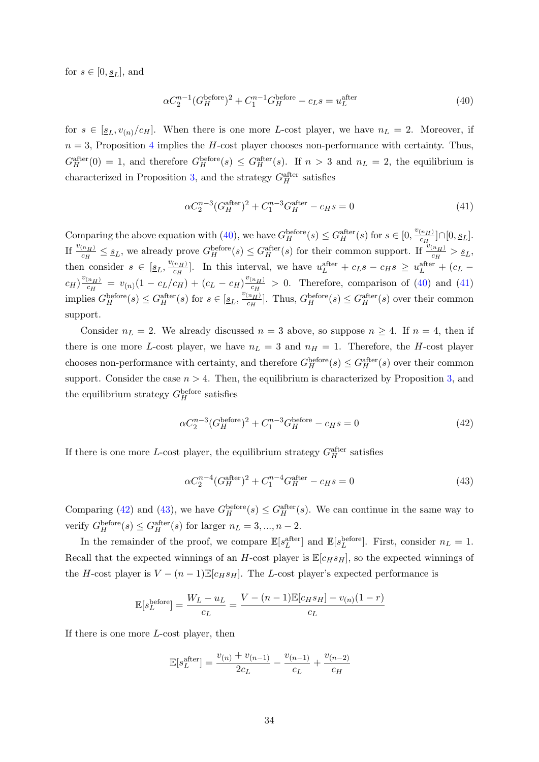for $s \in [0, \underline{s}_L]$, and

$$\alpha C_2^{n-1}(G_H^{\text{before}})^2 + C_1^{n-1}G_H^{\text{before}} - c_L s = u_L^{\text{after}} \tag{40}$$

for $s \in [\underline{s}_L, v_{(n)}/c_H]$. When there is one more $L$-cost player, we have $n_L = 2$. Moreover, if $n = 3$, Proposition 4 implies the $H$-cost player chooses non-performance with certainty. Thus, $G_H^{\text{after}}(0) = 1$, and therefore $G_H^{\text{before}}(s) \leq G_H^{\text{after}}(s)$. If $n > 3$ and $n_L = 2$, the equilibrium is characterized in Proposition 3, and the strategy $G_H^{\text{after}}$ satisfies

$$\alpha C_2^{n-3}(G_H^{\text{after}})^2 + C_1^{n-3}G_H^{\text{after}} - c_H s = 0 \tag{41}$$

Comparing the above equation with (40), we have $G_H^{\text{before}}(s) \leq G_H^{\text{after}}(s)$ for $s \in [0, \frac{v_{(n_H)}}{c_H}] \cap [0, \underline{s}_L]$. If $\frac{v_{(n_H)}}{c_H} \leq \underline{s}_L$, we already prove $G_H^{\text{before}}(s) \leq G_H^{\text{after}}(s)$ for their common support. If $\frac{v_{(n_H)}}{c_H} > \underline{s}_L$, then consider $s \in [\underline{s}_L, \frac{v_{(n_H)}}{c_H}]$. In this interval, we have $u_L^{\text{after}} + c_L s - c_H s \geq u_L^{\text{after}} + (c_L - c_H)\frac{v_{(n_H)}}{c_H} = v_{(n)}(1 - c_L/c_H) + (c_L - c_H)\frac{v_{(n_H)}}{c_H} > 0$. Therefore, comparison of (40) and (41) implies $G_H^{\text{before}}(s) \leq G_H^{\text{after}}(s)$ for $s \in [\underline{s}_L, \frac{v_{(n_H)}}{c_H}]$. Thus, $G_H^{\text{before}}(s) \leq G_H^{\text{after}}(s)$ over their common support.

Consider $n_L = 2$. We already discussed $n = 3$ above, so suppose $n \geq 4$. If $n = 4$, then if there is one more $L$-cost player, we have $n_L = 3$ and $n_H = 1$. Therefore, the $H$-cost player chooses non-performance with certainty, and therefore $G_H^{\text{before}}(s) \leq G_H^{\text{after}}(s)$ over their common support. Consider the case $n > 4$. Then, the equilibrium is characterized by Proposition 3, and the equilibrium strategy $G_H^{\text{before}}$ satisfies

$$\alpha C_2^{n-3}(G_H^{\text{before}})^2 + C_1^{n-3}G_H^{\text{before}} - c_H s = 0 \tag{42}$$

If there is one more $L$-cost player, the equilibrium strategy $G_H^{\text{after}}$ satisfies

$$\alpha C_2^{n-4}(G_H^{\text{after}})^2 + C_1^{n-4}G_H^{\text{after}} - c_H s = 0 \tag{43}$$

Comparing (42) and (43), we have $G_H^{\text{before}}(s) \leq G_H^{\text{after}}(s)$. We can continue in the same way to verify $G_H^{\text{before}}(s) \leq G_H^{\text{after}}(s)$ for larger $n_L = 3, ..., n-2$.

In the remainder of the proof, we compare $\mathbb{E}[s_L^{\text{after}}]$ and $\mathbb{E}[s_L^{\text{before}}]$. First, consider $n_L = 1$. Recall that the expected winnings of an $H$-cost player is $\mathbb{E}[c_H s_H]$, so the expected winnings of the $H$-cost player is $V - (n-1)\mathbb{E}[c_H s_H]$. The $L$-cost player's expected performance is

$$\mathbb{E}[s_L^{\text{before}}] = \frac{W_L - u_L}{c_L} = \frac{V - (n-1)\mathbb{E}[c_H s_H] - v_{(n)}(1-r)}{c_L}$$

If there is one more $L$-cost player, then

$$\mathbb{E}[s_L^{\text{after}}] = \frac{v_{(n)} + v_{(n-1)}}{2c_L} - \frac{v_{(n-1)}}{c_L} + \frac{v_{(n-2)}}{c_H}$$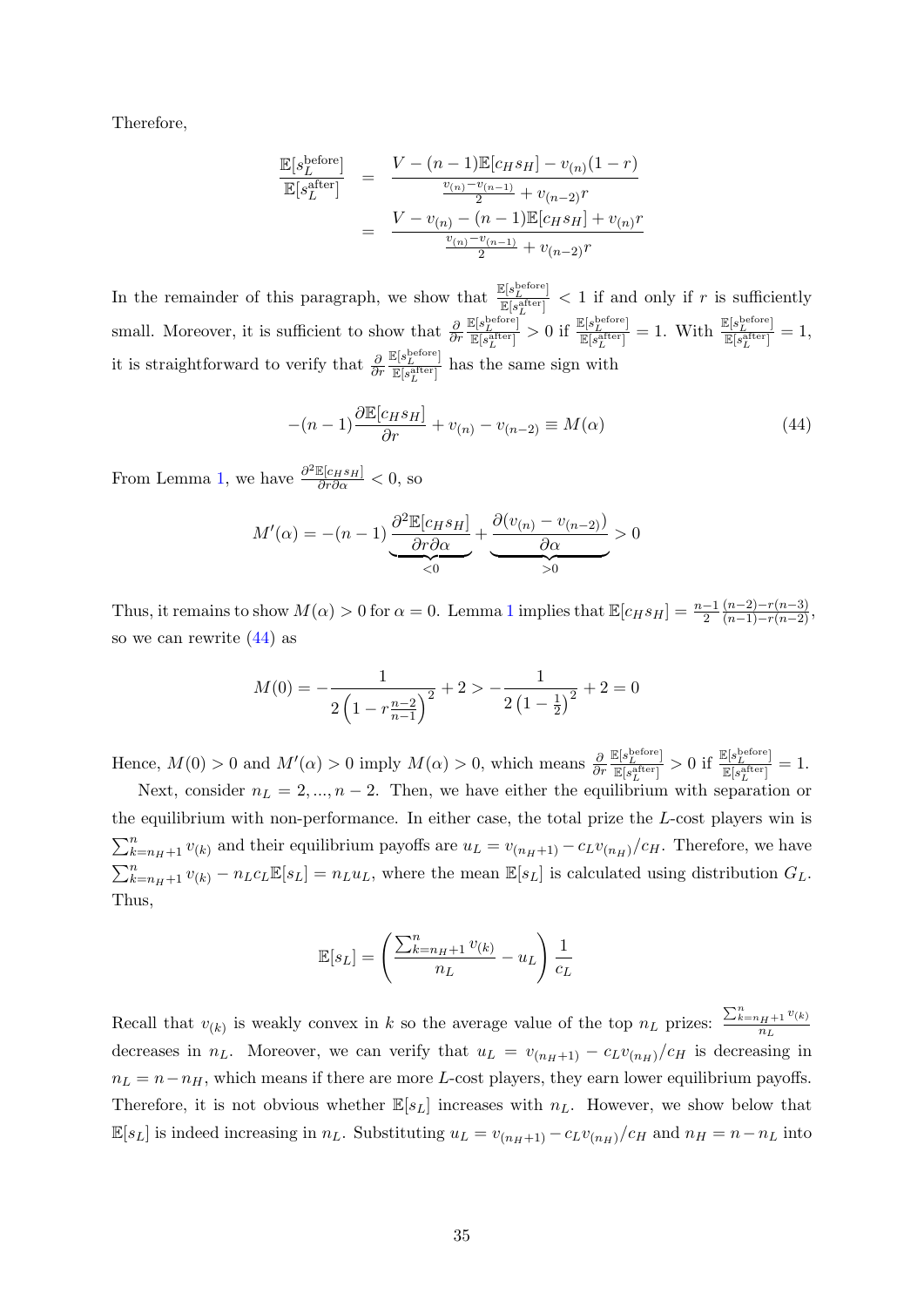Therefore,

$$
\begin{aligned}
\frac{\mathbb{E}[s_L^{\text{before}}]}{\mathbb{E}[s_L^{\text{after}}]} &= \frac{V-(n-1)\mathbb{E}[c_H s_H] - v_{(n)}(1-r)}{\frac{v_{(n)}-v_{(n-1)}}{2} + v_{(n-2)} r} \\
&= \frac{V - v_{(n)} - (n-1)\mathbb{E}[c_H s_H] + v_{(n)} r}{\frac{v_{(n)}-v_{(n-1)}}{2} + v_{(n-2)} r}
\end{aligned}
$$

In the remainder of this paragraph, we show that $\frac{\mathbb{E}[s_L^{\text{before}}]}{\mathbb{E}[s_L^{\text{after}}]} < 1$ if and only if $r$ is sufficiently small. Moreover, it is sufficient to show that $\frac{\partial}{\partial r}\frac{\mathbb{E}[s_L^{\text{before}}]}{\mathbb{E}[s_L^{\text{after}}]} > 0$ if $\frac{\mathbb{E}[s_L^{\text{before}}]}{\mathbb{E}[s_L^{\text{after}}]} = 1$. With $\frac{\mathbb{E}[s_L^{\text{before}}]}{\mathbb{E}[s_L^{\text{after}}]} = 1$, it is straightforward to verify that $\frac{\partial}{\partial r}\frac{\mathbb{E}[s_L^{\text{before}}]}{\mathbb{E}[s_L^{\text{after}}]}$ has the same sign with

$$
-(n-1)\frac{\partial \mathbb{E}[c_H s_H]}{\partial r} + v_{(n)} - v_{(n-2)} \equiv M(\alpha) \tag{44}
$$

From Lemma 1, we have $\frac{\partial^2 \mathbb{E}[c_H s_H]}{\partial r \partial \alpha} < 0$, so

$$
M'(\alpha) = -(n-1)\underbrace{\frac{\partial^2 \mathbb{E}[c_H s_H]}{\partial r \partial \alpha}}_{<0} + \underbrace{\frac{\partial (v_{(n)} - v_{(n-2)})}{\partial \alpha}}_{>0} > 0
$$

Thus, it remains to show $M(\alpha) > 0$ for $\alpha = 0$. Lemma 1 implies that $\mathbb{E}[c_H s_H] = \frac{n-1}{2}\frac{(n-2)-r(n-3)}{(n-1)-r(n-2)}$, so we can rewrite (44) as

$$
M(0) = -\frac{1}{2\left(1 - r\frac{n-2}{n-1}\right)^2} + 2 > -\frac{1}{2\left(1-\frac{1}{2}\right)^2} + 2 = 0
$$

Hence, $M(0) > 0$ and $M'(\alpha) > 0$ imply $M(\alpha) > 0$, which means $\frac{\partial}{\partial r}\frac{\mathbb{E}[s_L^{\text{before}}]}{\mathbb{E}[s_L^{\text{after}}]} > 0$ if $\frac{\mathbb{E}[s_L^{\text{before}}]}{\mathbb{E}[s_L^{\text{after}}]} = 1$.

Next, consider $n_L = 2, ..., n-2$. Then, we have either the equilibrium with separation or the equilibrium with non-performance. In either case, the total prize the $L$-cost players win is $\sum_{k=n_H+1}^{n} v_{(k)}$ and their equilibrium payoffs are $u_L = v_{(n_H+1)} - c_L v_{(n_H)}/c_H$. Therefore, we have $\sum_{k=n_H+1}^{n} v_{(k)} - n_L c_L \mathbb{E}[s_L] = n_L u_L$, where the mean $\mathbb{E}[s_L]$ is calculated using distribution $G_L$. Thus,

$$
\mathbb{E}[s_L] = \left(\frac{\sum_{k=n_H+1}^{n} v_{(k)}}{n_L} - u_L\right)\frac{1}{c_L}
$$

Recall that $v_{(k)}$ is weakly convex in $k$ so the average value of the top $n_L$ prizes: $\frac{\sum_{k=n_H+1}^{n} v_{(k)}}{n_L}$ decreases in $n_L$. Moreover, we can verify that $u_L = v_{(n_H+1)} - c_L v_{(n_H)}/c_H$ is decreasing in $n_L = n - n_H$, which means if there are more $L$-cost players, they earn lower equilibrium payoffs. Therefore, it is not obvious whether $\mathbb{E}[s_L]$ increases with $n_L$. However, we show below that $\mathbb{E}[s_L]$ is indeed increasing in $n_L$. Substituting $u_L = v_{(n_H+1)} - c_L v_{(n_H)}/c_H$ and $n_H = n - n_L$ into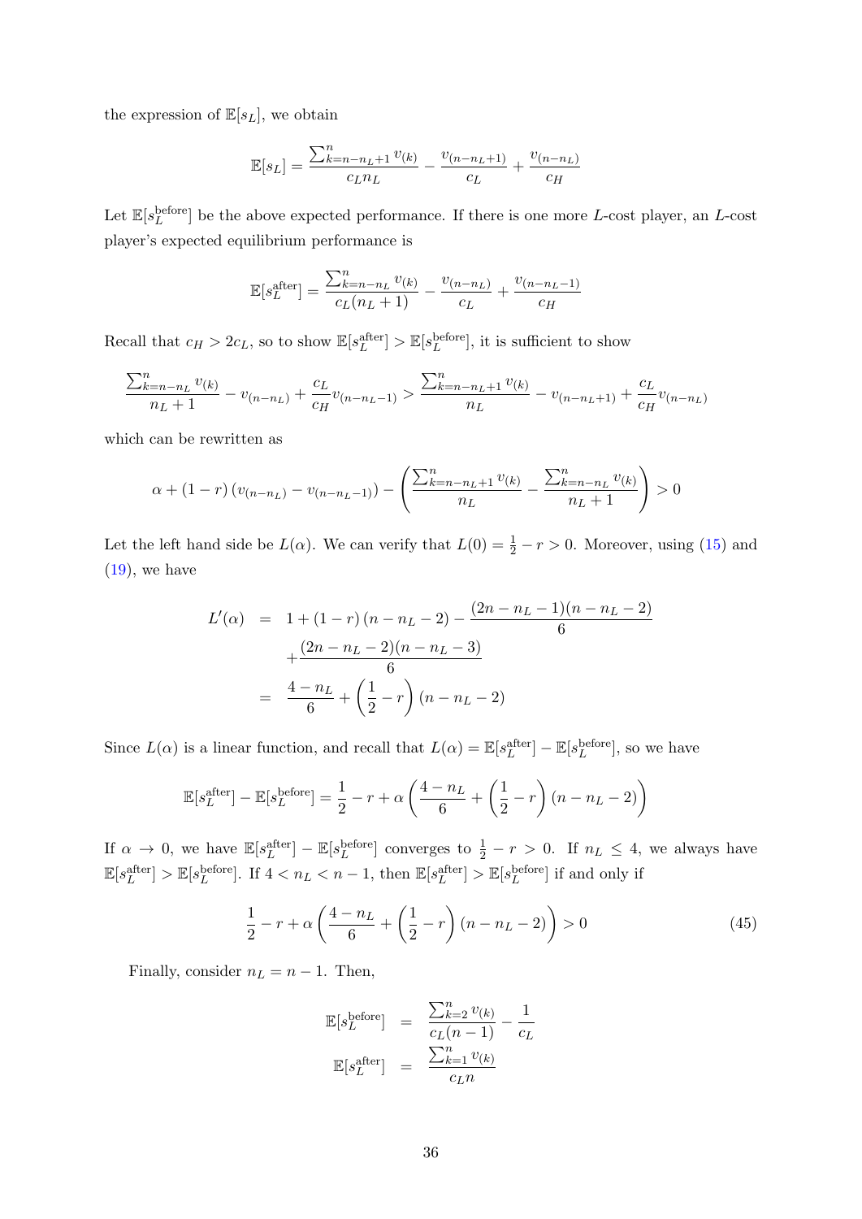the expression of $\mathbb{E}[s_L]$, we obtain

$$\mathbb{E}[s_L] = \frac{\sum_{k=n-n_L+1}^{n} v_{(k)}}{c_L n_L} - \frac{v_{(n-n_L+1)}}{c_L} + \frac{v_{(n-n_L)}}{c_H}$$

Let $\mathbb{E}[s_L^{\text{before}}]$ be the above expected performance. If there is one more $L$-cost player, an $L$-cost player's expected equilibrium performance is

$$\mathbb{E}[s_L^{\text{after}}] = \frac{\sum_{k=n-n_L}^{n} v_{(k)}}{c_L(n_L+1)} - \frac{v_{(n-n_L)}}{c_L} + \frac{v_{(n-n_L-1)}}{c_H}$$

Recall that $c_H > 2c_L$, so to show $\mathbb{E}[s_L^{\text{after}}] > \mathbb{E}[s_L^{\text{before}}]$, it is sufficient to show

$$\frac{\sum_{k=n-n_L}^{n} v_{(k)}}{n_L+1} - v_{(n-n_L)} + \frac{c_L}{c_H} v_{(n-n_L-1)} > \frac{\sum_{k=n-n_L+1}^{n} v_{(k)}}{n_L} - v_{(n-n_L+1)} + \frac{c_L}{c_H} v_{(n-n_L)}$$

which can be rewritten as

$$\alpha + (1-r)\left(v_{(n-n_L)} - v_{(n-n_L-1)}\right) - \left(\frac{\sum_{k=n-n_L+1}^{n} v_{(k)}}{n_L} - \frac{\sum_{k=n-n_L}^{n} v_{(k)}}{n_L+1}\right) > 0$$

Let the left hand side be $L(\alpha)$. We can verify that $L(0) = \frac{1}{2} - r > 0$. Moreover, using (15) and (19), we have

$$\begin{aligned}
L'(\alpha) &= 1 + (1-r)(n-n_L-2) - \frac{(2n-n_L-1)(n-n_L-2)}{6} \\
&\quad + \frac{(2n-n_L-2)(n-n_L-3)}{6} \\
&= \frac{4-n_L}{6} + \left(\frac{1}{2} - r\right)(n-n_L-2)
\end{aligned}$$

Since $L(\alpha)$ is a linear function, and recall that $L(\alpha) = \mathbb{E}[s_L^{\text{after}}] - \mathbb{E}[s_L^{\text{before}}]$, so we have

$$\mathbb{E}[s_L^{\text{after}}] - \mathbb{E}[s_L^{\text{before}}] = \frac{1}{2} - r + \alpha\left(\frac{4-n_L}{6} + \left(\frac{1}{2} - r\right)(n-n_L-2)\right)$$

If $\alpha \to 0$, we have $\mathbb{E}[s_L^{\text{after}}] - \mathbb{E}[s_L^{\text{before}}]$ converges to $\frac{1}{2} - r > 0$. If $n_L \leq 4$, we always have $\mathbb{E}[s_L^{\text{after}}] > \mathbb{E}[s_L^{\text{before}}]$. If $4 < n_L < n-1$, then $\mathbb{E}[s_L^{\text{after}}] > \mathbb{E}[s_L^{\text{before}}]$ if and only if

$$\frac{1}{2} - r + \alpha\left(\frac{4-n_L}{6} + \left(\frac{1}{2} - r\right)(n-n_L-2)\right) > 0 \tag{45}$$

Finally, consider $n_L = n-1$. Then,

$$\begin{aligned}
\mathbb{E}[s_L^{\text{before}}] &= \frac{\sum_{k=2}^{n} v_{(k)}}{c_L(n-1)} - \frac{1}{c_L} \\
\mathbb{E}[s_L^{\text{after}}] &= \frac{\sum_{k=1}^{n} v_{(k)}}{c_L n}
\end{aligned}$$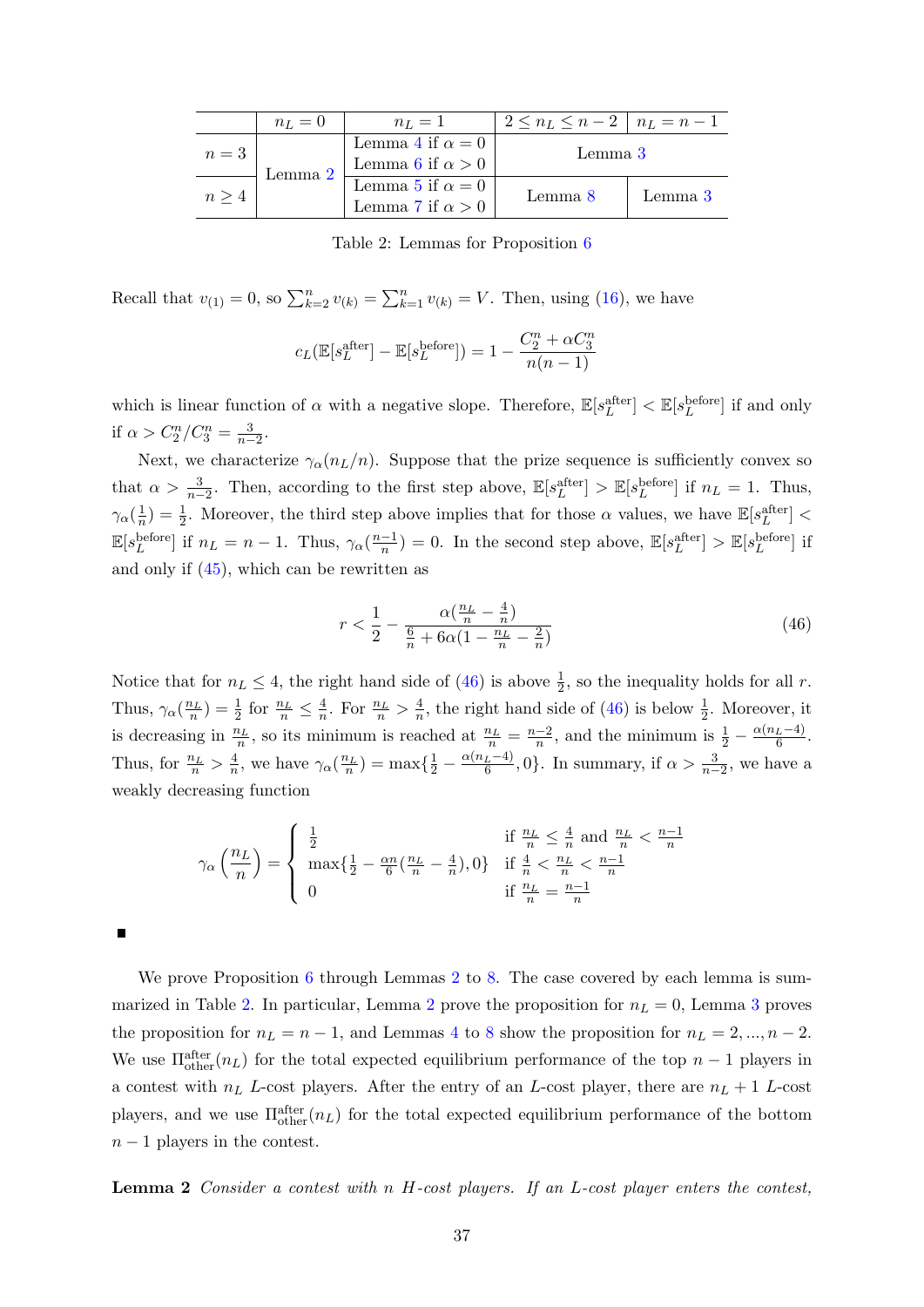|  | $n_L = 0$ | $n_L = 1$ | $2 \leq n_L \leq n-2$ | $n_L = n-1$ |
|---|---|---|---|---|
| $n = 3$ | Lemma 2 | Lemma 4 if $\alpha = 0$ Lemma 6 if $\alpha > 0$ | Lemma 3 | |
| $n \geq 4$ | | Lemma 5 if $\alpha = 0$ Lemma 7 if $\alpha > 0$ | Lemma 8 | Lemma 3 |

Table 2: Lemmas for Proposition 6

Recall that $v_{(1)} = 0$, so $\sum_{k=2}^{n} v_{(k)} = \sum_{k=1}^{n} v_{(k)} = V$. Then, using (16), we have

$$c_L(\mathbb{E}[s_L^{\text{after}}] - \mathbb{E}[s_L^{\text{before}}]) = 1 - \frac{C_2^n + \alpha C_3^n}{n(n-1)}$$

which is linear function of $\alpha$ with a negative slope. Therefore, $\mathbb{E}[s_L^{\text{after}}] < \mathbb{E}[s_L^{\text{before}}]$ if and only if $\alpha > C_2^n / C_3^n = \frac{3}{n-2}$.

Next, we characterize $\gamma_\alpha(n_L/n)$. Suppose that the prize sequence is sufficiently convex so that $\alpha > \frac{3}{n-2}$. Then, according to the first step above, $\mathbb{E}[s_L^{\text{after}}] > \mathbb{E}[s_L^{\text{before}}]$ if $n_L = 1$. Thus, $\gamma_\alpha(\frac{1}{n}) = \frac{1}{2}$. Moreover, the third step above implies that for those $\alpha$ values, we have $\mathbb{E}[s_L^{\text{after}}] < \mathbb{E}[s_L^{\text{before}}]$ if $n_L = n-1$. Thus, $\gamma_\alpha(\frac{n-1}{n}) = 0$. In the second step above, $\mathbb{E}[s_L^{\text{after}}] > \mathbb{E}[s_L^{\text{before}}]$ if and only if (45), which can be rewritten as

$$r < \frac{1}{2} - \frac{\alpha(\frac{n_L}{n} - \frac{4}{n})}{\frac{6}{n} + 6\alpha(1 - \frac{n_L}{n} - \frac{2}{n})} \tag{46}$$

Notice that for $n_L \leq 4$, the right hand side of (46) is above $\frac{1}{2}$, so the inequality holds for all $r$. Thus, $\gamma_\alpha(\frac{n_L}{n}) = \frac{1}{2}$ for $\frac{n_L}{n} \leq \frac{4}{n}$. For $\frac{n_L}{n} > \frac{4}{n}$, the right hand side of (46) is below $\frac{1}{2}$. Moreover, it is decreasing in $\frac{n_L}{n}$, so its minimum is reached at $\frac{n_L}{n} = \frac{n-2}{n}$, and the minimum is $\frac{1}{2} - \frac{\alpha(n_L - 4)}{6}$. Thus, for $\frac{n_L}{n} > \frac{4}{n}$, we have $\gamma_\alpha(\frac{n_L}{n}) = \max\{\frac{1}{2} - \frac{\alpha(n_L-4)}{6}, 0\}$. In summary, if $\alpha > \frac{3}{n-2}$, we have a weakly decreasing function

$$\gamma_\alpha\left(\frac{n_L}{n}\right) = \begin{cases} \frac{1}{2} & \text{if } \frac{n_L}{n} \leq \frac{4}{n} \text{ and } \frac{n_L}{n} < \frac{n-1}{n} \\ \max\{\frac{1}{2} - \frac{\alpha n}{6}(\frac{n_L}{n} - \frac{4}{n}), 0\} & \text{if } \frac{4}{n} < \frac{n_L}{n} < \frac{n-1}{n} \\ 0 & \text{if } \frac{n_L}{n} = \frac{n-1}{n} \end{cases}$$

■

We prove Proposition 6 through Lemmas 2 to 8. The case covered by each lemma is summarized in Table 2. In particular, Lemma 2 prove the proposition for $n_L = 0$, Lemma 3 proves the proposition for $n_L = n-1$, and Lemmas 4 to 8 show the proposition for $n_L = 2, ..., n-2$. We use $\Pi_{\text{other}}^{\text{after}}(n_L)$ for the total expected equilibrium performance of the top $n-1$ players in a contest with $n_L$ $L$-cost players. After the entry of an $L$-cost player, there are $n_L + 1$ $L$-cost players, and we use $\Pi_{\text{other}}^{\text{after}}(n_L)$ for the total expected equilibrium performance of the bottom $n-1$ players in the contest.

**Lemma 2** *Consider a contest with $n$ $H$-cost players. If an $L$-cost player enters the contest,*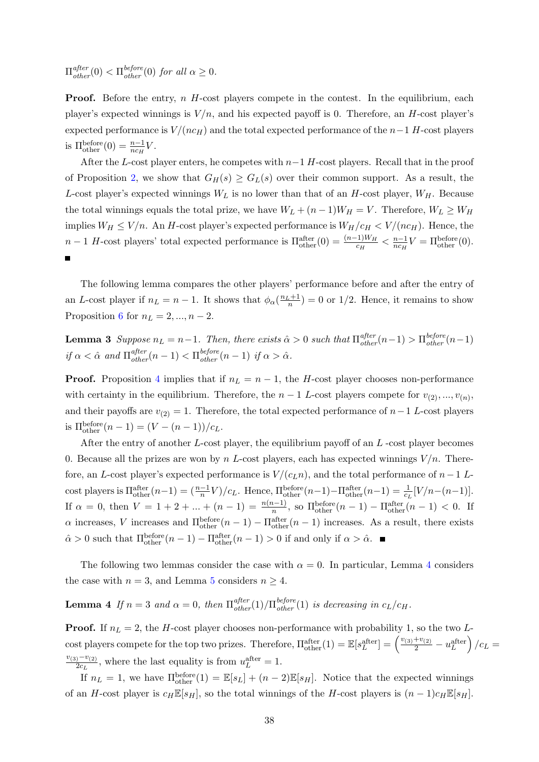$\Pi^{after}_{other}(0) < \Pi^{before}_{other}(0)$ *for all* $\alpha \geq 0$.

**Proof.** Before the entry, $n$ $H$-cost players compete in the contest. In the equilibrium, each player's expected winnings is $V/n$, and his expected payoff is 0. Therefore, an $H$-cost player's expected performance is $V/(nc_H)$ and the total expected performance of the $n-1$ $H$-cost players is $\Pi^{\text{before}}_{\text{other}}(0) = \frac{n-1}{nc_H}V$.

After the $L$-cost player enters, he competes with $n-1$ $H$-cost players. Recall that in the proof of Proposition 2, we show that $G_H(s) \geq G_L(s)$ over their common support. As a result, the $L$-cost player's expected winnings $W_L$ is no lower than that of an $H$-cost player, $W_H$. Because the total winnings equals the total prize, we have $W_L + (n-1)W_H = V$. Therefore, $W_L \geq W_H$ implies $W_H \leq V/n$. An $H$-cost player's expected performance is $W_H/c_H < V/(nc_H)$. Hence, the $n-1$ $H$-cost players' total expected performance is $\Pi^{\text{after}}_{\text{other}}(0) = \frac{(n-1)W_H}{c_H} < \frac{n-1}{nc_H}V = \Pi^{\text{before}}_{\text{other}}(0)$. ■

The following lemma compares the other players' performance before and after the entry of an $L$-cost player if $n_L = n-1$. It shows that $\phi_\alpha(\frac{n_L+1}{n}) = 0$ or $1/2$. Hence, it remains to show Proposition 6 for $n_L = 2, ..., n-2$.

**Lemma 3** *Suppose* $n_L = n-1$. *Then, there exists* $\hat{\alpha} > 0$ *such that* $\Pi^{after}_{other}(n-1) > \Pi^{before}_{other}(n-1)$ *if* $\alpha < \hat{\alpha}$ *and* $\Pi^{after}_{other}(n-1) < \Pi^{before}_{other}(n-1)$ *if* $\alpha > \hat{\alpha}$.

**Proof.** Proposition 4 implies that if $n_L = n-1$, the $H$-cost player chooses non-performance with certainty in the equilibrium. Therefore, the $n-1$ $L$-cost players compete for $v_{(2)}, ..., v_{(n)}$, and their payoffs are $v_{(2)} = 1$. Therefore, the total expected performance of $n-1$ $L$-cost players is $\Pi^{\text{before}}_{\text{other}}(n-1) = (V - (n-1))/c_L$.

After the entry of another $L$-cost player, the equilibrium payoff of an $L$ -cost player becomes 0. Because all the prizes are won by $n$ $L$-cost players, each has expected winnings $V/n$. Therefore, an $L$-cost player's expected performance is $V/(c_L n)$, and the total performance of $n-1$ $L$-cost players is $\Pi^{\text{after}}_{\text{other}}(n-1) = (\frac{n-1}{n}V)/c_L$. Hence, $\Pi^{\text{before}}_{\text{other}}(n-1) - \Pi^{\text{after}}_{\text{other}}(n-1) = \frac{1}{c_L}[V/n - (n-1)]$. If $\alpha = 0$, then $V = 1 + 2 + ... + (n-1) = \frac{n(n-1)}{n}$, so $\Pi^{\text{before}}_{\text{other}}(n-1) - \Pi^{\text{after}}_{\text{other}}(n-1) < 0$. If $\alpha$ increases, $V$ increases and $\Pi^{\text{before}}_{\text{other}}(n-1) - \Pi^{\text{after}}_{\text{other}}(n-1)$ increases. As a result, there exists $\hat{\alpha} > 0$ such that $\Pi^{\text{before}}_{\text{other}}(n-1) - \Pi^{\text{after}}_{\text{other}}(n-1) > 0$ if and only if $\alpha > \hat{\alpha}$. ■

The following two lemmas consider the case with $\alpha = 0$. In particular, Lemma 4 considers the case with $n = 3$, and Lemma 5 considers $n \geq 4$.

**Lemma 4** *If* $n = 3$ *and* $\alpha = 0$, *then* $\Pi^{after}_{other}(1)/\Pi^{before}_{other}(1)$ *is decreasing in* $c_L/c_H$.

**Proof.** If $n_L = 2$, the $H$-cost player chooses non-performance with probability 1, so the two $L$-cost players compete for the top two prizes. Therefore, $\Pi^{\text{after}}_{\text{other}}(1) = \mathbb{E}[s^{\text{after}}_L] = \left(\frac{v_{(3)}+v_{(2)}}{2} - u^{\text{after}}_L\right)/c_L = \frac{v_{(3)}-v_{(2)}}{2c_L}$, where the last equality is from $u^{\text{after}}_L = 1$.

If $n_L = 1$, we have $\Pi^{\text{before}}_{\text{other}}(1) = \mathbb{E}[s_L] + (n-2)\mathbb{E}[s_H]$. Notice that the expected winnings of an $H$-cost player is $c_H\mathbb{E}[s_H]$, so the total winnings of the $H$-cost players is $(n-1)c_H\mathbb{E}[s_H]$.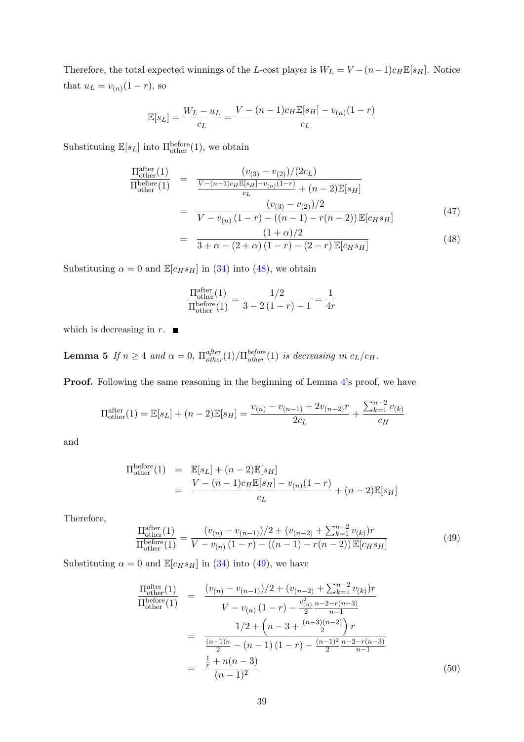Therefore, the total expected winnings of the $L$-cost player is $W_L = V - (n-1)c_H\mathbb{E}[s_H]$. Notice that $u_L = v_{(n)}(1-r)$, so

$$\mathbb{E}[s_L] = \frac{W_L - u_L}{c_L} = \frac{V - (n-1)c_H\mathbb{E}[s_H] - v_{(n)}(1-r)}{c_L}$$

Substituting $\mathbb{E}[s_L]$ into $\Pi^{\text{before}}_{\text{other}}(1)$, we obtain

$$\begin{aligned}
\frac{\Pi^{\text{after}}_{\text{other}}(1)}{\Pi^{\text{before}}_{\text{other}}(1)} &= \frac{(v_{(3)} - v_{(2)})/(2c_L)}{\frac{V-(n-1)c_H\mathbb{E}[s_H]-v_{(n)}(1-r)}{c_L} + (n-2)\mathbb{E}[s_H]} \\
&= \frac{(v_{(3)} - v_{(2)})/2}{V - v_{(n)}(1-r) - ((n-1) - r(n-2))\,\mathbb{E}[c_H s_H]} \qquad (47)\\
&= \frac{(1+\alpha)/2}{3+\alpha - (2+\alpha)(1-r) - (2-r)\,\mathbb{E}[c_H s_H]} \qquad (48)
\end{aligned}$$

Substituting $\alpha = 0$ and $\mathbb{E}[c_H s_H]$ in (34) into (48), we obtain

$$\frac{\Pi^{\text{after}}_{\text{other}}(1)}{\Pi^{\text{before}}_{\text{other}}(1)} = \frac{1/2}{3 - 2(1-r) - 1} = \frac{1}{4r}$$

which is decreasing in $r$. ■

**Lemma 5** *If $n \geq 4$ and $\alpha = 0$, $\Pi^{after}_{other}(1)/\Pi^{before}_{other}(1)$ is decreasing in $c_L/c_H$.*

**Proof.** Following the same reasoning in the beginning of Lemma 4's proof, we have

$$\Pi^{\text{after}}_{\text{other}}(1) = \mathbb{E}[s_L] + (n-2)\mathbb{E}[s_H] = \frac{v_{(n)} - v_{(n-1)} + 2v_{(n-2)}r}{2c_L} + \frac{\sum_{k=1}^{n-2} v_{(k)}}{c_H}$$

and

$$\begin{aligned}
\Pi^{\text{before}}_{\text{other}}(1) &= \mathbb{E}[s_L] + (n-2)\mathbb{E}[s_H] \\
&= \frac{V - (n-1)c_H\mathbb{E}[s_H] - v_{(n)}(1-r)}{c_L} + (n-2)\mathbb{E}[s_H]
\end{aligned}$$

Therefore,

$$\frac{\Pi^{\text{after}}_{\text{other}}(1)}{\Pi^{\text{before}}_{\text{other}}(1)} = \frac{(v_{(n)} - v_{(n-1)})/2 + (v_{(n-2)} + \sum_{k=1}^{n-2} v_{(k)})r}{V - v_{(n)}(1-r) - ((n-1) - r(n-2))\,\mathbb{E}[c_H s_H]} \qquad (49)$$

Substituting $\alpha = 0$ and $\mathbb{E}[c_H s_H]$ in (34) into (49), we have

$$\begin{aligned}
\frac{\Pi^{\text{after}}_{\text{other}}(1)}{\Pi^{\text{before}}_{\text{other}}(1)} &= \frac{(v_{(n)} - v_{(n-1)})/2 + (v_{(n-2)} + \sum_{k=1}^{n-2} v_{(k)})r}{V - v_{(n)}(1-r) - \frac{v_{(n)}^2}{2}\frac{n-2-r(n-3)}{n-1}} \\
&= \frac{1/2 + \left(n - 3 + \frac{(n-3)(n-2)}{2}\right) r}{\frac{(n-1)n}{2} - (n-1)(1-r) - \frac{(n-1)^2}{2}\frac{n-2-r(n-3)}{n-1}} \\
&= \frac{\frac{1}{r} + n(n-3)}{(n-1)^2} \qquad (50)
\end{aligned}$$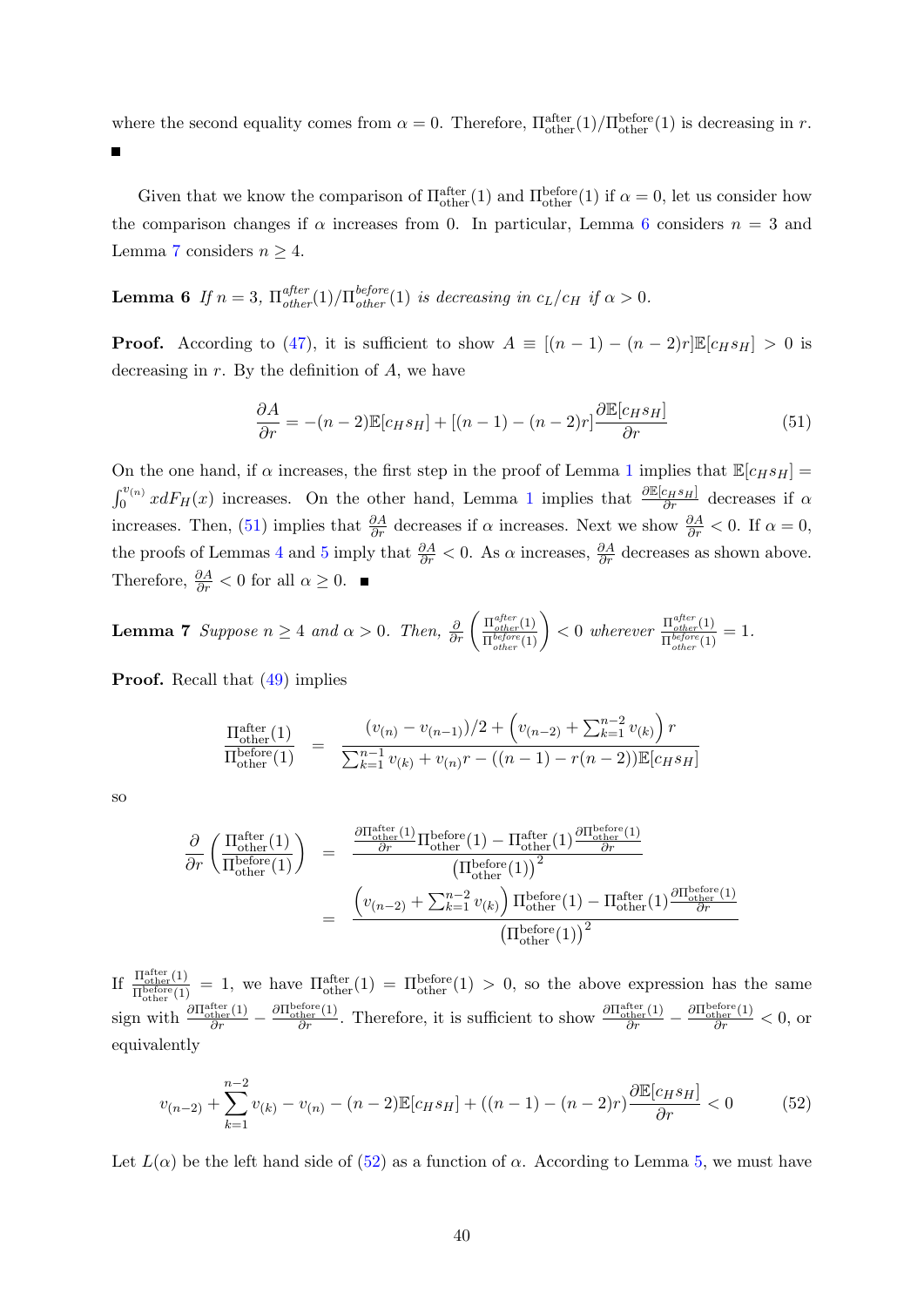where the second equality comes from $\alpha = 0$. Therefore, $\Pi^{\text{after}}_{\text{other}}(1)/\Pi^{\text{before}}_{\text{other}}(1)$ is decreasing in $r$. ■

Given that we know the comparison of $\Pi^{\text{after}}_{\text{other}}(1)$ and $\Pi^{\text{before}}_{\text{other}}(1)$ if $\alpha = 0$, let us consider how the comparison changes if $\alpha$ increases from 0. In particular, Lemma 6 considers $n = 3$ and Lemma 7 considers $n \geq 4$.

**Lemma 6** *If $n = 3$, $\Pi^{after}_{other}(1)/\Pi^{before}_{other}(1)$ is decreasing in $c_L/c_H$ if $\alpha > 0$.*

**Proof.** According to (47), it is sufficient to show $A \equiv [(n-1) - (n-2)r]\mathbb{E}[c_H s_H] > 0$ is decreasing in $r$. By the definition of $A$, we have

$$\frac{\partial A}{\partial r} = -(n-2)\mathbb{E}[c_H s_H] + [(n-1) - (n-2)r]\frac{\partial \mathbb{E}[c_H s_H]}{\partial r} \tag{51}$$

On the one hand, if $\alpha$ increases, the first step in the proof of Lemma 1 implies that $\mathbb{E}[c_H s_H] = \int_0^{v_{(n)}} x dF_H(x)$ increases. On the other hand, Lemma 1 implies that $\frac{\partial \mathbb{E}[c_H s_H]}{\partial r}$ decreases if $\alpha$ increases. Then, (51) implies that $\frac{\partial A}{\partial r}$ decreases if $\alpha$ increases. Next we show $\frac{\partial A}{\partial r} < 0$. If $\alpha = 0$, the proofs of Lemmas 4 and 5 imply that $\frac{\partial A}{\partial r} < 0$. As $\alpha$ increases, $\frac{\partial A}{\partial r}$ decreases as shown above. Therefore, $\frac{\partial A}{\partial r} < 0$ for all $\alpha \geq 0$. ■

**Lemma 7** *Suppose $n \geq 4$ and $\alpha > 0$. Then, $\frac{\partial}{\partial r}\left(\frac{\Pi^{after}_{other}(1)}{\Pi^{before}_{other}(1)}\right) < 0$ wherever $\frac{\Pi^{after}_{other}(1)}{\Pi^{before}_{other}(1)} = 1$.*

**Proof.** Recall that (49) implies

$$\frac{\Pi^{\text{after}}_{\text{other}}(1)}{\Pi^{\text{before}}_{\text{other}}(1)} = \frac{(v_{(n)} - v_{(n-1)})/2 + \left(v_{(n-2)} + \sum_{k=1}^{n-2} v_{(k)}\right) r}{\sum_{k=1}^{n-1} v_{(k)} + v_{(n)} r - ((n-1) - r(n-2))\mathbb{E}[c_H s_H]}$$

so

$$\begin{aligned}
\frac{\partial}{\partial r}\left(\frac{\Pi^{\text{after}}_{\text{other}}(1)}{\Pi^{\text{before}}_{\text{other}}(1)}\right) &= \frac{\frac{\partial \Pi^{\text{after}}_{\text{other}}(1)}{\partial r}\Pi^{\text{before}}_{\text{other}}(1) - \Pi^{\text{after}}_{\text{other}}(1)\frac{\partial \Pi^{\text{before}}_{\text{other}}(1)}{\partial r}}{\left(\Pi^{\text{before}}_{\text{other}}(1)\right)^2} \\
&= \frac{\left(v_{(n-2)} + \sum_{k=1}^{n-2} v_{(k)}\right)\Pi^{\text{before}}_{\text{other}}(1) - \Pi^{\text{after}}_{\text{other}}(1)\frac{\partial \Pi^{\text{before}}_{\text{other}}(1)}{\partial r}}{\left(\Pi^{\text{before}}_{\text{other}}(1)\right)^2}
\end{aligned}$$

If $\frac{\Pi^{\text{after}}_{\text{other}}(1)}{\Pi^{\text{before}}_{\text{other}}(1)} = 1$, we have $\Pi^{\text{after}}_{\text{other}}(1) = \Pi^{\text{before}}_{\text{other}}(1) > 0$, so the above expression has the same sign with $\frac{\partial \Pi^{\text{after}}_{\text{other}}(1)}{\partial r} - \frac{\partial \Pi^{\text{before}}_{\text{other}}(1)}{\partial r}$. Therefore, it is sufficient to show $\frac{\partial \Pi^{\text{after}}_{\text{other}}(1)}{\partial r} - \frac{\partial \Pi^{\text{before}}_{\text{other}}(1)}{\partial r} < 0$, or equivalently

$$v_{(n-2)} + \sum_{k=1}^{n-2} v_{(k)} - v_{(n)} - (n-2)\mathbb{E}[c_H s_H] + ((n-1) - (n-2)r)\frac{\partial \mathbb{E}[c_H s_H]}{\partial r} < 0 \tag{52}$$

Let $L(\alpha)$ be the left hand side of (52) as a function of $\alpha$. According to Lemma 5, we must have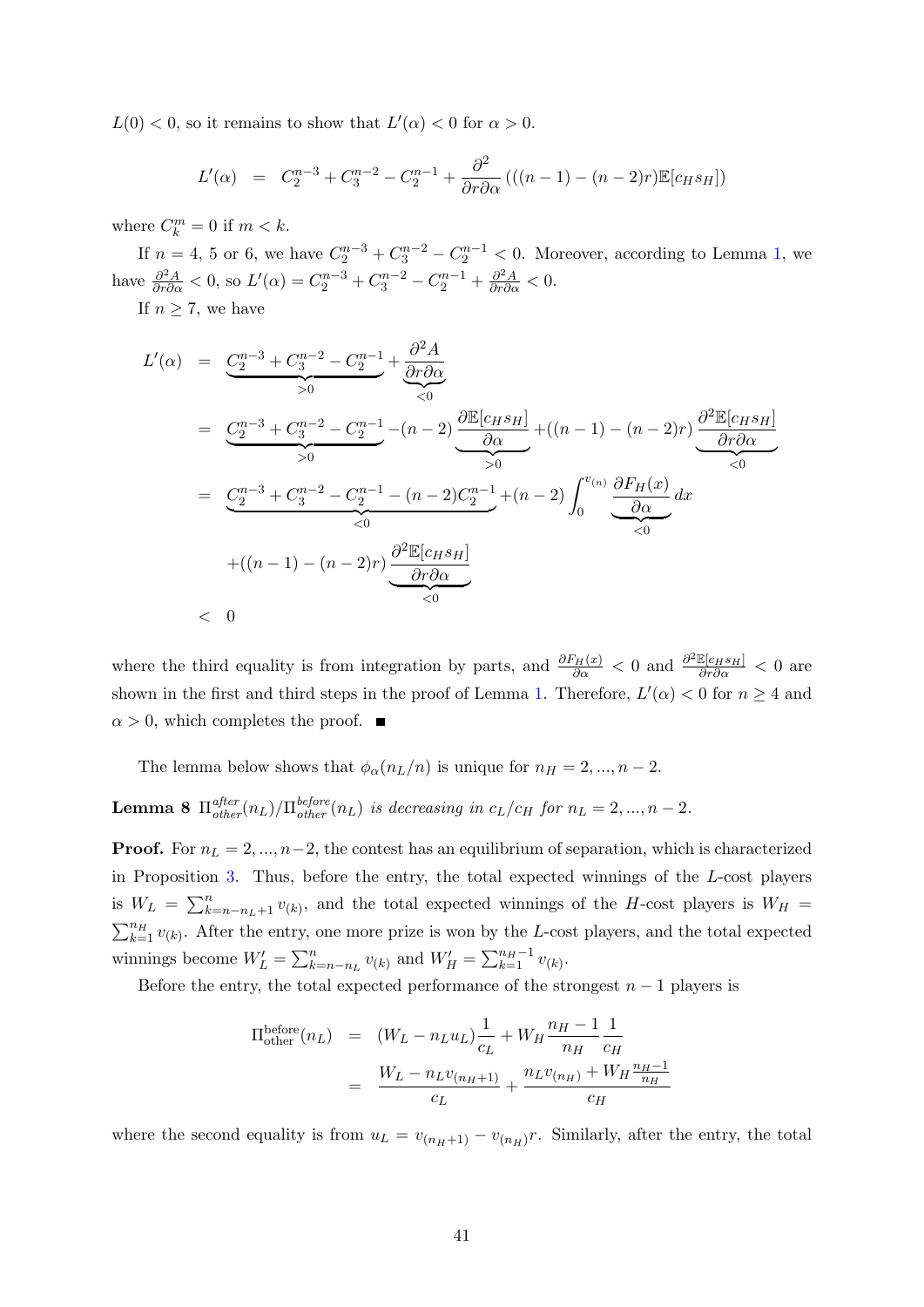$L(0) < 0$, so it remains to show that $L'(\alpha) < 0$ for $\alpha > 0$.

$$L'(\alpha) \;=\; C_2^{n-3} + C_3^{n-2} - C_2^{n-1} + \frac{\partial^2}{\partial r \partial \alpha}\left(((n-1)-(n-2)r)\mathbb{E}[c_H s_H]\right)$$

where $C_k^m = 0$ if $m < k$.

If $n = 4$, 5 or 6, we have $C_2^{n-3} + C_3^{n-2} - C_2^{n-1} < 0$. Moreover, according to Lemma 1, we have $\frac{\partial^2 A}{\partial r \partial \alpha} < 0$, so $L'(\alpha) = C_2^{n-3} + C_3^{n-2} - C_2^{n-1} + \frac{\partial^2 A}{\partial r \partial \alpha} < 0$.

If $n \geq 7$, we have

$$\begin{aligned}
L'(\alpha) &= \underbrace{C_2^{n-3} + C_3^{n-2} - C_2^{n-1}}_{>0} + \underbrace{\frac{\partial^2 A}{\partial r \partial \alpha}}_{<0} \\
&= \underbrace{C_2^{n-3} + C_3^{n-2} - C_2^{n-1}}_{>0} - (n-2)\underbrace{\frac{\partial \mathbb{E}[c_H s_H]}{\partial \alpha}}_{>0} + ((n-1)-(n-2)r)\underbrace{\frac{\partial^2 \mathbb{E}[c_H s_H]}{\partial r \partial \alpha}}_{<0} \\
&= \underbrace{C_2^{n-3} + C_3^{n-2} - C_2^{n-1} - (n-2)C_2^{n-1}}_{<0} + (n-2)\int_0^{v_{(n)}} \underbrace{\frac{\partial F_H(x)}{\partial \alpha}}_{<0} dx \\
&\quad + ((n-1)-(n-2)r)\underbrace{\frac{\partial^2 \mathbb{E}[c_H s_H]}{\partial r \partial \alpha}}_{<0} \\
&< 0
\end{aligned}$$

where the third equality is from integration by parts, and $\frac{\partial F_H(x)}{\partial \alpha} < 0$ and $\frac{\partial^2 \mathbb{E}[c_H s_H]}{\partial r \partial \alpha} < 0$ are shown in the first and third steps in the proof of Lemma 1. Therefore, $L'(\alpha) < 0$ for $n \geq 4$ and $\alpha > 0$, which completes the proof. ■

The lemma below shows that $\phi_\alpha(n_L/n)$ is unique for $n_H = 2, ..., n-2$.

**Lemma 8** *$\Pi_{other}^{after}(n_L)/\Pi_{other}^{before}(n_L)$ is decreasing in $c_L/c_H$ for $n_L = 2, ..., n-2$.*

**Proof.** For $n_L = 2, ..., n-2$, the contest has an equilibrium of separation, which is characterized in Proposition 3. Thus, before the entry, the total expected winnings of the $L$-cost players is $W_L = \sum_{k=n-n_L+1}^{n} v_{(k)}$, and the total expected winnings of the $H$-cost players is $W_H = \sum_{k=1}^{n_H} v_{(k)}$. After the entry, one more prize is won by the $L$-cost players, and the total expected winnings become $W_L' = \sum_{k=n-n_L}^{n} v_{(k)}$ and $W_H' = \sum_{k=1}^{n_H-1} v_{(k)}$.

Before the entry, the total expected performance of the strongest $n-1$ players is

$$\begin{aligned}
\Pi_{\text{other}}^{\text{before}}(n_L) &= (W_L - n_L u_L)\frac{1}{c_L} + W_H \frac{n_H - 1}{n_H}\frac{1}{c_H} \\
&= \frac{W_L - n_L v_{(n_H+1)}}{c_L} + \frac{n_L v_{(n_H)} + W_H \frac{n_H-1}{n_H}}{c_H}
\end{aligned}$$

where the second equality is from $u_L = v_{(n_H+1)} - v_{(n_H)}r$. Similarly, after the entry, the total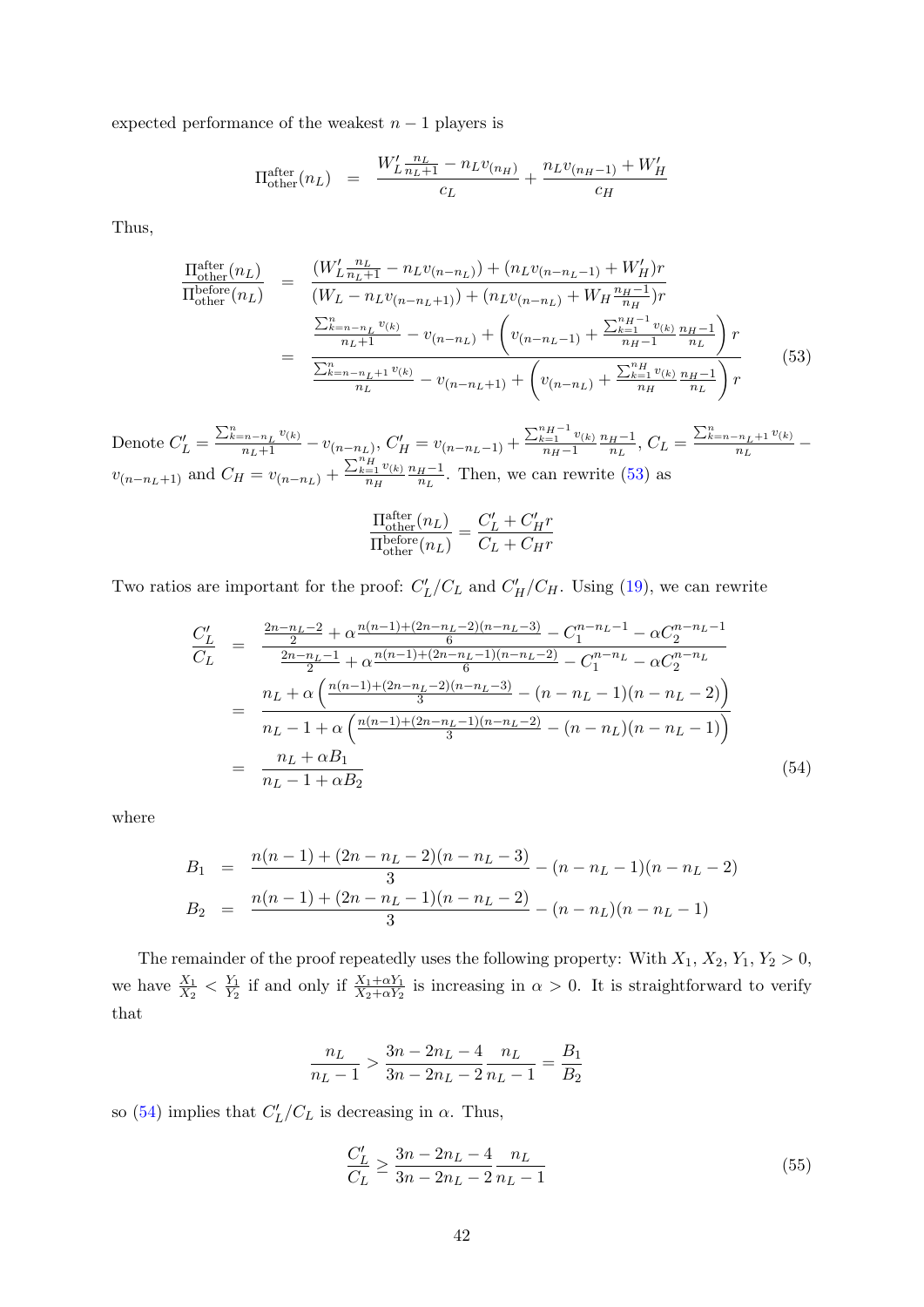expected performance of the weakest $n-1$ players is

$$\Pi_{\text{other}}^{\text{after}}(n_L) \;=\; \frac{W'_L \frac{n_L}{n_L+1} - n_L v_{(n_H)}}{c_L} + \frac{n_L v_{(n_H-1)} + W'_H}{c_H}$$

Thus,

$$\begin{aligned}
\frac{\Pi_{\text{other}}^{\text{after}}(n_L)}{\Pi_{\text{other}}^{\text{before}}(n_L)} &= \frac{(W'_L \frac{n_L}{n_L+1} - n_L v_{(n-n_L)}) + (n_L v_{(n-n_L-1)} + W'_H) r}{(W_L - n_L v_{(n-n_L+1)}) + (n_L v_{(n-n_L)} + W_H \frac{n_H-1}{n_H}) r} \\
&= \frac{\frac{\sum_{k=n-n_L}^{n} v_{(k)}}{n_L+1} - v_{(n-n_L)} + \left( v_{(n-n_L-1)} + \frac{\sum_{k=1}^{n_H-1} v_{(k)}}{n_H-1} \frac{n_H-1}{n_L} \right) r}{\frac{\sum_{k=n-n_L+1}^{n} v_{(k)}}{n_L} - v_{(n-n_L+1)} + \left( v_{(n-n_L)} + \frac{\sum_{k=1}^{n_H} v_{(k)}}{n_H} \frac{n_H-1}{n_L} \right) r} \qquad (53)
\end{aligned}$$

Denote $C'_L = \frac{\sum_{k=n-n_L}^{n} v_{(k)}}{n_L+1} - v_{(n-n_L)}$, $C'_H = v_{(n-n_L-1)} + \frac{\sum_{k=1}^{n_H-1} v_{(k)}}{n_H-1} \frac{n_H-1}{n_L}$, $C_L = \frac{\sum_{k=n-n_L+1}^{n} v_{(k)}}{n_L} - v_{(n-n_L+1)}$ and $C_H = v_{(n-n_L)} + \frac{\sum_{k=1}^{n_H} v_{(k)}}{n_H} \frac{n_H-1}{n_L}$. Then, we can rewrite (53) as

$$\frac{\Pi_{\text{other}}^{\text{after}}(n_L)}{\Pi_{\text{other}}^{\text{before}}(n_L)} = \frac{C'_L + C'_H r}{C_L + C_H r}$$

Two ratios are important for the proof: $C'_L/C_L$ and $C'_H/C_H$. Using (19), we can rewrite

$$\begin{aligned}
\frac{C'_L}{C_L} &= \frac{\frac{2n-n_L-2}{2} + \alpha \frac{n(n-1)+(2n-n_L-2)(n-n_L-3)}{6} - C_1^{n-n_L-1} - \alpha C_2^{n-n_L-1}}{\frac{2n-n_L-1}{2} + \alpha \frac{n(n-1)+(2n-n_L-1)(n-n_L-2)}{6} - C_1^{n-n_L} - \alpha C_2^{n-n_L}} \\
&= \frac{n_L + \alpha \left( \frac{n(n-1)+(2n-n_L-2)(n-n_L-3)}{3} - (n-n_L-1)(n-n_L-2) \right)}{n_L - 1 + \alpha \left( \frac{n(n-1)+(2n-n_L-1)(n-n_L-2)}{3} - (n-n_L)(n-n_L-1) \right)} \\
&= \frac{n_L + \alpha B_1}{n_L - 1 + \alpha B_2} \qquad (54)
\end{aligned}$$

where

$$\begin{aligned}
B_1 &= \frac{n(n-1)+(2n-n_L-2)(n-n_L-3)}{3} - (n-n_L-1)(n-n_L-2) \\
B_2 &= \frac{n(n-1)+(2n-n_L-1)(n-n_L-2)}{3} - (n-n_L)(n-n_L-1)
\end{aligned}$$

The remainder of the proof repeatedly uses the following property: With $X_1, X_2, Y_1, Y_2 > 0$, we have $\frac{X_1}{X_2} < \frac{Y_1}{Y_2}$ if and only if $\frac{X_1+\alpha Y_1}{X_2+\alpha Y_2}$ is increasing in $\alpha > 0$. It is straightforward to verify that

$$\frac{n_L}{n_L-1} > \frac{3n-2n_L-4}{3n-2n_L-2} \frac{n_L}{n_L-1} = \frac{B_1}{B_2}$$

so (54) implies that $C'_L/C_L$ is decreasing in $\alpha$. Thus,

$$\frac{C'_L}{C_L} \geq \frac{3n-2n_L-4}{3n-2n_L-2} \frac{n_L}{n_L-1} \qquad (55)$$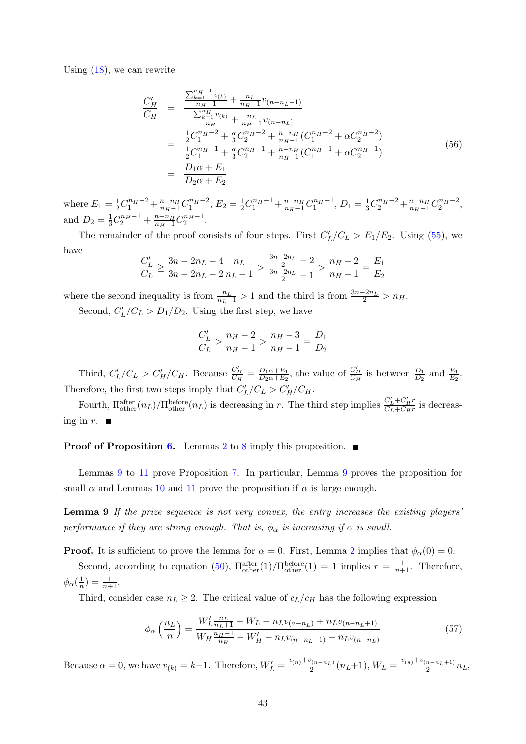Using (18), we can rewrite

$$
\begin{aligned}
\frac{C_H'}{C_H} &= \frac{\frac{\sum_{k=1}^{n_H-1} v_{(k)}}{n_H-1} + \frac{n_L}{n_H-1} v_{(n-n_L-1)}}{\frac{\sum_{k=1}^{n_H} v_{(k)}}{n_H} + \frac{n_L}{n_H-1} v_{(n-n_L)}} \\
&= \frac{\frac{1}{2}C_1^{n_H-2} + \frac{\alpha}{3}C_2^{n_H-2} + \frac{n-n_H}{n_H-1}(C_1^{n_H-2} + \alpha C_2^{n_H-2})}{\frac{1}{2}C_1^{n_H-1} + \frac{\alpha}{3}C_2^{n_H-1} + \frac{n-n_H}{n_H-1}(C_1^{n_H-1} + \alpha C_2^{n_H-1})} \\
&= \frac{D_1\alpha + E_1}{D_2\alpha + E_2}
\end{aligned}
\tag{56}
$$

where $E_1 = \frac{1}{2}C_1^{n_H-2} + \frac{n-n_H}{n_H-1}C_1^{n_H-2}$, $E_2 = \frac{1}{2}C_1^{n_H-1} + \frac{n-n_H}{n_H-1}C_1^{n_H-1}$, $D_1 = \frac{1}{3}C_2^{n_H-2} + \frac{n-n_H}{n_H-1}C_2^{n_H-2}$, and $D_2 = \frac{1}{3}C_2^{n_H-1} + \frac{n-n_H}{n_H-1}C_2^{n_H-1}$.

The remainder of the proof consists of four steps. First $C_L'/C_L > E_1/E_2$. Using (55), we have

$$
\frac{C_L'}{C_L} \geq \frac{3n-2n_L-4}{3n-2n_L-2}\frac{n_L}{n_L-1} > \frac{\frac{3n-2n_L}{2}-2}{\frac{3n-2n_L}{2}-1} > \frac{n_H-2}{n_H-1} = \frac{E_1}{E_2}
$$

where the second inequality is from $\frac{n_L}{n_L-1} > 1$ and the third is from $\frac{3n-2n_L}{2} > n_H$.

Second, $C_L'/C_L > D_1/D_2$. Using the first step, we have

$$
\frac{C_L'}{C_L} > \frac{n_H-2}{n_H-1} > \frac{n_H-3}{n_H-1} = \frac{D_1}{D_2}
$$

Third, $C_L'/C_L > C_H'/C_H$. Because $\frac{C_H'}{C_H} = \frac{D_1\alpha+E_1}{D_2\alpha+E_2}$, the value of $\frac{C_H'}{C_H}$ is between $\frac{D_1}{D_2}$ and $\frac{E_1}{E_2}$. Therefore, the first two steps imply that $C_L'/C_L > C_H'/C_H$.

Fourth, $\Pi_{\text{other}}^{\text{after}}(n_L)/\Pi_{\text{other}}^{\text{before}}(n_L)$ is decreasing in $r$. The third step implies $\frac{C_L'+C_H'r}{C_L+C_Hr}$ is decreasing in $r$. ■

**Proof of Proposition 6.** Lemmas 2 to 8 imply this proposition. ■

Lemmas 9 to 11 prove Proposition 7. In particular, Lemma 9 proves the proposition for small $\alpha$ and Lemmas 10 and 11 prove the proposition if $\alpha$ is large enough.

**Lemma 9** *If the prize sequence is not very convex, the entry increases the existing players' performance if they are strong enough. That is, $\phi_\alpha$ is increasing if $\alpha$ is small.*

**Proof.** It is sufficient to prove the lemma for $\alpha = 0$. First, Lemma 2 implies that $\phi_\alpha(0) = 0$.

Second, according to equation (50), $\Pi_{\text{other}}^{\text{after}}(1)/\Pi_{\text{other}}^{\text{before}}(1) = 1$ implies $r = \frac{1}{n+1}$. Therefore, $\phi_\alpha(\frac{1}{n}) = \frac{1}{n+1}$.

Third, consider case $n_L \geq 2$. The critical value of $c_L/c_H$ has the following expression

$$
\phi_\alpha\left(\frac{n_L}{n}\right) = \frac{W_L'\frac{n_L}{n_L+1} - W_L - n_L v_{(n-n_L)} + n_L v_{(n-n_L+1)}}{W_H\frac{n_H-1}{n_H} - W_H' - n_L v_{(n-n_L-1)} + n_L v_{(n-n_L)}}
\tag{57}
$$

Because $\alpha = 0$, we have $v_{(k)} = k-1$. Therefore, $W_L' = \frac{v_{(n)}+v_{(n-n_L)}}{2}(n_L+1)$, $W_L = \frac{v_{(n)}+v_{(n-n_L+1)}}{2}n_L$,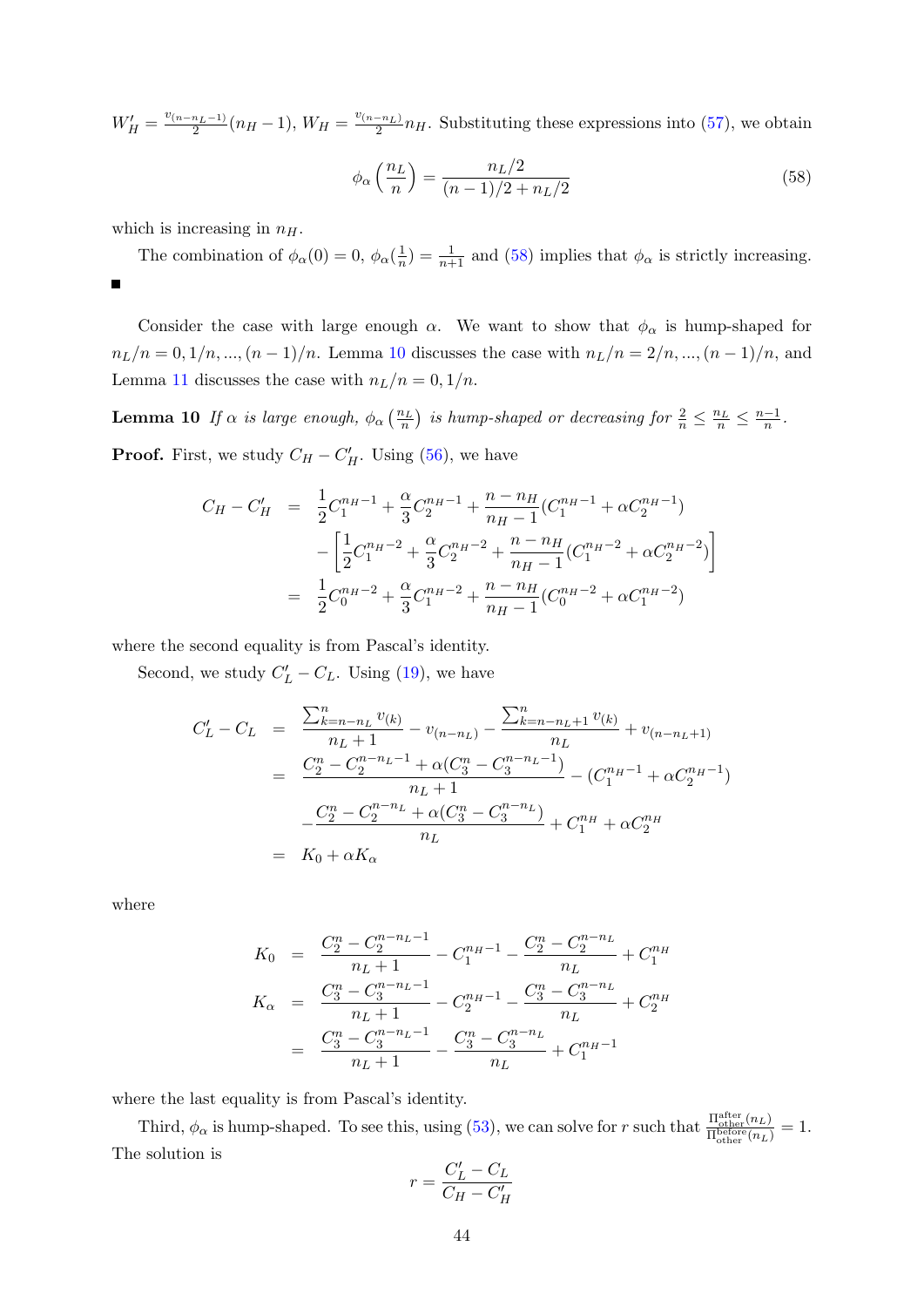$W'_H = \frac{v_{(n-n_L-1)}}{2}(n_H - 1)$, $W_H = \frac{v_{(n-n_L)}}{2}n_H$. Substituting these expressions into (57), we obtain

$$\phi_\alpha\left(\frac{n_L}{n}\right) = \frac{n_L/2}{(n-1)/2 + n_L/2} \tag{58}$$

which is increasing in $n_H$.

The combination of $\phi_\alpha(0) = 0$, $\phi_\alpha(\frac{1}{n}) = \frac{1}{n+1}$ and (58) implies that $\phi_\alpha$ is strictly increasing.

■

Consider the case with large enough $\alpha$. We want to show that $\phi_\alpha$ is hump-shaped for $n_L/n = 0, 1/n, ..., (n-1)/n$. Lemma 10 discusses the case with $n_L/n = 2/n, ..., (n-1)/n$, and Lemma 11 discusses the case with $n_L/n = 0, 1/n$.

**Lemma 10** *If $\alpha$ is large enough, $\phi_\alpha\left(\frac{n_L}{n}\right)$ is hump-shaped or decreasing for $\frac{2}{n} \leq \frac{n_L}{n} \leq \frac{n-1}{n}$.*

**Proof.** First, we study $C_H - C'_H$. Using (56), we have

$$\begin{aligned}
C_H - C'_H &= \frac{1}{2}C_1^{n_H-1} + \frac{\alpha}{3}C_2^{n_H-1} + \frac{n-n_H}{n_H-1}(C_1^{n_H-1} + \alpha C_2^{n_H-1}) \\
&\quad - \left[\frac{1}{2}C_1^{n_H-2} + \frac{\alpha}{3}C_2^{n_H-2} + \frac{n-n_H}{n_H-1}(C_1^{n_H-2} + \alpha C_2^{n_H-2})\right] \\
&= \frac{1}{2}C_0^{n_H-2} + \frac{\alpha}{3}C_1^{n_H-2} + \frac{n-n_H}{n_H-1}(C_0^{n_H-2} + \alpha C_1^{n_H-2})
\end{aligned}$$

where the second equality is from Pascal's identity.

Second, we study $C'_L - C_L$. Using (19), we have

$$\begin{aligned}
C'_L - C_L &= \frac{\sum_{k=n-n_L}^{n} v_{(k)}}{n_L+1} - v_{(n-n_L)} - \frac{\sum_{k=n-n_L+1}^{n} v_{(k)}}{n_L} + v_{(n-n_L+1)} \\
&= \frac{C_2^n - C_2^{n-n_L-1} + \alpha(C_3^n - C_3^{n-n_L-1})}{n_L+1} - (C_1^{n_H-1} + \alpha C_2^{n_H-1}) \\
&\quad - \frac{C_2^n - C_2^{n-n_L} + \alpha(C_3^n - C_3^{n-n_L})}{n_L} + C_1^{n_H} + \alpha C_2^{n_H} \\
&= K_0 + \alpha K_\alpha
\end{aligned}$$

where

$$\begin{aligned}
K_0 &= \frac{C_2^n - C_2^{n-n_L-1}}{n_L+1} - C_1^{n_H-1} - \frac{C_2^n - C_2^{n-n_L}}{n_L} + C_1^{n_H} \\
K_\alpha &= \frac{C_3^n - C_3^{n-n_L-1}}{n_L+1} - C_2^{n_H-1} - \frac{C_3^n - C_3^{n-n_L}}{n_L} + C_2^{n_H} \\
&= \frac{C_3^n - C_3^{n-n_L-1}}{n_L+1} - \frac{C_3^n - C_3^{n-n_L}}{n_L} + C_1^{n_H-1}
\end{aligned}$$

where the last equality is from Pascal's identity.

Third, $\phi_\alpha$ is hump-shaped. To see this, using (53), we can solve for $r$ such that $\frac{\Pi_{\text{other}}^{\text{after}}(n_L)}{\Pi_{\text{other}}^{\text{before}}(n_L)} = 1$. The solution is

$$r = \frac{C'_L - C_L}{C_H - C'_H}$$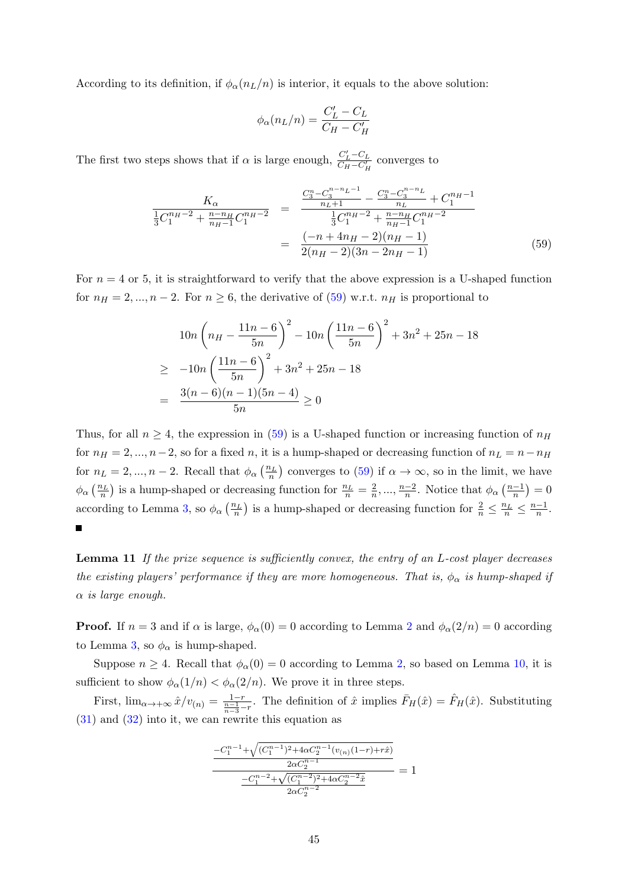According to its definition, if $\phi_\alpha(n_L/n)$ is interior, it equals to the above solution:

$$\phi_\alpha(n_L/n) = \frac{C_L' - C_L}{C_H - C_H'}$$

The first two steps shows that if $\alpha$ is large enough, $\frac{C_L'-C_L}{C_H-C_H'}$ converges to

$$\begin{aligned} \frac{K_\alpha}{\frac{1}{3}C_1^{n_H-2} + \frac{n-n_H}{n_H-1}C_1^{n_H-2}} &= \frac{\frac{C_3^n - C_3^{n-n_L-1}}{n_L+1} - \frac{C_3^n - C_3^{n-n_L}}{n_L} + C_1^{n_H-1}}{\frac{1}{3}C_1^{n_H-2} + \frac{n-n_H}{n_H-1}C_1^{n_H-2}} \\ &= \frac{(-n+4n_H-2)(n_H-1)}{2(n_H-2)(3n-2n_H-1)} \end{aligned} \tag{59}$$

For $n = 4$ or $5$, it is straightforward to verify that the above expression is a U-shaped function for $n_H = 2, ..., n-2$. For $n \geq 6$, the derivative of (59) w.r.t. $n_H$ is proportional to

$$\begin{aligned} & 10n\left(n_H - \frac{11n-6}{5n}\right)^2 - 10n\left(\frac{11n-6}{5n}\right)^2 + 3n^2 + 25n - 18 \\ \geq \; & -10n\left(\frac{11n-6}{5n}\right)^2 + 3n^2 + 25n - 18 \\ = \; & \frac{3(n-6)(n-1)(5n-4)}{5n} \geq 0 \end{aligned}$$

Thus, for all $n \geq 4$, the expression in (59) is a U-shaped function or increasing function of $n_H$ for $n_H = 2, ..., n-2$, so for a fixed $n$, it is a hump-shaped or decreasing function of $n_L = n - n_H$ for $n_L = 2, ..., n-2$. Recall that $\phi_\alpha\left(\frac{n_L}{n}\right)$ converges to (59) if $\alpha \to \infty$, so in the limit, we have $\phi_\alpha\left(\frac{n_L}{n}\right)$ is a hump-shaped or decreasing function for $\frac{n_L}{n} = \frac{2}{n}, ..., \frac{n-2}{n}$. Notice that $\phi_\alpha\left(\frac{n-1}{n}\right) = 0$ according to Lemma 3, so $\phi_\alpha\left(\frac{n_L}{n}\right)$ is a hump-shaped or decreasing function for $\frac{2}{n} \leq \frac{n_L}{n} \leq \frac{n-1}{n}$. ∎

**Lemma 11** *If the prize sequence is sufficiently convex, the entry of an L-cost player decreases the existing players' performance if they are more homogeneous. That is, $\phi_\alpha$ is hump-shaped if $\alpha$ is large enough.*

**Proof.** If $n = 3$ and if $\alpha$ is large, $\phi_\alpha(0) = 0$ according to Lemma 2 and $\phi_\alpha(2/n) = 0$ according to Lemma 3, so $\phi_\alpha$ is hump-shaped.

Suppose $n \geq 4$. Recall that $\phi_\alpha(0) = 0$ according to Lemma 2, so based on Lemma 10, it is sufficient to show $\phi_\alpha(1/n) < \phi_\alpha(2/n)$. We prove it in three steps.

First, $\lim_{\alpha \to +\infty} \hat{x}/v_{(n)} = \frac{1-r}{\frac{n-1}{n-3} - r}$. The definition of $\hat{x}$ implies $\bar{F}_H(\hat{x}) = \hat{F}_H(\hat{x})$. Substituting (31) and (32) into it, we can rewrite this equation as

$$\frac{\frac{-C_1^{n-1} + \sqrt{(C_1^{n-1})^2 + 4\alpha C_2^{n-1}(v_{(n)}(1-r) + r\hat{x})}}{2\alpha C_2^{n-1}}}{\frac{-C_1^{n-2} + \sqrt{(C_1^{n-2})^2 + 4\alpha C_2^{n-2}\hat{x}}}{2\alpha C_2^{n-2}}} = 1$$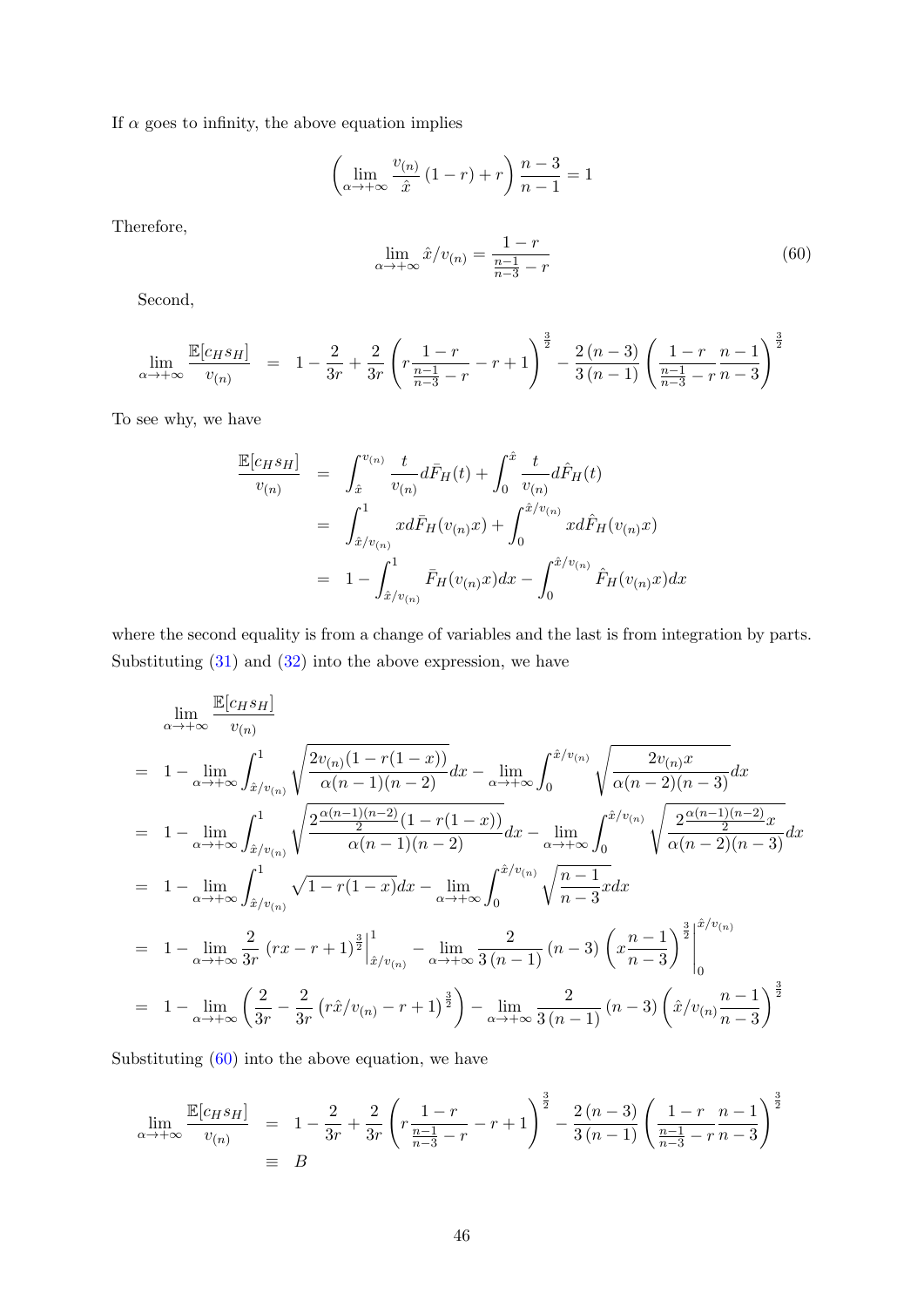If $\alpha$ goes to infinity, the above equation implies

$$\left(\lim_{\alpha\to+\infty}\frac{v_{(n)}}{\hat{x}}(1-r)+r\right)\frac{n-3}{n-1}=1$$

Therefore,

$$\lim_{\alpha\to+\infty}\hat{x}/v_{(n)}=\frac{1-r}{\frac{n-1}{n-3}-r} \tag{60}$$

Second,

$$\lim_{\alpha\to+\infty}\frac{\mathbb{E}[c_H s_H]}{v_{(n)}} = 1-\frac{2}{3r}+\frac{2}{3r}\left(r\frac{1-r}{\frac{n-1}{n-3}-r}-r+1\right)^{\frac{3}{2}}-\frac{2(n-3)}{3(n-1)}\left(\frac{1-r}{\frac{n-1}{n-3}-r}\frac{n-1}{n-3}\right)^{\frac{3}{2}}$$

To see why, we have

$$\begin{aligned}
\frac{\mathbb{E}[c_H s_H]}{v_{(n)}} &= \int_{\hat{x}}^{v_{(n)}}\frac{t}{v_{(n)}}d\bar{F}_H(t)+\int_0^{\hat{x}}\frac{t}{v_{(n)}}d\hat{F}_H(t)\\
&= \int_{\hat{x}/v_{(n)}}^{1}x\,d\bar{F}_H(v_{(n)}x)+\int_0^{\hat{x}/v_{(n)}}x\,d\hat{F}_H(v_{(n)}x)\\
&= 1-\int_{\hat{x}/v_{(n)}}^{1}\bar{F}_H(v_{(n)}x)dx-\int_0^{\hat{x}/v_{(n)}}\hat{F}_H(v_{(n)}x)dx
\end{aligned}$$

where the second equality is from a change of variables and the last is from integration by parts. Substituting (31) and (32) into the above expression, we have

$$\begin{aligned}
&\lim_{\alpha\to+\infty}\frac{\mathbb{E}[c_H s_H]}{v_{(n)}}\\
&= 1-\lim_{\alpha\to+\infty}\int_{\hat{x}/v_{(n)}}^{1}\sqrt{\frac{2v_{(n)}(1-r(1-x))}{\alpha(n-1)(n-2)}}dx-\lim_{\alpha\to+\infty}\int_0^{\hat{x}/v_{(n)}}\sqrt{\frac{2v_{(n)}x}{\alpha(n-2)(n-3)}}dx\\
&= 1-\lim_{\alpha\to+\infty}\int_{\hat{x}/v_{(n)}}^{1}\sqrt{\frac{2\frac{\alpha(n-1)(n-2)}{2}(1-r(1-x))}{\alpha(n-1)(n-2)}}dx-\lim_{\alpha\to+\infty}\int_0^{\hat{x}/v_{(n)}}\sqrt{\frac{2\frac{\alpha(n-1)(n-2)}{2}x}{\alpha(n-2)(n-3)}}dx\\
&= 1-\lim_{\alpha\to+\infty}\int_{\hat{x}/v_{(n)}}^{1}\sqrt{1-r(1-x)}dx-\lim_{\alpha\to+\infty}\int_0^{\hat{x}/v_{(n)}}\sqrt{\frac{n-1}{n-3}x}dx\\
&= 1-\lim_{\alpha\to+\infty}\frac{2}{3r}(rx-r+1)^{\frac{3}{2}}\Big|_{\hat{x}/v_{(n)}}^{1}-\lim_{\alpha\to+\infty}\frac{2}{3(n-1)}(n-3)\left(x\frac{n-1}{n-3}\right)^{\frac{3}{2}}\Bigg|_0^{\hat{x}/v_{(n)}}\\
&= 1-\lim_{\alpha\to+\infty}\left(\frac{2}{3r}-\frac{2}{3r}\left(r\hat{x}/v_{(n)}-r+1\right)^{\frac{3}{2}}\right)-\lim_{\alpha\to+\infty}\frac{2}{3(n-1)}(n-3)\left(\hat{x}/v_{(n)}\frac{n-1}{n-3}\right)^{\frac{3}{2}}
\end{aligned}$$

Substituting (60) into the above equation, we have

$$\begin{aligned}
\lim_{\alpha\to+\infty}\frac{\mathbb{E}[c_H s_H]}{v_{(n)}} &= 1-\frac{2}{3r}+\frac{2}{3r}\left(r\frac{1-r}{\frac{n-1}{n-3}-r}-r+1\right)^{\frac{3}{2}}-\frac{2(n-3)}{3(n-1)}\left(\frac{1-r}{\frac{n-1}{n-3}-r}\frac{n-1}{n-3}\right)^{\frac{3}{2}}\\
&\equiv B
\end{aligned}$$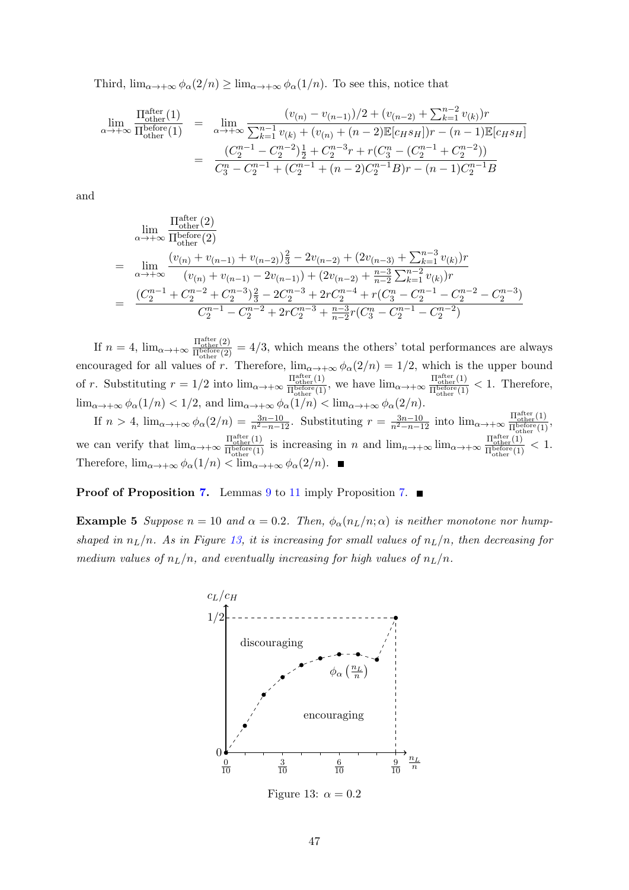Third, $\lim_{\alpha\to+\infty}\phi_\alpha(2/n) \geq \lim_{\alpha\to+\infty}\phi_\alpha(1/n)$. To see this, notice that

$$
\begin{aligned}
\lim_{\alpha\to+\infty}\frac{\Pi^{\text{after}}_{\text{other}}(1)}{\Pi^{\text{before}}_{\text{other}}(1)} &= \lim_{\alpha\to+\infty}\frac{(v_{(n)}-v_{(n-1)})/2+(v_{(n-2)}+\sum_{k=1}^{n-2}v_{(k)})r}{\sum_{k=1}^{n-1}v_{(k)}+(v_{(n)}+(n-2)\mathbb{E}[c_H s_H])r-(n-1)\mathbb{E}[c_H s_H]} \\
&= \frac{(C_2^{n-1}-C_2^{n-2})\frac{1}{2}+C_2^{n-3}r+r(C_3^n-(C_2^{n-1}+C_2^{n-2}))}{C_3^n-C_2^{n-1}+(C_2^{n-1}+(n-2)C_2^{n-1}B)r-(n-1)C_2^{n-1}B}
\end{aligned}
$$

and

$$
\begin{aligned}
&\lim_{\alpha\to+\infty}\frac{\Pi^{\text{after}}_{\text{other}}(2)}{\Pi^{\text{before}}_{\text{other}}(2)} \\
=\;& \lim_{\alpha\to+\infty}\frac{(v_{(n)}+v_{(n-1)}+v_{(n-2)})\frac{2}{3}-2v_{(n-2)}+(2v_{(n-3)}+\sum_{k=1}^{n-3}v_{(k)})r}{(v_{(n)}+v_{(n-1)}-2v_{(n-1)})+(2v_{(n-2)}+\frac{n-3}{n-2}\sum_{k=1}^{n-2}v_{(k)})r} \\
=\;& \frac{(C_2^{n-1}+C_2^{n-2}+C_2^{n-3})\frac{2}{3}-2C_2^{n-3}+2rC_2^{n-4}+r(C_3^n-C_2^{n-1}-C_2^{n-2}-C_2^{n-3})}{C_2^{n-1}-C_2^{n-2}+2rC_2^{n-3}+\frac{n-3}{n-2}r(C_3^n-C_2^{n-1}-C_2^{n-2})}
\end{aligned}
$$

If $n=4$, $\lim_{\alpha\to+\infty}\frac{\Pi^{\text{after}}_{\text{other}}(2)}{\Pi^{\text{before}}_{\text{other}}(2)}=4/3$, which means the others' total performances are always encouraged for all values of $r$. Therefore, $\lim_{\alpha\to+\infty}\phi_\alpha(2/n)=1/2$, which is the upper bound of $r$. Substituting $r=1/2$ into $\lim_{\alpha\to+\infty}\frac{\Pi^{\text{after}}_{\text{other}}(1)}{\Pi^{\text{before}}_{\text{other}}(1)}$, we have $\lim_{\alpha\to+\infty}\frac{\Pi^{\text{after}}_{\text{other}}(1)}{\Pi^{\text{before}}_{\text{other}}(1)}<1$. Therefore, $\lim_{\alpha\to+\infty}\phi_\alpha(1/n)<1/2$, and $\lim_{\alpha\to+\infty}\phi_\alpha(1/n)<\lim_{\alpha\to+\infty}\phi_\alpha(2/n)$.

If $n>4$, $\lim_{\alpha\to+\infty}\phi_\alpha(2/n)=\frac{3n-10}{n^2-n-12}$. Substituting $r=\frac{3n-10}{n^2-n-12}$ into $\lim_{\alpha\to+\infty}\frac{\Pi^{\text{after}}_{\text{other}}(1)}{\Pi^{\text{before}}_{\text{other}}(1)}$, we can verify that $\lim_{\alpha\to+\infty}\frac{\Pi^{\text{after}}_{\text{other}}(1)}{\Pi^{\text{before}}_{\text{other}}(1)}$ is increasing in $n$ and $\lim_{n\to+\infty}\lim_{\alpha\to+\infty}\frac{\Pi^{\text{after}}_{\text{other}}(1)}{\Pi^{\text{before}}_{\text{other}}(1)}<1$. Therefore, $\lim_{\alpha\to+\infty}\phi_\alpha(1/n)<\lim_{\alpha\to+\infty}\phi_\alpha(2/n)$. ■

**Proof of Proposition 7.** Lemmas 9 to 11 imply Proposition 7. ■

**Example 5** *Suppose $n=10$ and $\alpha=0.2$. Then, $\phi_\alpha(n_L/n;\alpha)$ is neither monotone nor hump-shaped in $n_L/n$. As in Figure 13, it is increasing for small values of $n_L/n$, then decreasing for medium values of $n_L/n$, and eventually increasing for high values of $n_L/n$.*

Figure 13: $\alpha=0.2$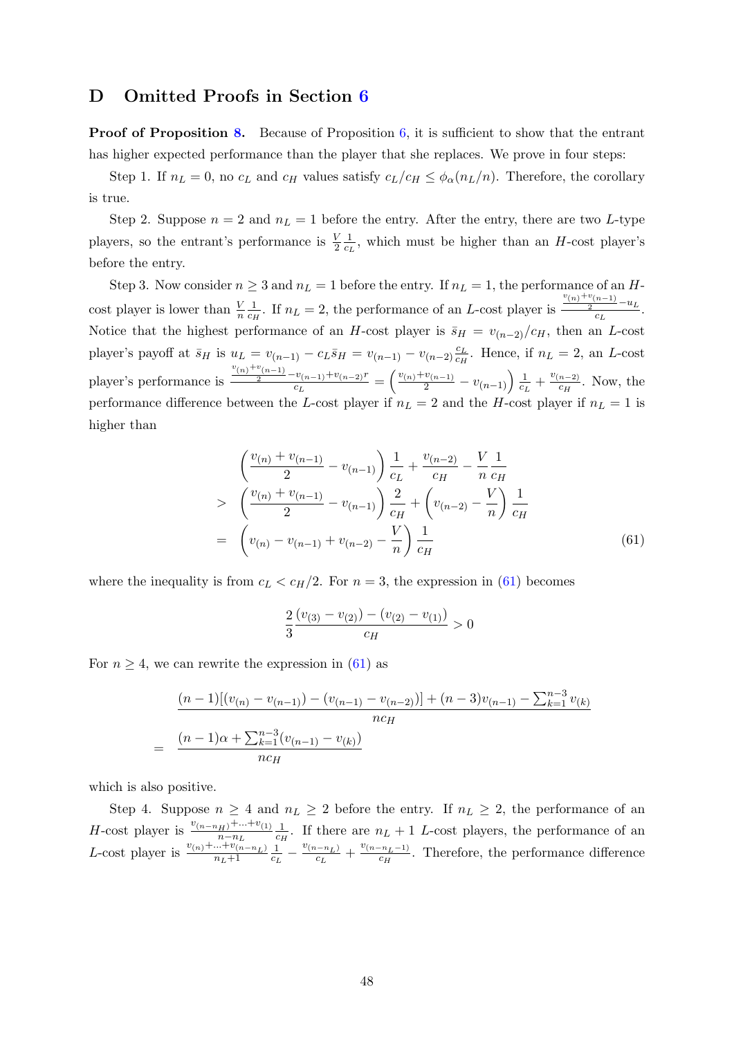## D Omitted Proofs in Section 6

**Proof of Proposition 8.** Because of Proposition 6, it is sufficient to show that the entrant has higher expected performance than the player that she replaces. We prove in four steps:

Step 1. If $n_L = 0$, no $c_L$ and $c_H$ values satisfy $c_L/c_H \leq \phi_\alpha(n_L/n)$. Therefore, the corollary is true.

Step 2. Suppose $n = 2$ and $n_L = 1$ before the entry. After the entry, there are two $L$-type players, so the entrant's performance is $\frac{V}{2}\frac{1}{c_L}$, which must be higher than an $H$-cost player's before the entry.

Step 3. Now consider $n \geq 3$ and $n_L = 1$ before the entry. If $n_L = 1$, the performance of an $H$-cost player is lower than $\frac{V}{n}\frac{1}{c_H}$. If $n_L = 2$, the performance of an $L$-cost player is $\frac{\frac{v_{(n)}+v_{(n-1)}}{2} - u_L}{c_L}$. Notice that the highest performance of an $H$-cost player is $\bar{s}_H = v_{(n-2)}/c_H$, then an $L$-cost player's payoff at $\bar{s}_H$ is $u_L = v_{(n-1)} - c_L\bar{s}_H = v_{(n-1)} - v_{(n-2)}\frac{c_L}{c_H}$. Hence, if $n_L = 2$, an $L$-cost player's performance is $\frac{\frac{v_{(n)}+v_{(n-1)}}{2} - v_{(n-1)} + v_{(n-2)}r}{c_L} = \left(\frac{v_{(n)}+v_{(n-1)}}{2} - v_{(n-1)}\right)\frac{1}{c_L} + \frac{v_{(n-2)}}{c_H}$. Now, the performance difference between the $L$-cost player if $n_L = 2$ and the $H$-cost player if $n_L = 1$ is higher than

$$
\begin{aligned}
& \left(\frac{v_{(n)} + v_{(n-1)}}{2} - v_{(n-1)}\right)\frac{1}{c_L} + \frac{v_{(n-2)}}{c_H} - \frac{V}{n}\frac{1}{c_H} \\
> \; & \left(\frac{v_{(n)} + v_{(n-1)}}{2} - v_{(n-1)}\right)\frac{2}{c_H} + \left(v_{(n-2)} - \frac{V}{n}\right)\frac{1}{c_H} \\
= \; & \left(v_{(n)} - v_{(n-1)} + v_{(n-2)} - \frac{V}{n}\right)\frac{1}{c_H} \qquad (61)
\end{aligned}
$$

where the inequality is from $c_L < c_H/2$. For $n = 3$, the expression in (61) becomes

$$
\frac{2}{3}\frac{(v_{(3)} - v_{(2)}) - (v_{(2)} - v_{(1)})}{c_H} > 0
$$

For $n \geq 4$, we can rewrite the expression in (61) as

$$
\begin{aligned}
& \frac{(n-1)[(v_{(n)} - v_{(n-1)}) - (v_{(n-1)} - v_{(n-2)})] + (n-3)v_{(n-1)} - \sum_{k=1}^{n-3} v_{(k)}}{nc_H} \\
= \; & \frac{(n-1)\alpha + \sum_{k=1}^{n-3}(v_{(n-1)} - v_{(k)})}{nc_H}
\end{aligned}
$$

which is also positive.

Step 4. Suppose $n \geq 4$ and $n_L \geq 2$ before the entry. If $n_L \geq 2$, the performance of an $H$-cost player is $\frac{v_{(n-n_H)}+\ldots+v_{(1)}}{n-n_L}\frac{1}{c_H}$. If there are $n_L + 1$ $L$-cost players, the performance of an $L$-cost player is $\frac{v_{(n)}+\ldots+v_{(n-n_L)}}{n_L+1}\frac{1}{c_L} - \frac{v_{(n-n_L)}}{c_L} + \frac{v_{(n-n_L-1)}}{c_H}$. Therefore, the performance difference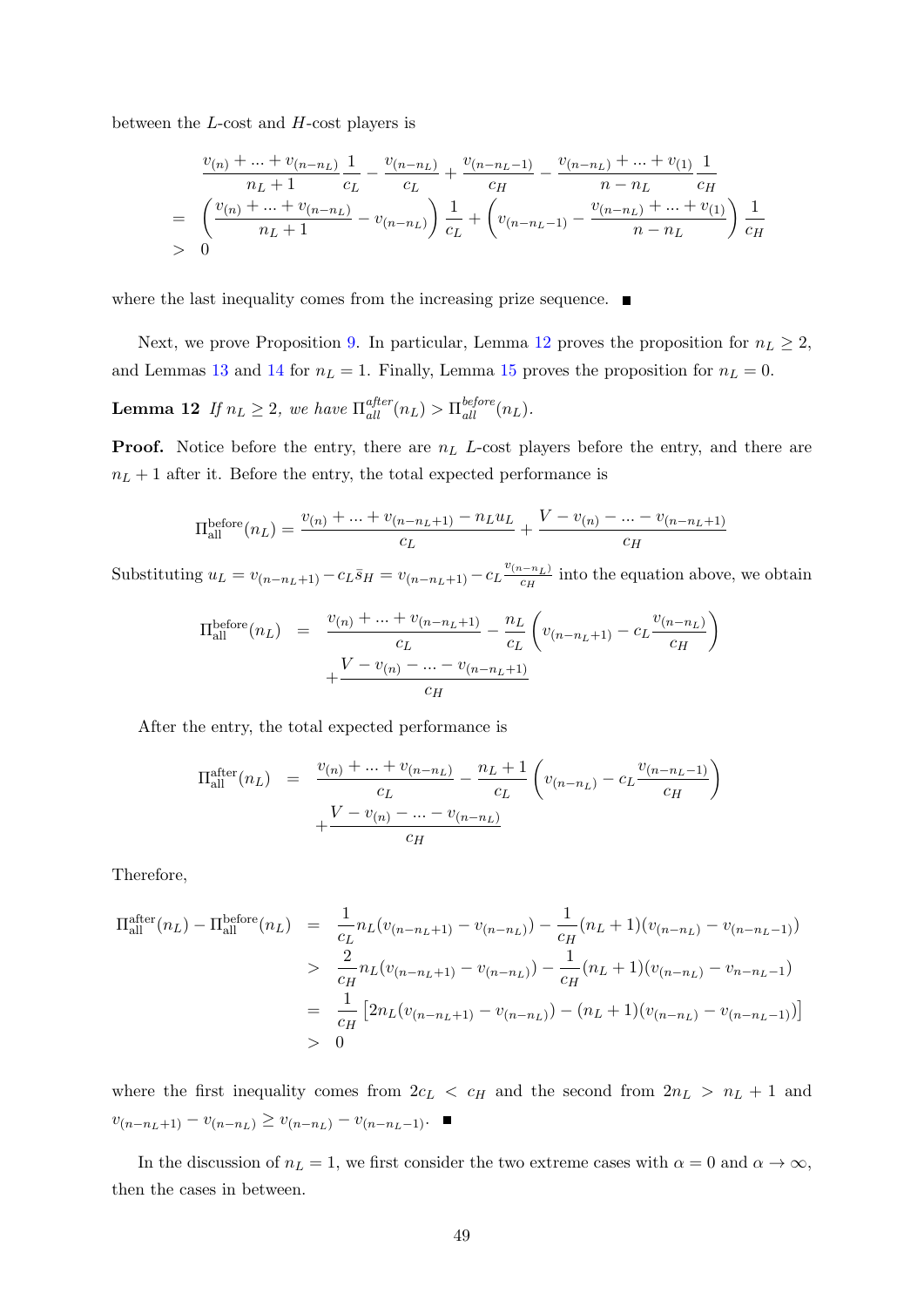between the $L$-cost and $H$-cost players is

$$
\begin{aligned}
& \frac{v_{(n)} + ... + v_{(n-n_L)}}{n_L + 1} \frac{1}{c_L} - \frac{v_{(n-n_L)}}{c_L} + \frac{v_{(n-n_L-1)}}{c_H} - \frac{v_{(n-n_L)} + ... + v_{(1)}}{n - n_L} \frac{1}{c_H} \\
= & \left( \frac{v_{(n)} + ... + v_{(n-n_L)}}{n_L + 1} - v_{(n-n_L)} \right) \frac{1}{c_L} + \left( v_{(n-n_L-1)} - \frac{v_{(n-n_L)} + ... + v_{(1)}}{n - n_L} \right) \frac{1}{c_H} \\
> & \ 0
\end{aligned}
$$

where the last inequality comes from the increasing prize sequence. ■

Next, we prove Proposition 9. In particular, Lemma 12 proves the proposition for $n_L \geq 2$, and Lemmas 13 and 14 for $n_L = 1$. Finally, Lemma 15 proves the proposition for $n_L = 0$.

**Lemma 12** *If $n_L \geq 2$, we have $\Pi_{all}^{after}(n_L) > \Pi_{all}^{before}(n_L)$.*

**Proof.** Notice before the entry, there are $n_L$ $L$-cost players before the entry, and there are $n_L + 1$ after it. Before the entry, the total expected performance is

$$
\Pi_{\text{all}}^{\text{before}}(n_L) = \frac{v_{(n)} + ... + v_{(n-n_L+1)} - n_L u_L}{c_L} + \frac{V - v_{(n)} - ... - v_{(n-n_L+1)}}{c_H}
$$

Substituting $u_L = v_{(n-n_L+1)} - c_L \bar{s}_H = v_{(n-n_L+1)} - c_L \frac{v_{(n-n_L)}}{c_H}$ into the equation above, we obtain

$$
\begin{aligned}
\Pi_{\text{all}}^{\text{before}}(n_L) \quad = \quad & \frac{v_{(n)} + ... + v_{(n-n_L+1)}}{c_L} - \frac{n_L}{c_L} \left( v_{(n-n_L+1)} - c_L \frac{v_{(n-n_L)}}{c_H} \right) \\
& + \frac{V - v_{(n)} - ... - v_{(n-n_L+1)}}{c_H}
\end{aligned}
$$

After the entry, the total expected performance is

$$
\begin{aligned}
\Pi_{\text{all}}^{\text{after}}(n_L) \quad = \quad & \frac{v_{(n)} + ... + v_{(n-n_L)}}{c_L} - \frac{n_L + 1}{c_L} \left( v_{(n-n_L)} - c_L \frac{v_{(n-n_L-1)}}{c_H} \right) \\
& + \frac{V - v_{(n)} - ... - v_{(n-n_L)}}{c_H}
\end{aligned}
$$

Therefore,

$$
\begin{aligned}
\Pi_{\text{all}}^{\text{after}}(n_L) - \Pi_{\text{all}}^{\text{before}}(n_L) \quad = \quad & \frac{1}{c_L} n_L (v_{(n-n_L+1)} - v_{(n-n_L)}) - \frac{1}{c_H} (n_L + 1)(v_{(n-n_L)} - v_{(n-n_L-1)}) \\
> \quad & \frac{2}{c_H} n_L (v_{(n-n_L+1)} - v_{(n-n_L)}) - \frac{1}{c_H} (n_L + 1)(v_{(n-n_L)} - v_{n-n_L-1}) \\
= \quad & \frac{1}{c_H} \left[ 2n_L (v_{(n-n_L+1)} - v_{(n-n_L)}) - (n_L + 1)(v_{(n-n_L)} - v_{(n-n_L-1)}) \right] \\
> \quad & 0
\end{aligned}
$$

where the first inequality comes from $2c_L < c_H$ and the second from $2n_L > n_L + 1$ and $v_{(n-n_L+1)} - v_{(n-n_L)} \geq v_{(n-n_L)} - v_{(n-n_L-1)}$. ■

In the discussion of $n_L = 1$, we first consider the two extreme cases with $\alpha = 0$ and $\alpha \to \infty$, then the cases in between.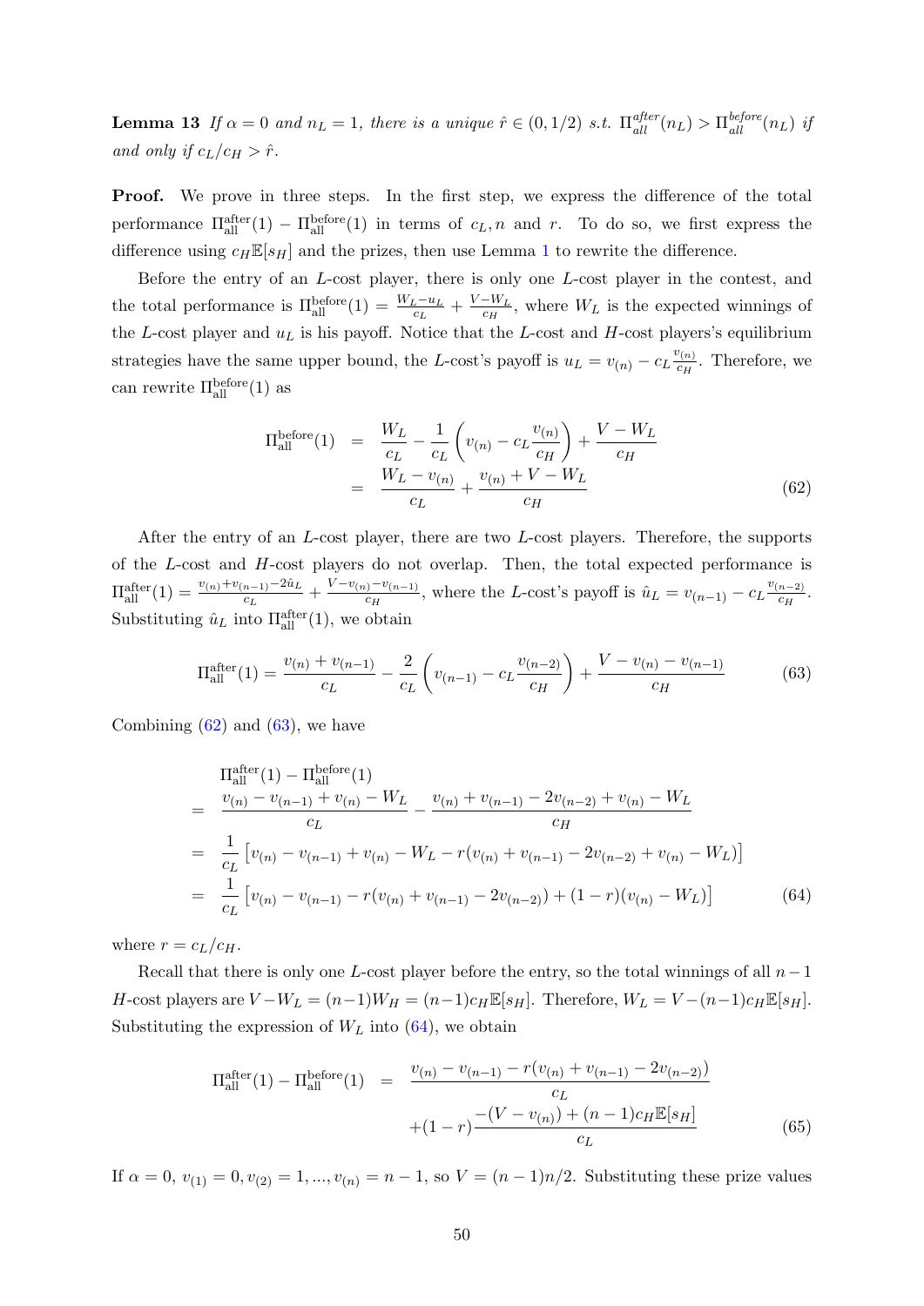**Lemma 13** *If $\alpha = 0$ and $n_L = 1$, there is a unique $\hat{r} \in (0, 1/2)$ s.t. $\Pi_{all}^{after}(n_L) > \Pi_{all}^{before}(n_L)$ if and only if $c_L/c_H > \hat{r}$.*

**Proof.** We prove in three steps. In the first step, we express the difference of the total performance $\Pi_{\text{all}}^{\text{after}}(1) - \Pi_{\text{all}}^{\text{before}}(1)$ in terms of $c_L, n$ and $r$. To do so, we first express the difference using $c_H\mathbb{E}[s_H]$ and the prizes, then use Lemma 1 to rewrite the difference.

Before the entry of an $L$-cost player, there is only one $L$-cost player in the contest, and the total performance is $\Pi_{\text{all}}^{\text{before}}(1) = \frac{W_L - u_L}{c_L} + \frac{V - W_L}{c_H}$, where $W_L$ is the expected winnings of the $L$-cost player and $u_L$ is his payoff. Notice that the $L$-cost and $H$-cost players's equilibrium strategies have the same upper bound, the $L$-cost's payoff is $u_L = v_{(n)} - c_L \frac{v_{(n)}}{c_H}$. Therefore, we can rewrite $\Pi_{\text{all}}^{\text{before}}(1)$ as

$$\begin{aligned}
\Pi_{\text{all}}^{\text{before}}(1) &= \frac{W_L}{c_L} - \frac{1}{c_L}\left(v_{(n)} - c_L \frac{v_{(n)}}{c_H}\right) + \frac{V - W_L}{c_H} \\
&= \frac{W_L - v_{(n)}}{c_L} + \frac{v_{(n)} + V - W_L}{c_H}
\end{aligned} \tag{62}$$

After the entry of an $L$-cost player, there are two $L$-cost players. Therefore, the supports of the $L$-cost and $H$-cost players do not overlap. Then, the total expected performance is $\Pi_{\text{all}}^{\text{after}}(1) = \frac{v_{(n)} + v_{(n-1)} - 2\hat{u}_L}{c_L} + \frac{V - v_{(n)} - v_{(n-1)}}{c_H}$, where the $L$-cost's payoff is $\hat{u}_L = v_{(n-1)} - c_L \frac{v_{(n-2)}}{c_H}$. Substituting $\hat{u}_L$ into $\Pi_{\text{all}}^{\text{after}}(1)$, we obtain

$$\Pi_{\text{all}}^{\text{after}}(1) = \frac{v_{(n)} + v_{(n-1)}}{c_L} - \frac{2}{c_L}\left(v_{(n-1)} - c_L \frac{v_{(n-2)}}{c_H}\right) + \frac{V - v_{(n)} - v_{(n-1)}}{c_H} \tag{63}$$

Combining (62) and (63), we have

$$\begin{aligned}
&\Pi_{\text{all}}^{\text{after}}(1) - \Pi_{\text{all}}^{\text{before}}(1) \\
=\ & \frac{v_{(n)} - v_{(n-1)} + v_{(n)} - W_L}{c_L} - \frac{v_{(n)} + v_{(n-1)} - 2v_{(n-2)} + v_{(n)} - W_L}{c_H} \\
=\ & \frac{1}{c_L}\left[v_{(n)} - v_{(n-1)} + v_{(n)} - W_L - r(v_{(n)} + v_{(n-1)} - 2v_{(n-2)} + v_{(n)} - W_L)\right] \\
=\ & \frac{1}{c_L}\left[v_{(n)} - v_{(n-1)} - r(v_{(n)} + v_{(n-1)} - 2v_{(n-2)}) + (1-r)(v_{(n)} - W_L)\right]
\end{aligned} \tag{64}$$

where $r = c_L/c_H$.

Recall that there is only one $L$-cost player before the entry, so the total winnings of all $n-1$ $H$-cost players are $V - W_L = (n-1)W_H = (n-1)c_H\mathbb{E}[s_H]$. Therefore, $W_L = V - (n-1)c_H\mathbb{E}[s_H]$. Substituting the expression of $W_L$ into (64), we obtain

$$\begin{aligned}
\Pi_{\text{all}}^{\text{after}}(1) - \Pi_{\text{all}}^{\text{before}}(1) &= \frac{v_{(n)} - v_{(n-1)} - r(v_{(n)} + v_{(n-1)} - 2v_{(n-2)})}{c_L} \\
&\quad + (1-r)\frac{-(V - v_{(n)}) + (n-1)c_H\mathbb{E}[s_H]}{c_L}
\end{aligned} \tag{65}$$

If $\alpha = 0$, $v_{(1)} = 0, v_{(2)} = 1, ..., v_{(n)} = n-1$, so $V = (n-1)n/2$. Substituting these prize values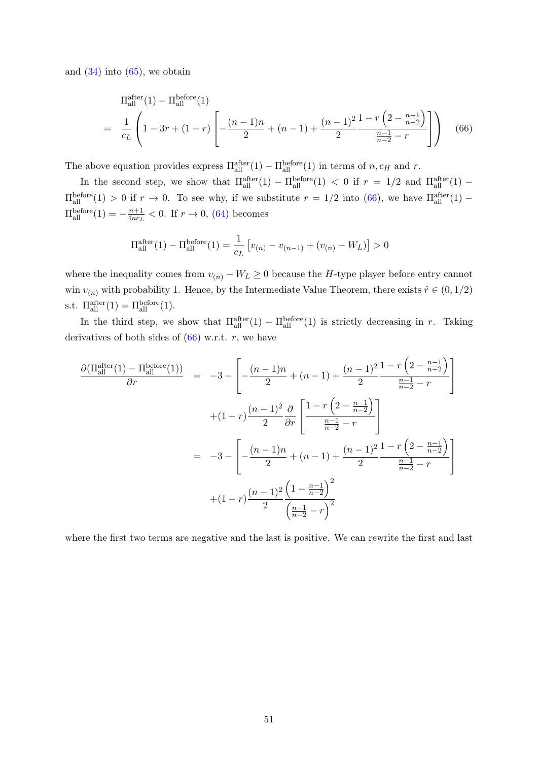and (34) into (65), we obtain

$$
\begin{aligned}
& \Pi_{\text{all}}^{\text{after}}(1) - \Pi_{\text{all}}^{\text{before}}(1) \\
= \; & \frac{1}{c_L}\left(1 - 3r + (1-r)\left[-\frac{(n-1)n}{2} + (n-1) + \frac{(n-1)^2}{2}\frac{1 - r\left(2 - \frac{n-1}{n-2}\right)}{\frac{n-1}{n-2} - r}\right]\right) \qquad (66)
\end{aligned}
$$

The above equation provides express $\Pi_{\text{all}}^{\text{after}}(1) - \Pi_{\text{all}}^{\text{before}}(1)$ in terms of $n, c_H$ and $r$.

In the second step, we show that $\Pi_{\text{all}}^{\text{after}}(1) - \Pi_{\text{all}}^{\text{before}}(1) < 0$ if $r = 1/2$ and $\Pi_{\text{all}}^{\text{after}}(1) - \Pi_{\text{all}}^{\text{before}}(1) > 0$ if $r \to 0$. To see why, if we substitute $r = 1/2$ into (66), we have $\Pi_{\text{all}}^{\text{after}}(1) - \Pi_{\text{all}}^{\text{before}}(1) = -\frac{n+1}{4nc_L} < 0$. If $r \to 0$, (64) becomes

$$
\Pi_{\text{all}}^{\text{after}}(1) - \Pi_{\text{all}}^{\text{before}}(1) = \frac{1}{c_L}\left[v_{(n)} - v_{(n-1)} + (v_{(n)} - W_L)\right] > 0
$$

where the inequality comes from $v_{(n)} - W_L \geq 0$ because the $H$-type player before entry cannot win $v_{(n)}$ with probability 1. Hence, by the Intermediate Value Theorem, there exists $\hat{r} \in (0, 1/2)$ s.t. $\Pi_{\text{all}}^{\text{after}}(1) = \Pi_{\text{all}}^{\text{before}}(1)$.

In the third step, we show that $\Pi_{\text{all}}^{\text{after}}(1) - \Pi_{\text{all}}^{\text{before}}(1)$ is strictly decreasing in $r$. Taking derivatives of both sides of (66) w.r.t. $r$, we have

$$
\begin{aligned}
\frac{\partial(\Pi_{\text{all}}^{\text{after}}(1) - \Pi_{\text{all}}^{\text{before}}(1))}{\partial r} &= -3 - \left[-\frac{(n-1)n}{2} + (n-1) + \frac{(n-1)^2}{2}\frac{1 - r\left(2 - \frac{n-1}{n-2}\right)}{\frac{n-1}{n-2} - r}\right] \\
&\quad + (1-r)\frac{(n-1)^2}{2}\frac{\partial}{\partial r}\left[\frac{1 - r\left(2 - \frac{n-1}{n-2}\right)}{\frac{n-1}{n-2} - r}\right] \\
&= -3 - \left[-\frac{(n-1)n}{2} + (n-1) + \frac{(n-1)^2}{2}\frac{1 - r\left(2 - \frac{n-1}{n-2}\right)}{\frac{n-1}{n-2} - r}\right] \\
&\quad + (1-r)\frac{(n-1)^2}{2}\frac{\left(1 - \frac{n-1}{n-2}\right)^2}{\left(\frac{n-1}{n-2} - r\right)^2}
\end{aligned}
$$

where the first two terms are negative and the last is positive. We can rewrite the first and last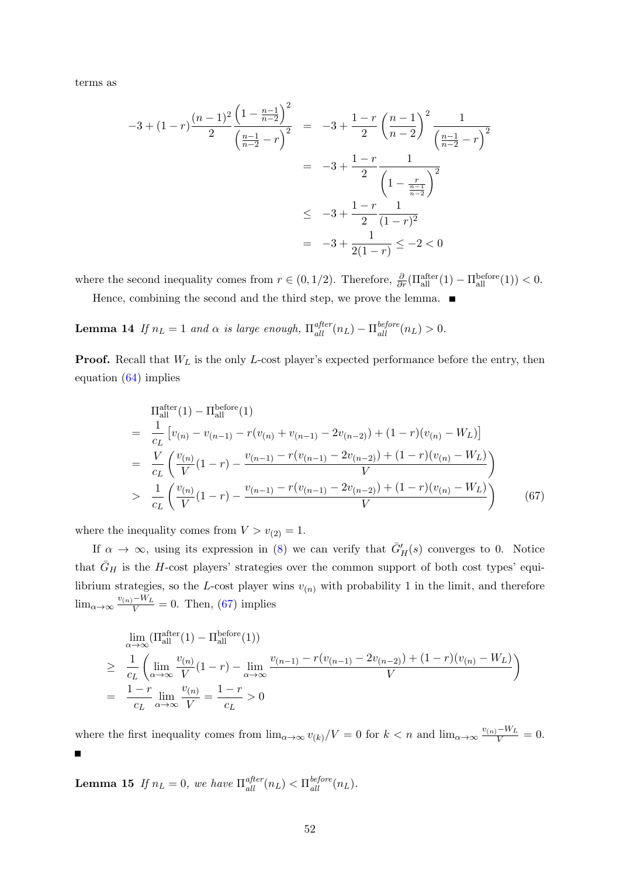terms as

$$
\begin{aligned}
-3+(1-r)\frac{(n-1)^2}{2}\frac{\left(1-\frac{n-1}{n-2}\right)^2}{\left(\frac{n-1}{n-2}-r\right)^2} &= -3+\frac{1-r}{2}\left(\frac{n-1}{n-2}\right)^2\frac{1}{\left(\frac{n-1}{n-2}-r\right)^2} \\
&= -3+\frac{1-r}{2}\frac{1}{\left(1-\frac{r}{\frac{n-1}{n-2}}\right)^2} \\
&\leq -3+\frac{1-r}{2}\frac{1}{(1-r)^2} \\
&= -3+\frac{1}{2(1-r)} \leq -2 < 0
\end{aligned}
$$

where the second inequality comes from $r \in (0, 1/2)$. Therefore, $\frac{\partial}{\partial r}(\Pi_{\text{all}}^{\text{after}}(1) - \Pi_{\text{all}}^{\text{before}}(1)) < 0$.

Hence, combining the second and the third step, we prove the lemma. ■

**Lemma 14** *If $n_L = 1$ and $\alpha$ is large enough, $\Pi_{all}^{after}(n_L) - \Pi_{all}^{before}(n_L) > 0$.*

**Proof.** Recall that $W_L$ is the only $L$-cost player's expected performance before the entry, then equation (64) implies

$$
\begin{aligned}
& \Pi_{\text{all}}^{\text{after}}(1) - \Pi_{\text{all}}^{\text{before}}(1) \\
=\ & \frac{1}{c_L}\left[v_{(n)} - v_{(n-1)} - r(v_{(n)} + v_{(n-1)} - 2v_{(n-2)}) + (1-r)(v_{(n)} - W_L)\right] \\
=\ & \frac{V}{c_L}\left(\frac{v_{(n)}}{V}(1-r) - \frac{v_{(n-1)} - r(v_{(n-1)} - 2v_{(n-2)}) + (1-r)(v_{(n)} - W_L)}{V}\right) \\
>\ & \frac{1}{c_L}\left(\frac{v_{(n)}}{V}(1-r) - \frac{v_{(n-1)} - r(v_{(n-1)} - 2v_{(n-2)}) + (1-r)(v_{(n)} - W_L)}{V}\right) \qquad (67)
\end{aligned}
$$

where the inequality comes from $V > v_{(2)} = 1$.

If $\alpha \to \infty$, using its expression in (8) we can verify that $\bar{G}'_H(s)$ converges to 0. Notice that $\bar{G}_H$ is the $H$-cost players' strategies over the common support of both cost types' equilibrium strategies, so the $L$-cost player wins $v_{(n)}$ with probability 1 in the limit, and therefore $\lim_{\alpha\to\infty} \frac{v_{(n)} - W_L}{V} = 0$. Then, (67) implies

$$
\begin{aligned}
& \lim_{\alpha\to\infty}(\Pi_{\text{all}}^{\text{after}}(1) - \Pi_{\text{all}}^{\text{before}}(1)) \\
\geq\ & \frac{1}{c_L}\left(\lim_{\alpha\to\infty}\frac{v_{(n)}}{V}(1-r) - \lim_{\alpha\to\infty}\frac{v_{(n-1)} - r(v_{(n-1)} - 2v_{(n-2)}) + (1-r)(v_{(n)} - W_L)}{V}\right) \\
=\ & \frac{1-r}{c_L}\lim_{\alpha\to\infty}\frac{v_{(n)}}{V} = \frac{1-r}{c_L} > 0
\end{aligned}
$$

where the first inequality comes from $\lim_{\alpha\to\infty} v_{(k)}/V = 0$ for $k < n$ and $\lim_{\alpha\to\infty} \frac{v_{(n)} - W_L}{V} = 0$. ■

**Lemma 15** *If $n_L = 0$, we have $\Pi_{all}^{after}(n_L) < \Pi_{all}^{before}(n_L)$.*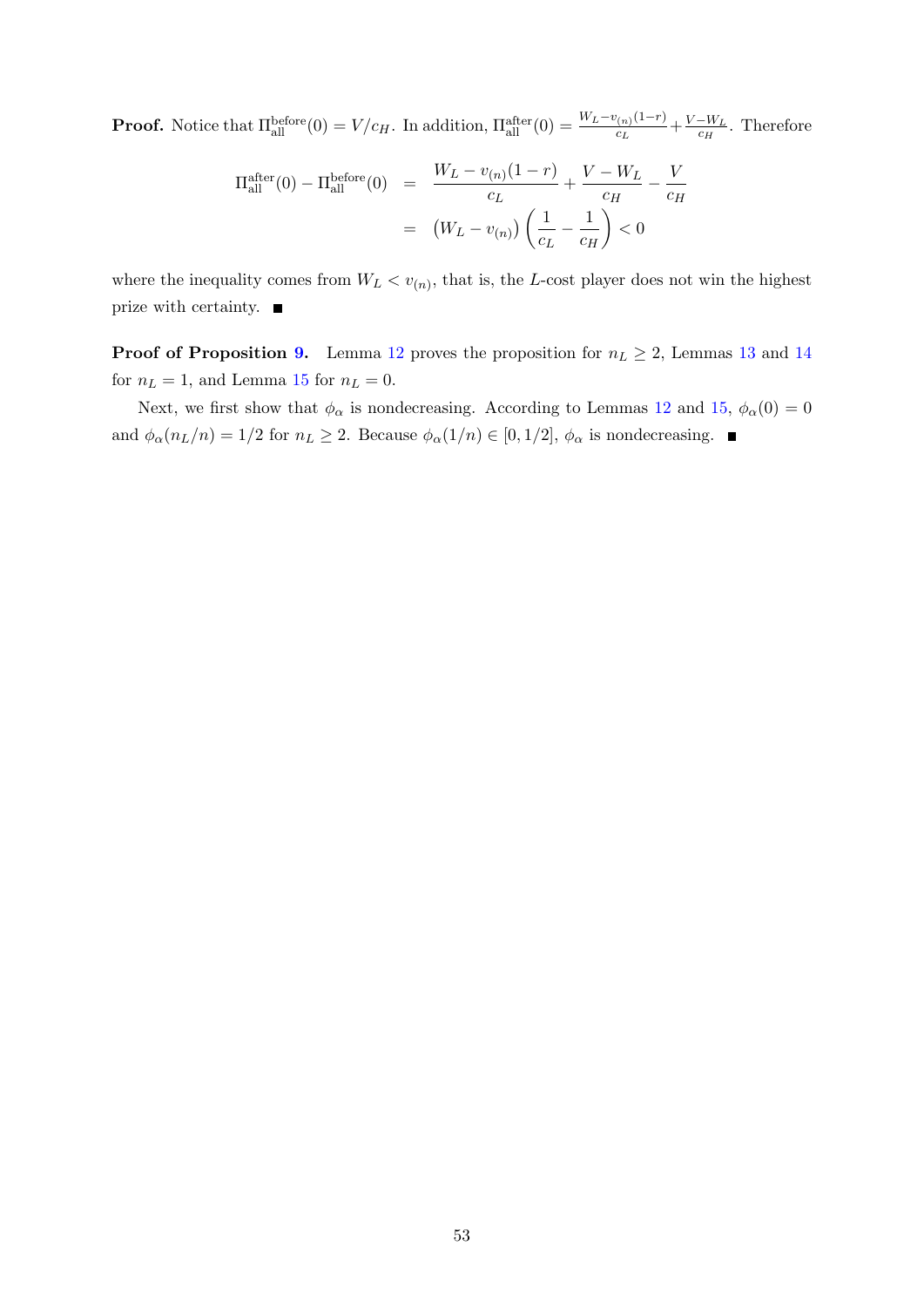**Proof.** Notice that $\Pi_{\text{all}}^{\text{before}}(0) = V/c_H$. In addition, $\Pi_{\text{all}}^{\text{after}}(0) = \frac{W_L - v_{(n)}(1-r)}{c_L} + \frac{V - W_L}{c_H}$. Therefore

$$
\begin{aligned}
\Pi_{\text{all}}^{\text{after}}(0) - \Pi_{\text{all}}^{\text{before}}(0) &= \frac{W_L - v_{(n)}(1-r)}{c_L} + \frac{V - W_L}{c_H} - \frac{V}{c_H} \\
&= \left(W_L - v_{(n)}\right)\left(\frac{1}{c_L} - \frac{1}{c_H}\right) < 0
\end{aligned}
$$

where the inequality comes from $W_L < v_{(n)}$, that is, the $L$-cost player does not win the highest prize with certainty. ■

**Proof of Proposition 9.** Lemma 12 proves the proposition for $n_L \geq 2$, Lemmas 13 and 14 for $n_L = 1$, and Lemma 15 for $n_L = 0$.

Next, we first show that $\phi_\alpha$ is nondecreasing. According to Lemmas 12 and 15, $\phi_\alpha(0) = 0$ and $\phi_\alpha(n_L/n) = 1/2$ for $n_L \geq 2$. Because $\phi_\alpha(1/n) \in [0, 1/2]$, $\phi_\alpha$ is nondecreasing. ■